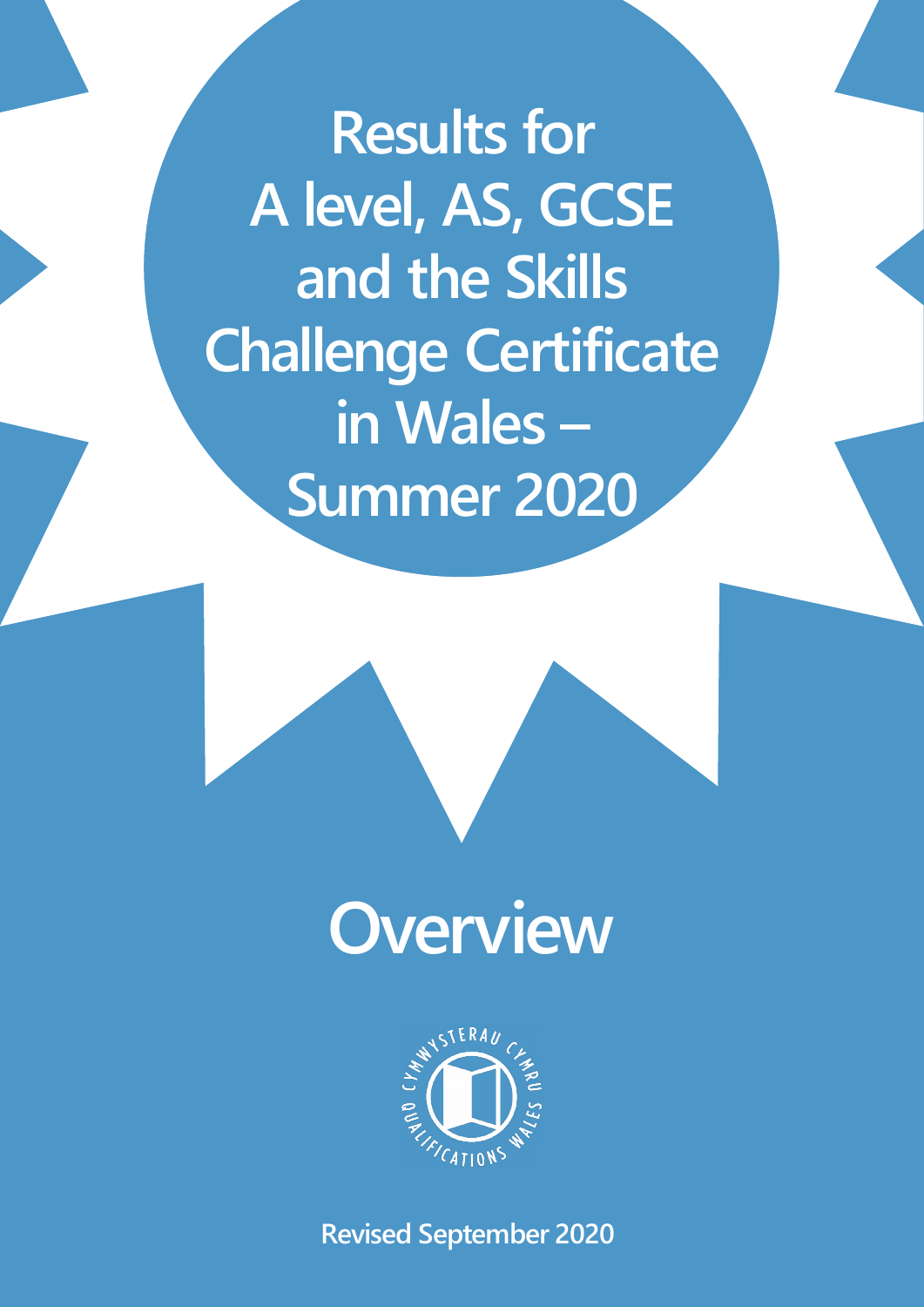# Results for A level, AS, GCSE and the Skills Challenge Certificate in Wales – Summer 2020

## Overview

CYMWYSTERAU CYMRU
QUALIFICATIONS WALES

Revised September 2020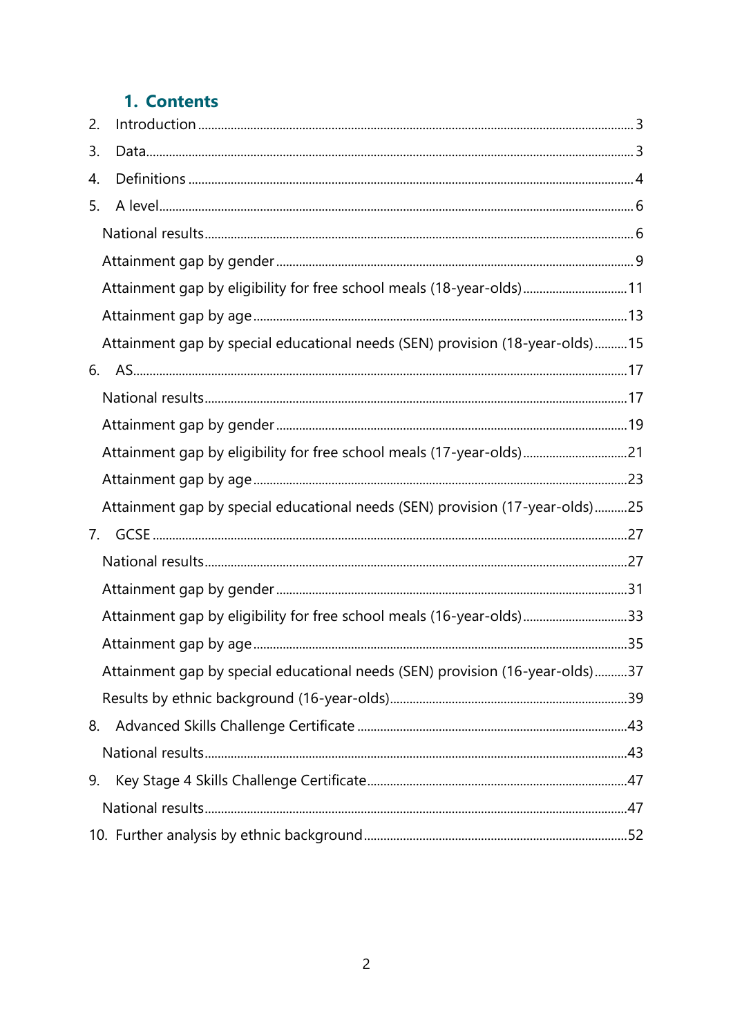# 1. Contents

2. Introduction ........ 3
3. Data ........ 3
4. Definitions ........ 4
5. A level ........ 6
   - National results ........ 6
   - Attainment gap by gender ........ 9
   - Attainment gap by eligibility for free school meals (18-year-olds) ........ 11
   - Attainment gap by age ........ 13
   - Attainment gap by special educational needs (SEN) provision (18-year-olds) ........ 15
6. AS ........ 17
   - National results ........ 17
   - Attainment gap by gender ........ 19
   - Attainment gap by eligibility for free school meals (17-year-olds) ........ 21
   - Attainment gap by age ........ 23
   - Attainment gap by special educational needs (SEN) provision (17-year-olds) ........ 25
7. GCSE ........ 27
   - National results ........ 27
   - Attainment gap by gender ........ 31
   - Attainment gap by eligibility for free school meals (16-year-olds) ........ 33
   - Attainment gap by age ........ 35
   - Attainment gap by special educational needs (SEN) provision (16-year-olds) ........ 37
   - Results by ethnic background (16-year-olds) ........ 39
8. Advanced Skills Challenge Certificate ........ 43
   - National results ........ 43
9. Key Stage 4 Skills Challenge Certificate ........ 47
   - National results ........ 47
10. Further analysis by ethnic background ........ 52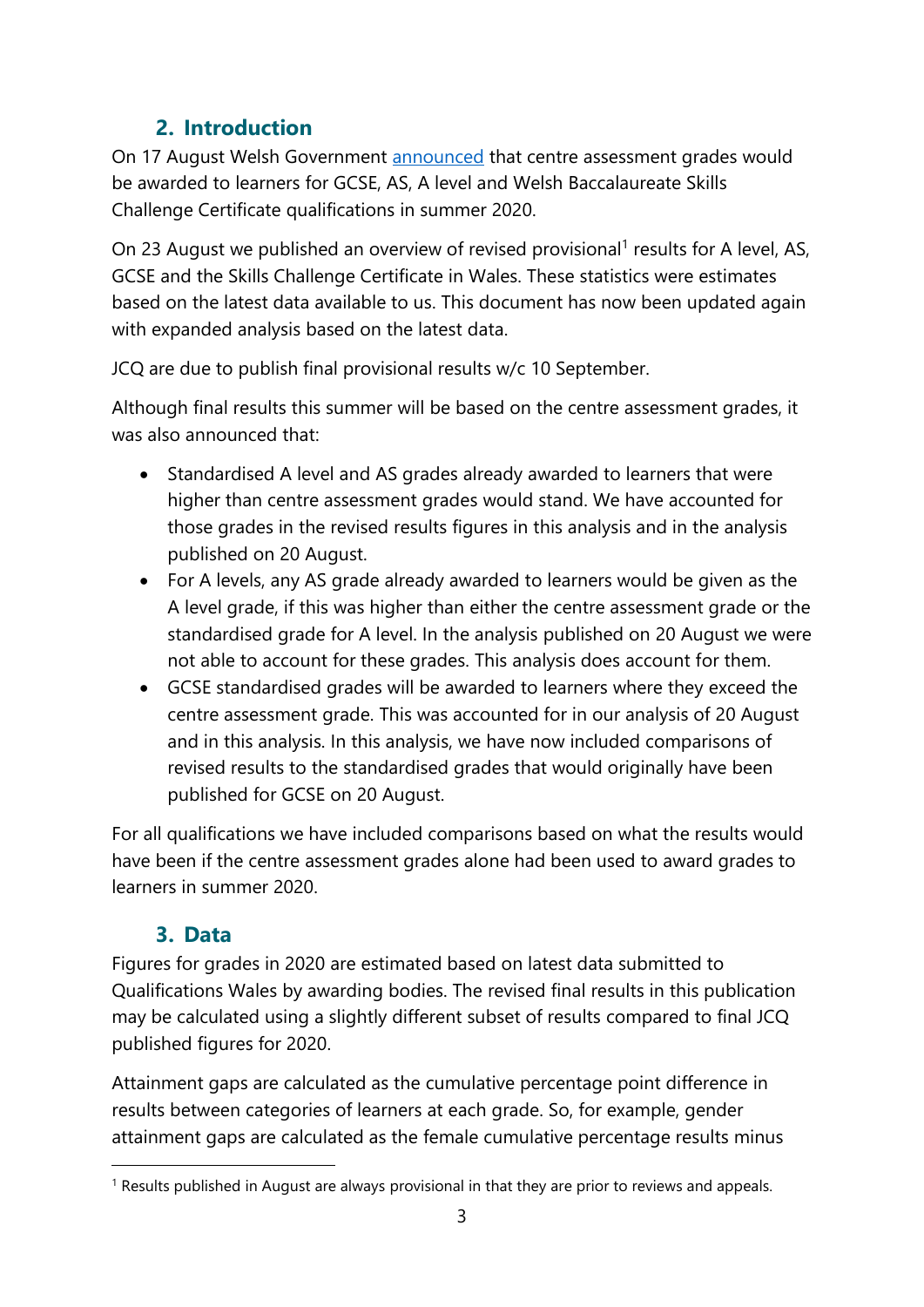## 2. Introduction

On 17 August Welsh Government announced that centre assessment grades would be awarded to learners for GCSE, AS, A level and Welsh Baccalaureate Skills Challenge Certificate qualifications in summer 2020.

On 23 August we published an overview of revised provisional[1] results for A level, AS, GCSE and the Skills Challenge Certificate in Wales. These statistics were estimates based on the latest data available to us. This document has now been updated again with expanded analysis based on the latest data.

JCQ are due to publish final provisional results w/c 10 September.

Although final results this summer will be based on the centre assessment grades, it was also announced that:

- Standardised A level and AS grades already awarded to learners that were higher than centre assessment grades would stand. We have accounted for those grades in the revised results figures in this analysis and in the analysis published on 20 August.
- For A levels, any AS grade already awarded to learners would be given as the A level grade, if this was higher than either the centre assessment grade or the standardised grade for A level. In the analysis published on 20 August we were not able to account for these grades. This analysis does account for them.
- GCSE standardised grades will be awarded to learners where they exceed the centre assessment grade. This was accounted for in our analysis of 20 August and in this analysis. In this analysis, we have now included comparisons of revised results to the standardised grades that would originally have been published for GCSE on 20 August.

For all qualifications we have included comparisons based on what the results would have been if the centre assessment grades alone had been used to award grades to learners in summer 2020.

## 3. Data

Figures for grades in 2020 are estimated based on latest data submitted to Qualifications Wales by awarding bodies. The revised final results in this publication may be calculated using a slightly different subset of results compared to final JCQ published figures for 2020.

Attainment gaps are calculated as the cumulative percentage point difference in results between categories of learners at each grade. So, for example, gender attainment gaps are calculated as the female cumulative percentage results minus

[1] Results published in August are always provisional in that they are prior to reviews and appeals.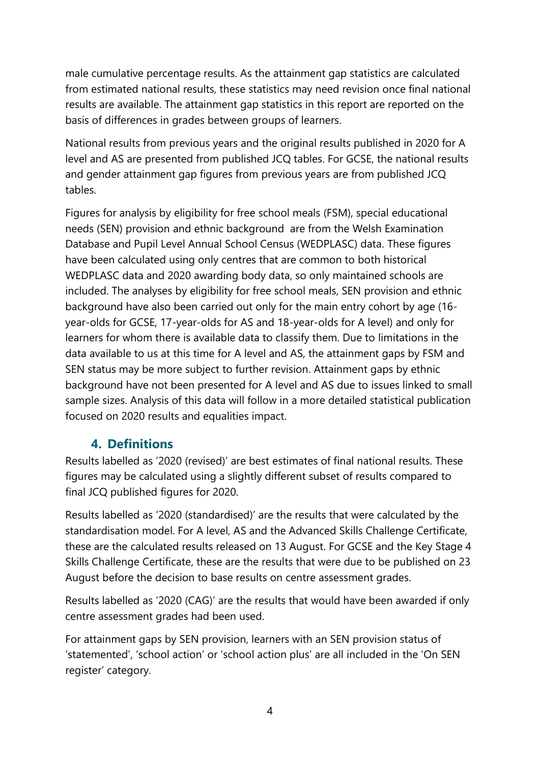male cumulative percentage results. As the attainment gap statistics are calculated from estimated national results, these statistics may need revision once final national results are available. The attainment gap statistics in this report are reported on the basis of differences in grades between groups of learners.

National results from previous years and the original results published in 2020 for A level and AS are presented from published JCQ tables. For GCSE, the national results and gender attainment gap figures from previous years are from published JCQ tables.

Figures for analysis by eligibility for free school meals (FSM), special educational needs (SEN) provision and ethnic background are from the Welsh Examination Database and Pupil Level Annual School Census (WEDPLASC) data. These figures have been calculated using only centres that are common to both historical WEDPLASC data and 2020 awarding body data, so only maintained schools are included. The analyses by eligibility for free school meals, SEN provision and ethnic background have also been carried out only for the main entry cohort by age (16-year-olds for GCSE, 17-year-olds for AS and 18-year-olds for A level) and only for learners for whom there is available data to classify them. Due to limitations in the data available to us at this time for A level and AS, the attainment gaps by FSM and SEN status may be more subject to further revision. Attainment gaps by ethnic background have not been presented for A level and AS due to issues linked to small sample sizes. Analysis of this data will follow in a more detailed statistical publication focused on 2020 results and equalities impact.

## 4. Definitions

Results labelled as '2020 (revised)' are best estimates of final national results. These figures may be calculated using a slightly different subset of results compared to final JCQ published figures for 2020.

Results labelled as '2020 (standardised)' are the results that were calculated by the standardisation model. For A level, AS and the Advanced Skills Challenge Certificate, these are the calculated results released on 13 August. For GCSE and the Key Stage 4 Skills Challenge Certificate, these are the results that were due to be published on 23 August before the decision to base results on centre assessment grades.

Results labelled as '2020 (CAG)' are the results that would have been awarded if only centre assessment grades had been used.

For attainment gaps by SEN provision, learners with an SEN provision status of 'statemented', 'school action' or 'school action plus' are all included in the 'On SEN register' category.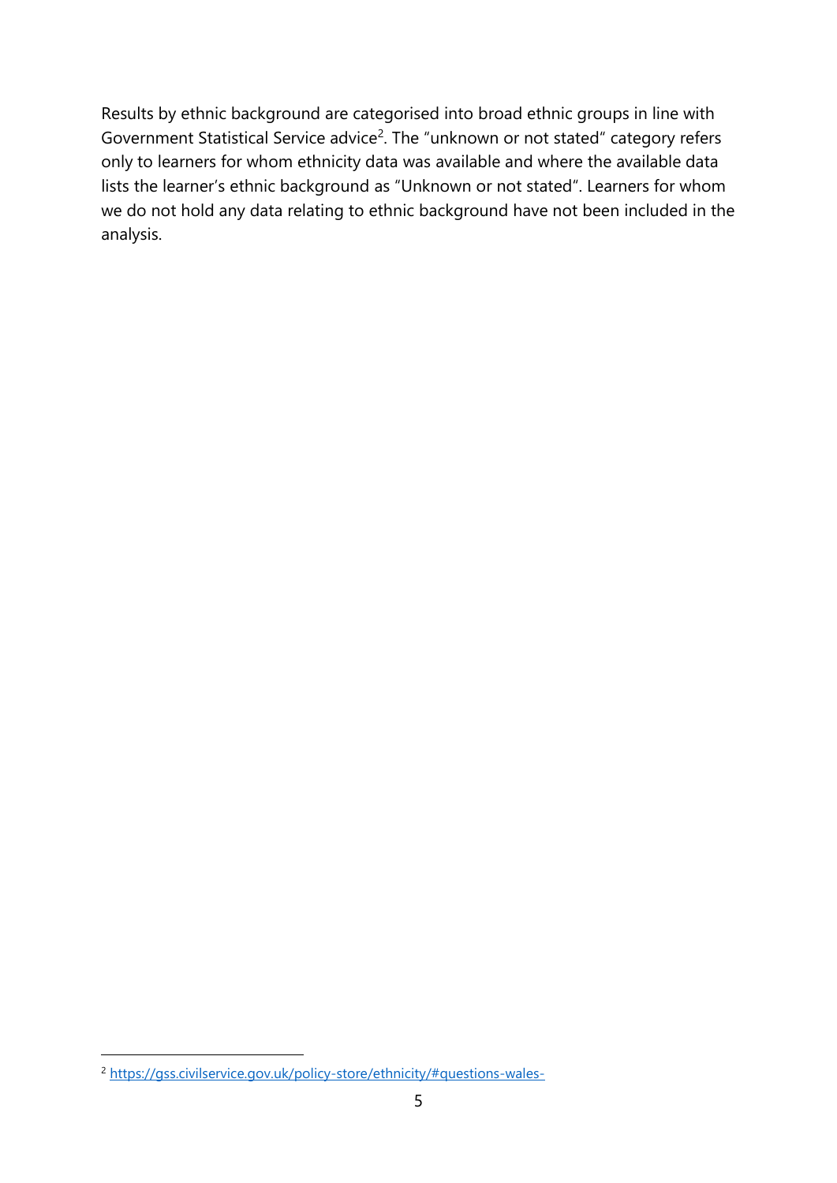Results by ethnic background are categorised into broad ethnic groups in line with Government Statistical Service advice[2]. The "unknown or not stated" category refers only to learners for whom ethnicity data was available and where the available data lists the learner's ethnic background as "Unknown or not stated". Learners for whom we do not hold any data relating to ethnic background have not been included in the analysis.

[2] https://gss.civilservice.gov.uk/policy-store/ethnicity/#questions-wales-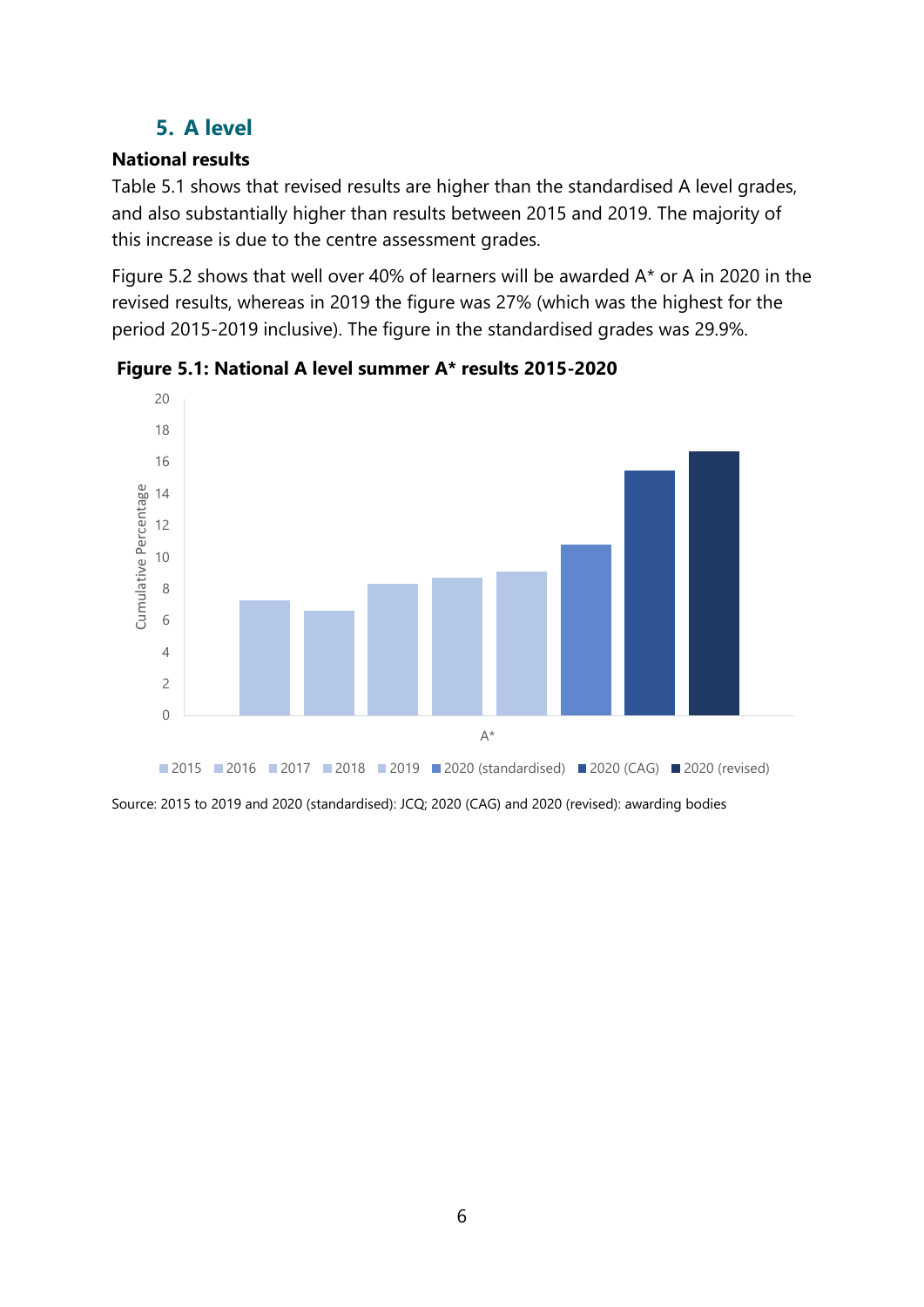## 5. A level

### National results

Table 5.1 shows that revised results are higher than the standardised A level grades, and also substantially higher than results between 2015 and 2019. The majority of this increase is due to the centre assessment grades.

Figure 5.2 shows that well over 40% of learners will be awarded A* or A in 2020 in the revised results, whereas in 2019 the figure was 27% (which was the highest for the period 2015-2019 inclusive). The figure in the standardised grades was 29.9%.

**Figure 5.1: National A level summer A* results 2015-2020**

Cumulative Percentage

20
18
16
14
12
10
8
6
4
2
0

A*

2015 2016 2017 2018 2019 2020 (standardised) 2020 (CAG) 2020 (revised)

Source: 2015 to 2019 and 2020 (standardised): JCQ; 2020 (CAG) and 2020 (revised): awarding bodies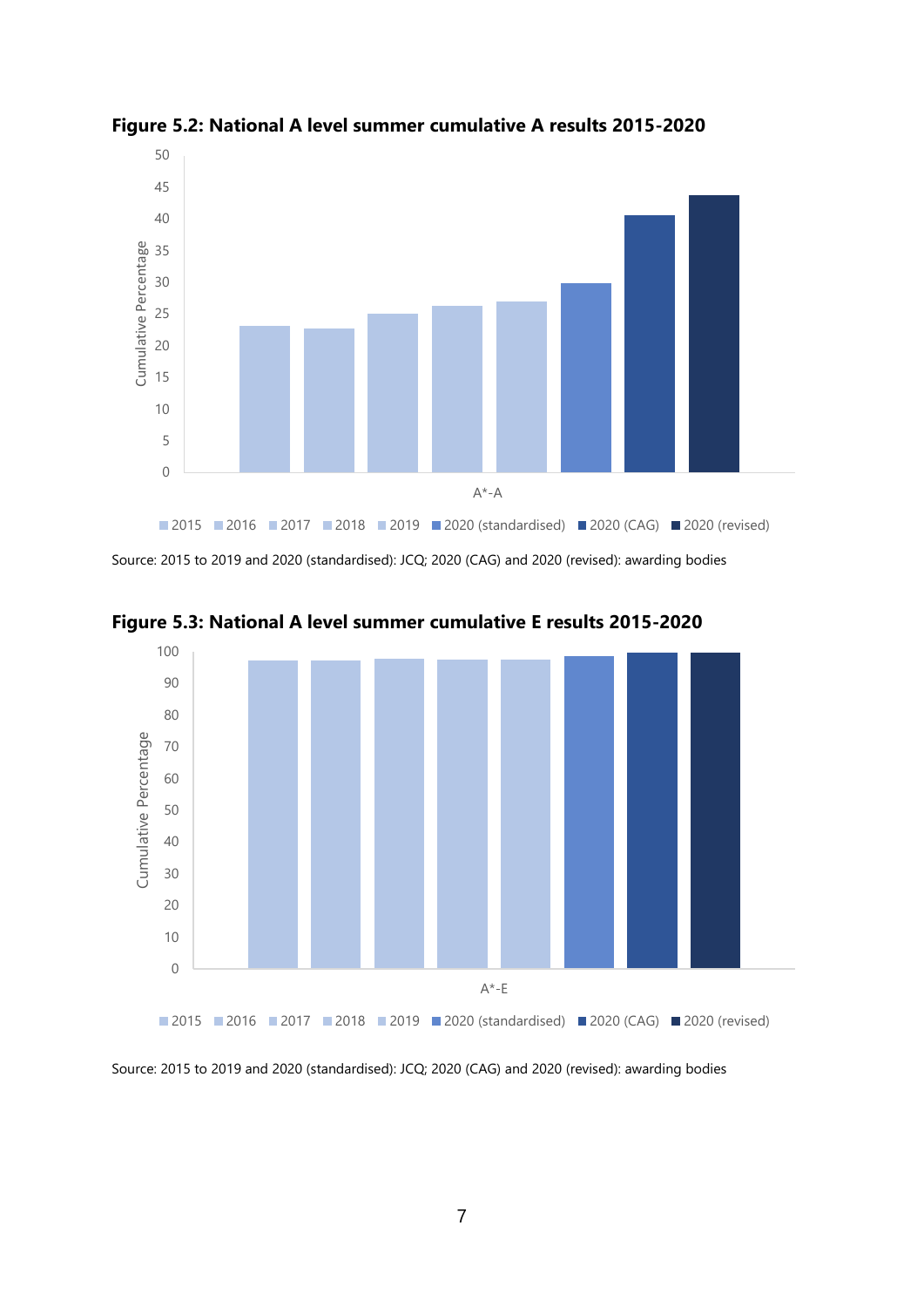**Figure 5.2: National A level summer cumulative A results 2015-2020**

Cumulative Percentage

50
45
40
35
30
25
20
15
10
5
0

A*-A

2015 2016 2017 2018 2019 2020 (standardised) 2020 (CAG) 2020 (revised)

Source: 2015 to 2019 and 2020 (standardised): JCQ; 2020 (CAG) and 2020 (revised): awarding bodies

**Figure 5.3: National A level summer cumulative E results 2015-2020**

Cumulative Percentage

100
90
80
70
60
50
40
30
20
10
0

A*-E

2015 2016 2017 2018 2019 2020 (standardised) 2020 (CAG) 2020 (revised)

Source: 2015 to 2019 and 2020 (standardised): JCQ; 2020 (CAG) and 2020 (revised): awarding bodies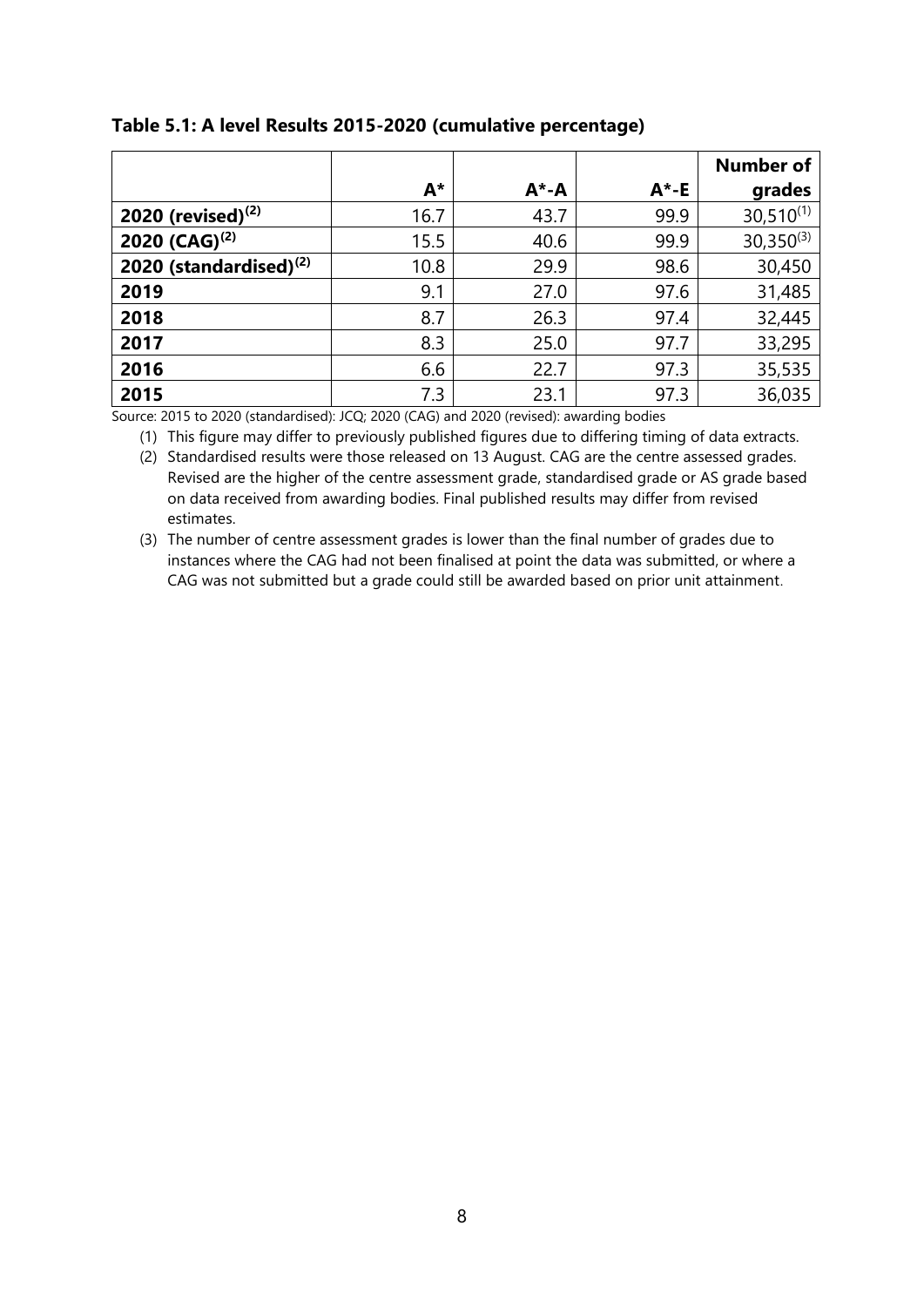**Table 5.1: A level Results 2015-2020 (cumulative percentage)**

| | A* | A*-A | A*-E | Number of grades |
|---|---|---|---|---|
| **2020 (revised)(2)** | 16.7 | 43.7 | 99.9 | 30,510(1) |
| **2020 (CAG)(2)** | 15.5 | 40.6 | 99.9 | 30,350(3) |
| **2020 (standardised)(2)** | 10.8 | 29.9 | 98.6 | 30,450 |
| **2019** | 9.1 | 27.0 | 97.6 | 31,485 |
| **2018** | 8.7 | 26.3 | 97.4 | 32,445 |
| **2017** | 8.3 | 25.0 | 97.7 | 33,295 |
| **2016** | 6.6 | 22.7 | 97.3 | 35,535 |
| **2015** | 7.3 | 23.1 | 97.3 | 36,035 |

Source: 2015 to 2020 (standardised): JCQ; 2020 (CAG) and 2020 (revised): awarding bodies

(1) This figure may differ to previously published figures due to differing timing of data extracts.

(2) Standardised results were those released on 13 August. CAG are the centre assessed grades. Revised are the higher of the centre assessment grade, standardised grade or AS grade based on data received from awarding bodies. Final published results may differ from revised estimates.

(3) The number of centre assessment grades is lower than the final number of grades due to instances where the CAG had not been finalised at point the data was submitted, or where a CAG was not submitted but a grade could still be awarded based on prior unit attainment.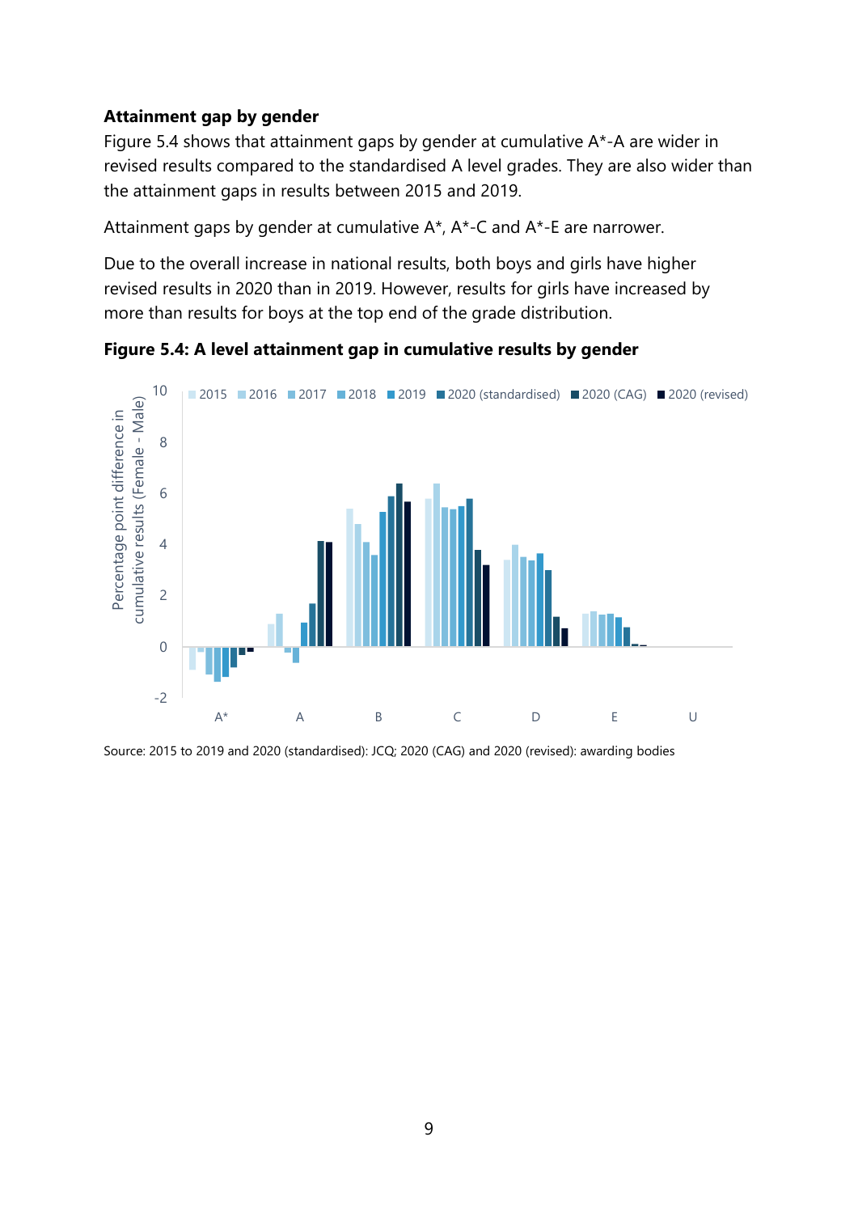### Attainment gap by gender

Figure 5.4 shows that attainment gaps by gender at cumulative A*-A are wider in revised results compared to the standardised A level grades. They are also wider than the attainment gaps in results between 2015 and 2019.

Attainment gaps by gender at cumulative A*, A*-C and A*-E are narrower.

Due to the overall increase in national results, both boys and girls have higher revised results in 2020 than in 2019. However, results for girls have increased by more than results for boys at the top end of the grade distribution.

**Figure 5.4: A level attainment gap in cumulative results by gender**

2015
2016
2017
2018
2019
2020 (standardised)
2020 (CAG)
2020 (revised)

Percentage point difference in cumulative results (Female - Male)

10
8
6
4
2
0
-2

A*
A
B
C
D
E
U

Source: 2015 to 2019 and 2020 (standardised): JCQ; 2020 (CAG) and 2020 (revised): awarding bodies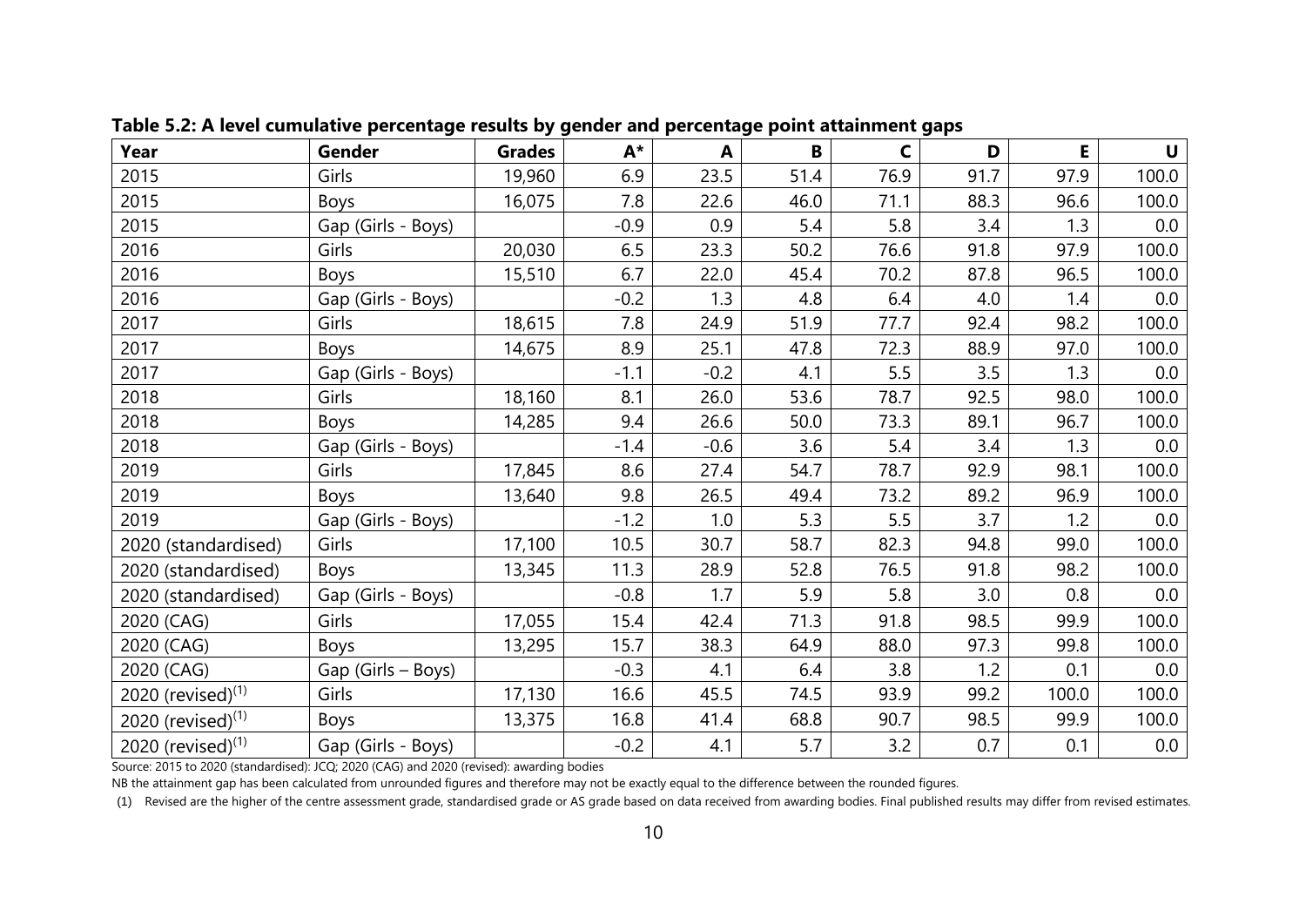**Table 5.2: A level cumulative percentage results by gender and percentage point attainment gaps**

| Year | Gender | Grades | A* | A | B | C | D | E | U |
|---|---|---|---|---|---|---|---|---|---|
| 2015 | Girls | 19,960 | 6.9 | 23.5 | 51.4 | 76.9 | 91.7 | 97.9 | 100.0 |
| 2015 | Boys | 16,075 | 7.8 | 22.6 | 46.0 | 71.1 | 88.3 | 96.6 | 100.0 |
| 2015 | Gap (Girls - Boys) | | -0.9 | 0.9 | 5.4 | 5.8 | 3.4 | 1.3 | 0.0 |
| 2016 | Girls | 20,030 | 6.5 | 23.3 | 50.2 | 76.6 | 91.8 | 97.9 | 100.0 |
| 2016 | Boys | 15,510 | 6.7 | 22.0 | 45.4 | 70.2 | 87.8 | 96.5 | 100.0 |
| 2016 | Gap (Girls - Boys) | | -0.2 | 1.3 | 4.8 | 6.4 | 4.0 | 1.4 | 0.0 |
| 2017 | Girls | 18,615 | 7.8 | 24.9 | 51.9 | 77.7 | 92.4 | 98.2 | 100.0 |
| 2017 | Boys | 14,675 | 8.9 | 25.1 | 47.8 | 72.3 | 88.9 | 97.0 | 100.0 |
| 2017 | Gap (Girls - Boys) | | -1.1 | -0.2 | 4.1 | 5.5 | 3.5 | 1.3 | 0.0 |
| 2018 | Girls | 18,160 | 8.1 | 26.0 | 53.6 | 78.7 | 92.5 | 98.0 | 100.0 |
| 2018 | Boys | 14,285 | 9.4 | 26.6 | 50.0 | 73.3 | 89.1 | 96.7 | 100.0 |
| 2018 | Gap (Girls - Boys) | | -1.4 | -0.6 | 3.6 | 5.4 | 3.4 | 1.3 | 0.0 |
| 2019 | Girls | 17,845 | 8.6 | 27.4 | 54.7 | 78.7 | 92.9 | 98.1 | 100.0 |
| 2019 | Boys | 13,640 | 9.8 | 26.5 | 49.4 | 73.2 | 89.2 | 96.9 | 100.0 |
| 2019 | Gap (Girls - Boys) | | -1.2 | 1.0 | 5.3 | 5.5 | 3.7 | 1.2 | 0.0 |
| 2020 (standardised) | Girls | 17,100 | 10.5 | 30.7 | 58.7 | 82.3 | 94.8 | 99.0 | 100.0 |
| 2020 (standardised) | Boys | 13,345 | 11.3 | 28.9 | 52.8 | 76.5 | 91.8 | 98.2 | 100.0 |
| 2020 (standardised) | Gap (Girls - Boys) | | -0.8 | 1.7 | 5.9 | 5.8 | 3.0 | 0.8 | 0.0 |
| 2020 (CAG) | Girls | 17,055 | 15.4 | 42.4 | 71.3 | 91.8 | 98.5 | 99.9 | 100.0 |
| 2020 (CAG) | Boys | 13,295 | 15.7 | 38.3 | 64.9 | 88.0 | 97.3 | 99.8 | 100.0 |
| 2020 (CAG) | Gap (Girls – Boys) | | -0.3 | 4.1 | 6.4 | 3.8 | 1.2 | 0.1 | 0.0 |
| 2020 (revised)(1) | Girls | 17,130 | 16.6 | 45.5 | 74.5 | 93.9 | 99.2 | 100.0 | 100.0 |
| 2020 (revised)(1) | Boys | 13,375 | 16.8 | 41.4 | 68.8 | 90.7 | 98.5 | 99.9 | 100.0 |
| 2020 (revised)(1) | Gap (Girls - Boys) | | -0.2 | 4.1 | 5.7 | 3.2 | 0.7 | 0.1 | 0.0 |

Source: 2015 to 2020 (standardised): JCQ; 2020 (CAG) and 2020 (revised): awarding bodies

NB the attainment gap has been calculated from unrounded figures and therefore may not be exactly equal to the difference between the rounded figures.

(1) Revised are the higher of the centre assessment grade, standardised grade or AS grade based on data received from awarding bodies. Final published results may differ from revised estimates.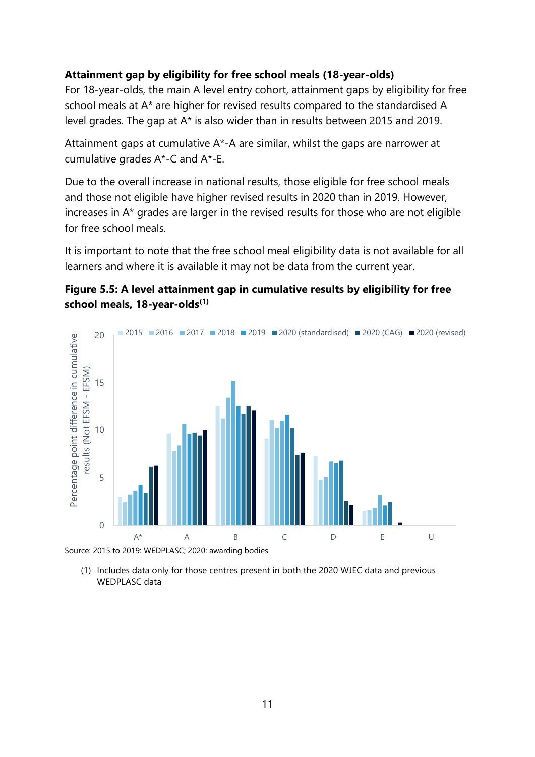**Attainment gap by eligibility for free school meals (18-year-olds)**

For 18-year-olds, the main A level entry cohort, attainment gaps by eligibility for free school meals at A* are higher for revised results compared to the standardised A level grades. The gap at A* is also wider than in results between 2015 and 2019.

Attainment gaps at cumulative A*-A are similar, whilst the gaps are narrower at cumulative grades A*-C and A*-E.

Due to the overall increase in national results, those eligible for free school meals and those not eligible have higher revised results in 2020 than in 2019. However, increases in A* grades are larger in the revised results for those who are not eligible for free school meals.

It is important to note that the free school meal eligibility data is not available for all learners and where it is available it may not be data from the current year.

**Figure 5.5: A level attainment gap in cumulative results by eligibility for free school meals, 18-year-olds[(1)]**

2015
2016
2017
2018
2019
2020 (standardised)
2020 (CAG)
2020 (revised)

Percentage point difference in cumulative results (Not EFSM - EFSM)

20
15
10
5
0

A*
A
B
C
D
E
U

Source: 2015 to 2019: WEDPLASC; 2020: awarding bodies

(1) Includes data only for those centres present in both the 2020 WJEC data and previous WEDPLASC data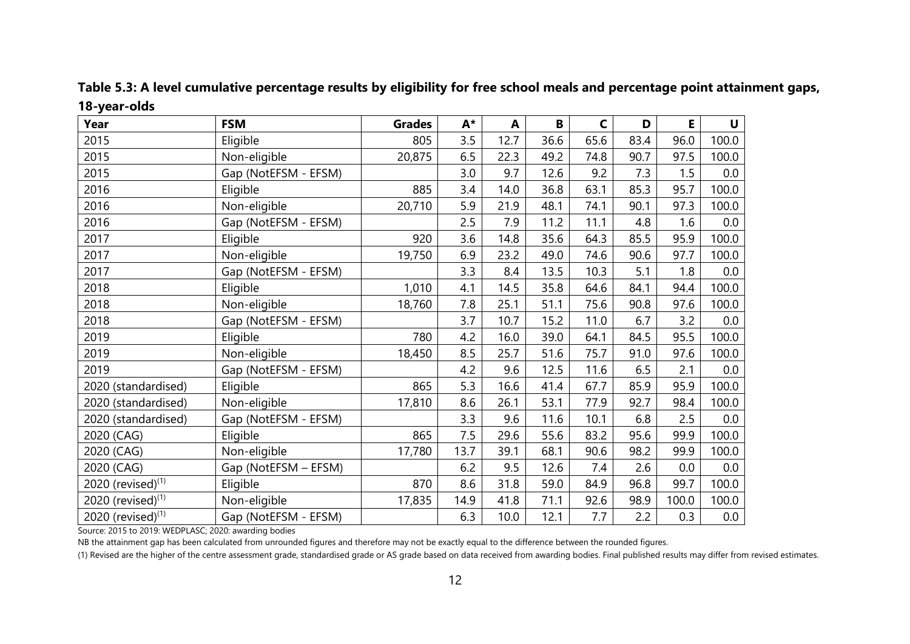**Table 5.3: A level cumulative percentage results by eligibility for free school meals and percentage point attainment gaps, 18-year-olds**

| Year | FSM | Grades | A* | A | B | C | D | E | U |
|---|---|---|---|---|---|---|---|---|---|
| 2015 | Eligible | 805 | 3.5 | 12.7 | 36.6 | 65.6 | 83.4 | 96.0 | 100.0 |
| 2015 | Non-eligible | 20,875 | 6.5 | 22.3 | 49.2 | 74.8 | 90.7 | 97.5 | 100.0 |
| 2015 | Gap (NotEFSM - EFSM) | | 3.0 | 9.7 | 12.6 | 9.2 | 7.3 | 1.5 | 0.0 |
| 2016 | Eligible | 885 | 3.4 | 14.0 | 36.8 | 63.1 | 85.3 | 95.7 | 100.0 |
| 2016 | Non-eligible | 20,710 | 5.9 | 21.9 | 48.1 | 74.1 | 90.1 | 97.3 | 100.0 |
| 2016 | Gap (NotEFSM - EFSM) | | 2.5 | 7.9 | 11.2 | 11.1 | 4.8 | 1.6 | 0.0 |
| 2017 | Eligible | 920 | 3.6 | 14.8 | 35.6 | 64.3 | 85.5 | 95.9 | 100.0 |
| 2017 | Non-eligible | 19,750 | 6.9 | 23.2 | 49.0 | 74.6 | 90.6 | 97.7 | 100.0 |
| 2017 | Gap (NotEFSM - EFSM) | | 3.3 | 8.4 | 13.5 | 10.3 | 5.1 | 1.8 | 0.0 |
| 2018 | Eligible | 1,010 | 4.1 | 14.5 | 35.8 | 64.6 | 84.1 | 94.4 | 100.0 |
| 2018 | Non-eligible | 18,760 | 7.8 | 25.1 | 51.1 | 75.6 | 90.8 | 97.6 | 100.0 |
| 2018 | Gap (NotEFSM - EFSM) | | 3.7 | 10.7 | 15.2 | 11.0 | 6.7 | 3.2 | 0.0 |
| 2019 | Eligible | 780 | 4.2 | 16.0 | 39.0 | 64.1 | 84.5 | 95.5 | 100.0 |
| 2019 | Non-eligible | 18,450 | 8.5 | 25.7 | 51.6 | 75.7 | 91.0 | 97.6 | 100.0 |
| 2019 | Gap (NotEFSM - EFSM) | | 4.2 | 9.6 | 12.5 | 11.6 | 6.5 | 2.1 | 0.0 |
| 2020 (standardised) | Eligible | 865 | 5.3 | 16.6 | 41.4 | 67.7 | 85.9 | 95.9 | 100.0 |
| 2020 (standardised) | Non-eligible | 17,810 | 8.6 | 26.1 | 53.1 | 77.9 | 92.7 | 98.4 | 100.0 |
| 2020 (standardised) | Gap (NotEFSM - EFSM) | | 3.3 | 9.6 | 11.6 | 10.1 | 6.8 | 2.5 | 0.0 |
| 2020 (CAG) | Eligible | 865 | 7.5 | 29.6 | 55.6 | 83.2 | 95.6 | 99.9 | 100.0 |
| 2020 (CAG) | Non-eligible | 17,780 | 13.7 | 39.1 | 68.1 | 90.6 | 98.2 | 99.9 | 100.0 |
| 2020 (CAG) | Gap (NotEFSM – EFSM) | | 6.2 | 9.5 | 12.6 | 7.4 | 2.6 | 0.0 | 0.0 |
| 2020 (revised)(1) | Eligible | 870 | 8.6 | 31.8 | 59.0 | 84.9 | 96.8 | 99.7 | 100.0 |
| 2020 (revised)(1) | Non-eligible | 17,835 | 14.9 | 41.8 | 71.1 | 92.6 | 98.9 | 100.0 | 100.0 |
| 2020 (revised)(1) | Gap (NotEFSM - EFSM) | | 6.3 | 10.0 | 12.1 | 7.7 | 2.2 | 0.3 | 0.0 |

Source: 2015 to 2019: WEDPLASC; 2020: awarding bodies

NB the attainment gap has been calculated from unrounded figures and therefore may not be exactly equal to the difference between the rounded figures.

(1) Revised are the higher of the centre assessment grade, standardised grade or AS grade based on data received from awarding bodies. Final published results may differ from revised estimates.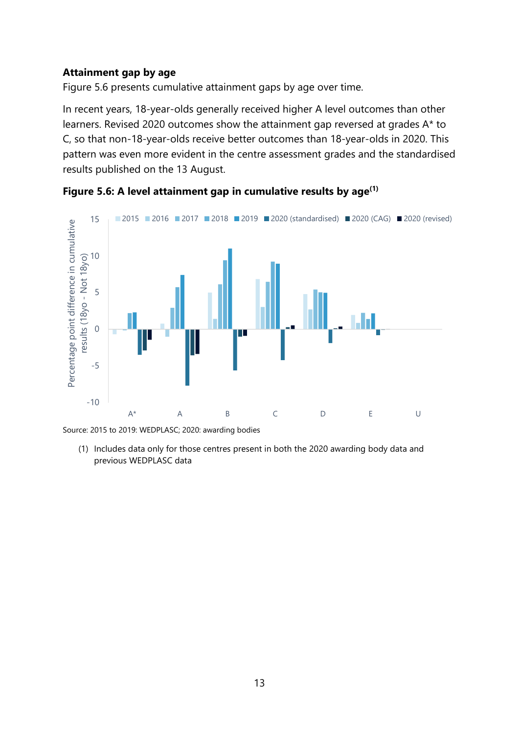**Attainment gap by age**

Figure 5.6 presents cumulative attainment gaps by age over time.

In recent years, 18-year-olds generally received higher A level outcomes than other learners. Revised 2020 outcomes show the attainment gap reversed at grades A* to C, so that non-18-year-olds receive better outcomes than 18-year-olds in 2020. This pattern was even more evident in the centre assessment grades and the standardised results published on the 13 August.

**Figure 5.6: A level attainment gap in cumulative results by age[(1)]**

2015 2016 2017 2018 2019 2020 (standardised) 2020 (CAG) 2020 (revised)

Percentage point difference in cumulative results (18yo - Not 18yo)

15
10
5
0
-5
-10

A* A B C D E U

Source: 2015 to 2019: WEDPLASC; 2020: awarding bodies

(1) Includes data only for those centres present in both the 2020 awarding body data and previous WEDPLASC data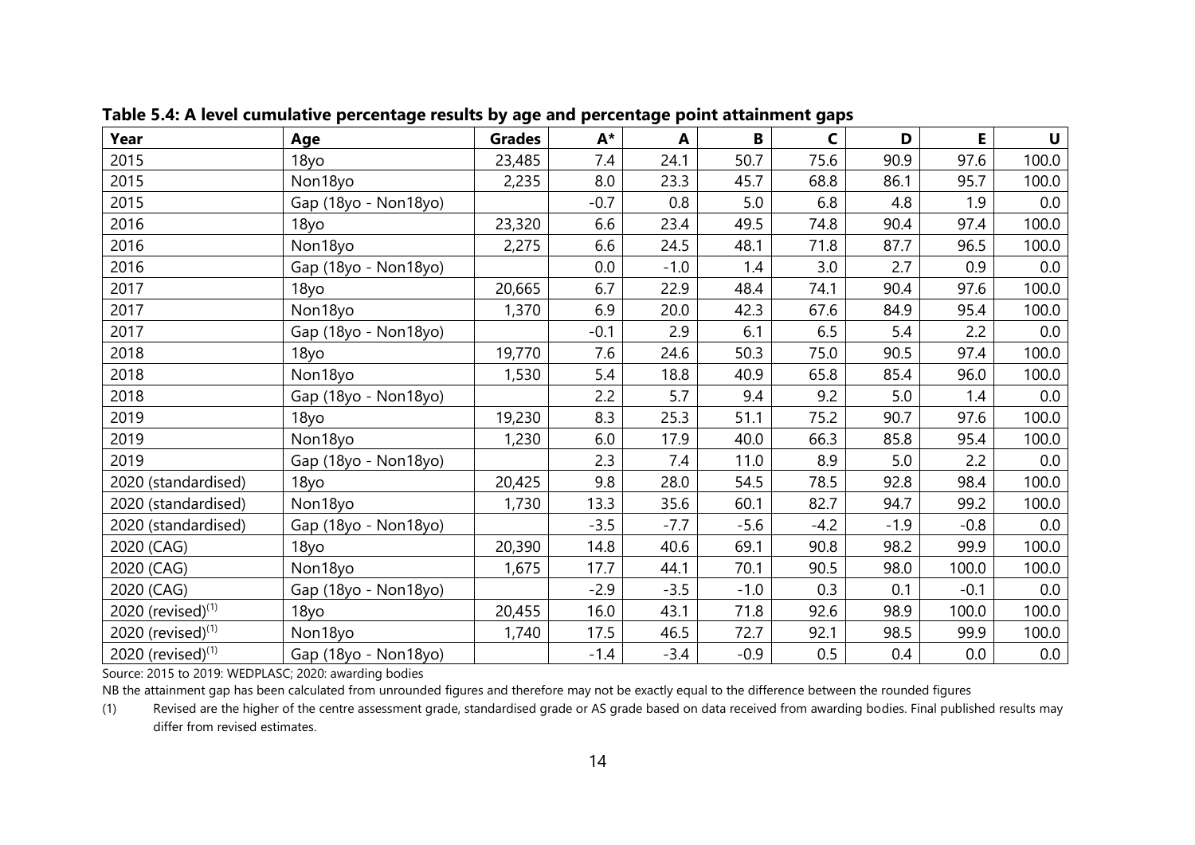**Table 5.4: A level cumulative percentage results by age and percentage point attainment gaps**

| Year | Age | Grades | A* | A | B | C | D | E | U |
|---|---|---|---|---|---|---|---|---|---|
| 2015 | 18yo | 23,485 | 7.4 | 24.1 | 50.7 | 75.6 | 90.9 | 97.6 | 100.0 |
| 2015 | Non18yo | 2,235 | 8.0 | 23.3 | 45.7 | 68.8 | 86.1 | 95.7 | 100.0 |
| 2015 | Gap (18yo - Non18yo) | | -0.7 | 0.8 | 5.0 | 6.8 | 4.8 | 1.9 | 0.0 |
| 2016 | 18yo | 23,320 | 6.6 | 23.4 | 49.5 | 74.8 | 90.4 | 97.4 | 100.0 |
| 2016 | Non18yo | 2,275 | 6.6 | 24.5 | 48.1 | 71.8 | 87.7 | 96.5 | 100.0 |
| 2016 | Gap (18yo - Non18yo) | | 0.0 | -1.0 | 1.4 | 3.0 | 2.7 | 0.9 | 0.0 |
| 2017 | 18yo | 20,665 | 6.7 | 22.9 | 48.4 | 74.1 | 90.4 | 97.6 | 100.0 |
| 2017 | Non18yo | 1,370 | 6.9 | 20.0 | 42.3 | 67.6 | 84.9 | 95.4 | 100.0 |
| 2017 | Gap (18yo - Non18yo) | | -0.1 | 2.9 | 6.1 | 6.5 | 5.4 | 2.2 | 0.0 |
| 2018 | 18yo | 19,770 | 7.6 | 24.6 | 50.3 | 75.0 | 90.5 | 97.4 | 100.0 |
| 2018 | Non18yo | 1,530 | 5.4 | 18.8 | 40.9 | 65.8 | 85.4 | 96.0 | 100.0 |
| 2018 | Gap (18yo - Non18yo) | | 2.2 | 5.7 | 9.4 | 9.2 | 5.0 | 1.4 | 0.0 |
| 2019 | 18yo | 19,230 | 8.3 | 25.3 | 51.1 | 75.2 | 90.7 | 97.6 | 100.0 |
| 2019 | Non18yo | 1,230 | 6.0 | 17.9 | 40.0 | 66.3 | 85.8 | 95.4 | 100.0 |
| 2019 | Gap (18yo - Non18yo) | | 2.3 | 7.4 | 11.0 | 8.9 | 5.0 | 2.2 | 0.0 |
| 2020 (standardised) | 18yo | 20,425 | 9.8 | 28.0 | 54.5 | 78.5 | 92.8 | 98.4 | 100.0 |
| 2020 (standardised) | Non18yo | 1,730 | 13.3 | 35.6 | 60.1 | 82.7 | 94.7 | 99.2 | 100.0 |
| 2020 (standardised) | Gap (18yo - Non18yo) | | -3.5 | -7.7 | -5.6 | -4.2 | -1.9 | -0.8 | 0.0 |
| 2020 (CAG) | 18yo | 20,390 | 14.8 | 40.6 | 69.1 | 90.8 | 98.2 | 99.9 | 100.0 |
| 2020 (CAG) | Non18yo | 1,675 | 17.7 | 44.1 | 70.1 | 90.5 | 98.0 | 100.0 | 100.0 |
| 2020 (CAG) | Gap (18yo - Non18yo) | | -2.9 | -3.5 | -1.0 | 0.3 | 0.1 | -0.1 | 0.0 |
| 2020 (revised)(1) | 18yo | 20,455 | 16.0 | 43.1 | 71.8 | 92.6 | 98.9 | 100.0 | 100.0 |
| 2020 (revised)(1) | Non18yo | 1,740 | 17.5 | 46.5 | 72.7 | 92.1 | 98.5 | 99.9 | 100.0 |
| 2020 (revised)(1) | Gap (18yo - Non18yo) | | -1.4 | -3.4 | -0.9 | 0.5 | 0.4 | 0.0 | 0.0 |

Source: 2015 to 2019: WEDPLASC; 2020: awarding bodies

NB the attainment gap has been calculated from unrounded figures and therefore may not be exactly equal to the difference between the rounded figures

(1) Revised are the higher of the centre assessment grade, standardised grade or AS grade based on data received from awarding bodies. Final published results may differ from revised estimates.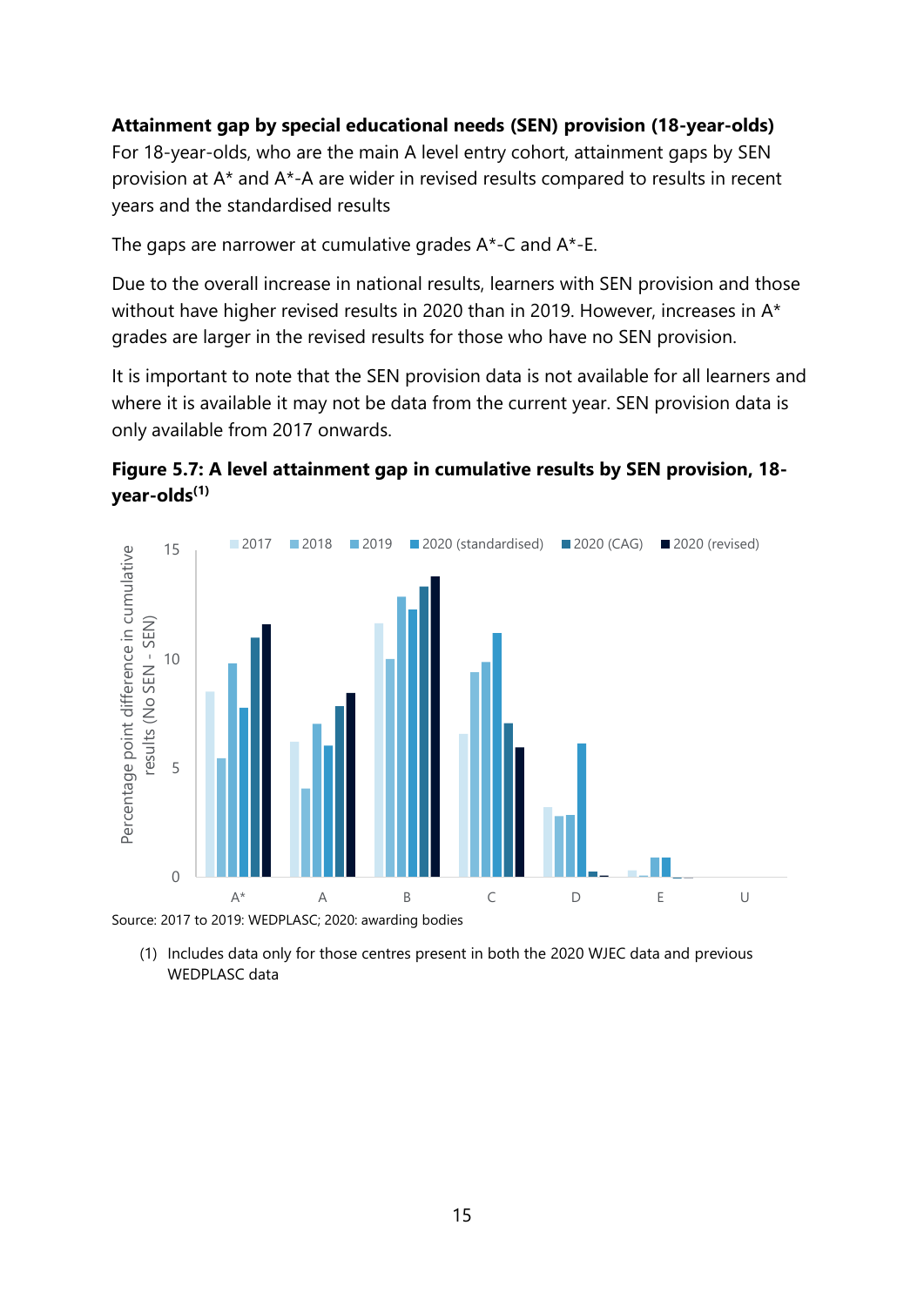**Attainment gap by special educational needs (SEN) provision (18-year-olds)**

For 18-year-olds, who are the main A level entry cohort, attainment gaps by SEN provision at A* and A*-A are wider in revised results compared to results in recent years and the standardised results

The gaps are narrower at cumulative grades A*-C and A*-E.

Due to the overall increase in national results, learners with SEN provision and those without have higher revised results in 2020 than in 2019. However, increases in A* grades are larger in the revised results for those who have no SEN provision.

It is important to note that the SEN provision data is not available for all learners and where it is available it may not be data from the current year. SEN provision data is only available from 2017 onwards.

**Figure 5.7: A level attainment gap in cumulative results by SEN provision, 18-year-olds(1)**

2017
2018
2019
2020 (standardised)
2020 (CAG)
2020 (revised)

Percentage point difference in cumulative results (No SEN - SEN)

15
10
5
0

A*
A
B
C
D
E
U

Source: 2017 to 2019: WEDPLASC; 2020: awarding bodies

(1) Includes data only for those centres present in both the 2020 WJEC data and previous WEDPLASC data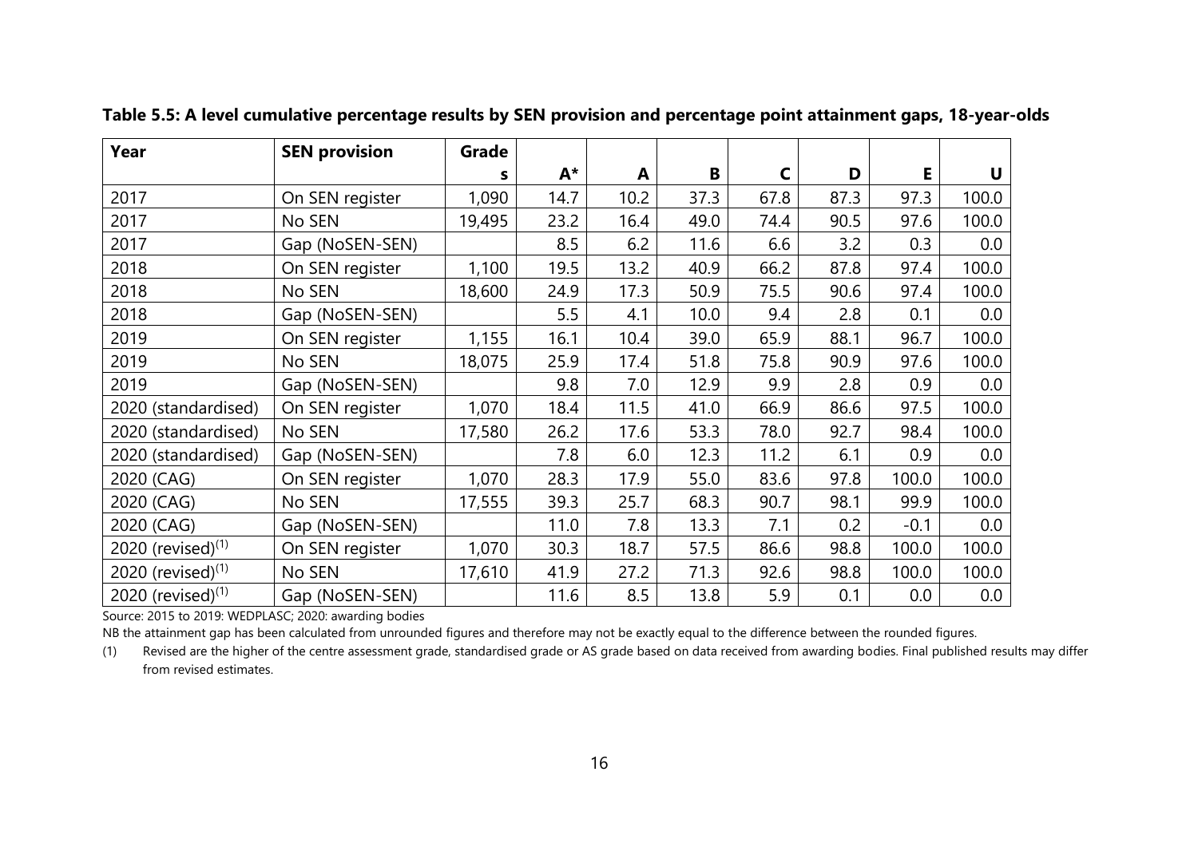**Table 5.5: A level cumulative percentage results by SEN provision and percentage point attainment gaps, 18-year-olds**

| Year | SEN provision | Grades | A* | A | B | C | D | E | U |
|---|---|---|---|---|---|---|---|---|---|
| 2017 | On SEN register | 1,090 | 14.7 | 10.2 | 37.3 | 67.8 | 87.3 | 97.3 | 100.0 |
| 2017 | No SEN | 19,495 | 23.2 | 16.4 | 49.0 | 74.4 | 90.5 | 97.6 | 100.0 |
| 2017 | Gap (NoSEN-SEN) | | 8.5 | 6.2 | 11.6 | 6.6 | 3.2 | 0.3 | 0.0 |
| 2018 | On SEN register | 1,100 | 19.5 | 13.2 | 40.9 | 66.2 | 87.8 | 97.4 | 100.0 |
| 2018 | No SEN | 18,600 | 24.9 | 17.3 | 50.9 | 75.5 | 90.6 | 97.4 | 100.0 |
| 2018 | Gap (NoSEN-SEN) | | 5.5 | 4.1 | 10.0 | 9.4 | 2.8 | 0.1 | 0.0 |
| 2019 | On SEN register | 1,155 | 16.1 | 10.4 | 39.0 | 65.9 | 88.1 | 96.7 | 100.0 |
| 2019 | No SEN | 18,075 | 25.9 | 17.4 | 51.8 | 75.8 | 90.9 | 97.6 | 100.0 |
| 2019 | Gap (NoSEN-SEN) | | 9.8 | 7.0 | 12.9 | 9.9 | 2.8 | 0.9 | 0.0 |
| 2020 (standardised) | On SEN register | 1,070 | 18.4 | 11.5 | 41.0 | 66.9 | 86.6 | 97.5 | 100.0 |
| 2020 (standardised) | No SEN | 17,580 | 26.2 | 17.6 | 53.3 | 78.0 | 92.7 | 98.4 | 100.0 |
| 2020 (standardised) | Gap (NoSEN-SEN) | | 7.8 | 6.0 | 12.3 | 11.2 | 6.1 | 0.9 | 0.0 |
| 2020 (CAG) | On SEN register | 1,070 | 28.3 | 17.9 | 55.0 | 83.6 | 97.8 | 100.0 | 100.0 |
| 2020 (CAG) | No SEN | 17,555 | 39.3 | 25.7 | 68.3 | 90.7 | 98.1 | 99.9 | 100.0 |
| 2020 (CAG) | Gap (NoSEN-SEN) | | 11.0 | 7.8 | 13.3 | 7.1 | 0.2 | -0.1 | 0.0 |
| 2020 (revised)(1) | On SEN register | 1,070 | 30.3 | 18.7 | 57.5 | 86.6 | 98.8 | 100.0 | 100.0 |
| 2020 (revised)(1) | No SEN | 17,610 | 41.9 | 27.2 | 71.3 | 92.6 | 98.8 | 100.0 | 100.0 |
| 2020 (revised)(1) | Gap (NoSEN-SEN) | | 11.6 | 8.5 | 13.8 | 5.9 | 0.1 | 0.0 | 0.0 |

Source: 2015 to 2019: WEDPLASC; 2020: awarding bodies

NB the attainment gap has been calculated from unrounded figures and therefore may not be exactly equal to the difference between the rounded figures.

(1) Revised are the higher of the centre assessment grade, standardised grade or AS grade based on data received from awarding bodies. Final published results may differ from revised estimates.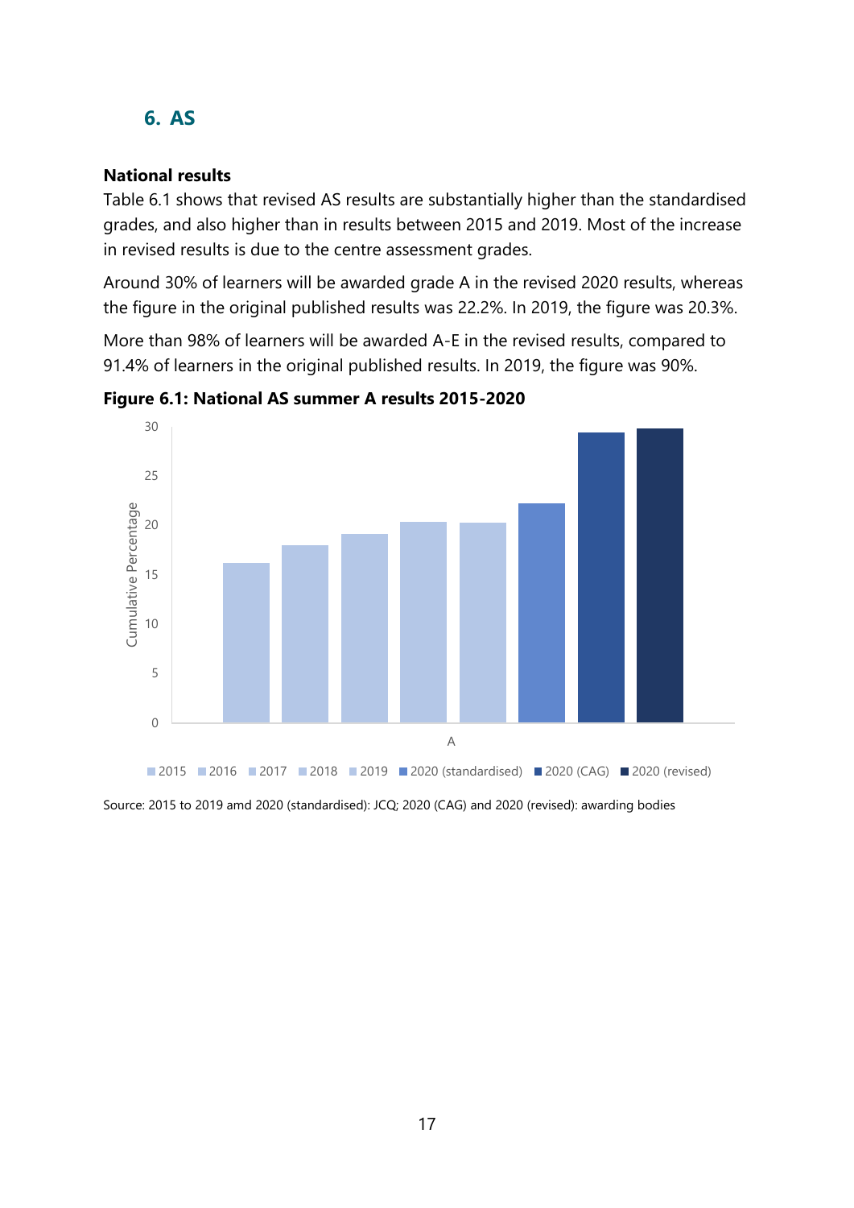## 6. AS

### National results

Table 6.1 shows that revised AS results are substantially higher than the standardised grades, and also higher than in results between 2015 and 2019. Most of the increase in revised results is due to the centre assessment grades.

Around 30% of learners will be awarded grade A in the revised 2020 results, whereas the figure in the original published results was 22.2%. In 2019, the figure was 20.3%.

More than 98% of learners will be awarded A-E in the revised results, compared to 91.4% of learners in the original published results. In 2019, the figure was 90%.

**Figure 6.1: National AS summer A results 2015-2020**

Cumulative Percentage

30
25
20
15
10
5
0

A

2015 | 2016 | 2017 | 2018 | 2019 | 2020 (standardised) | 2020 (CAG) | 2020 (revised)

Source: 2015 to 2019 amd 2020 (standardised): JCQ; 2020 (CAG) and 2020 (revised): awarding bodies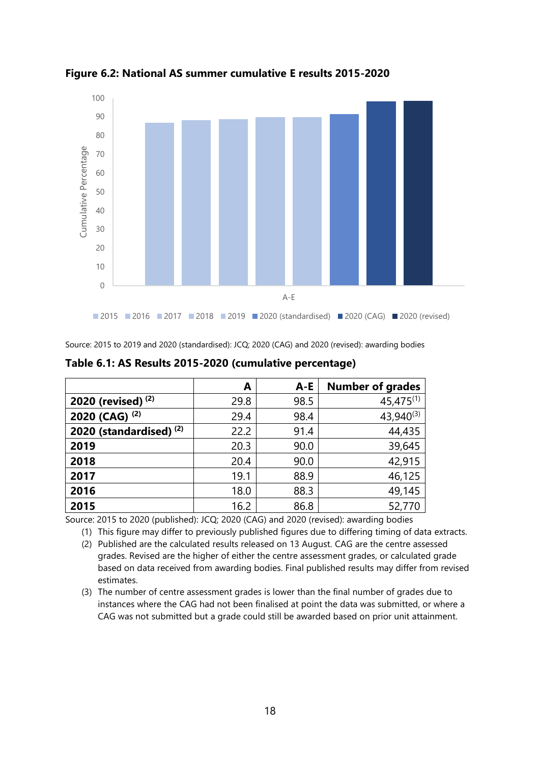**Figure 6.2: National AS summer cumulative E results 2015-2020**

100
90
80
70
60
50
40
30
20
10
0

Cumulative Percentage

A-E

2015 2016 2017 2018 2019 2020 (standardised) 2020 (CAG) 2020 (revised)

Source: 2015 to 2019 and 2020 (standardised): JCQ; 2020 (CAG) and 2020 (revised): awarding bodies

**Table 6.1: AS Results 2015-2020 (cumulative percentage)**

| | A | A-E | Number of grades |
|---|---|---|---|
| **2020 (revised)** [2] | 29.8 | 98.5 | 45,475[1] |
| **2020 (CAG)** [2] | 29.4 | 98.4 | 43,940[3] |
| **2020 (standardised)** [2] | 22.2 | 91.4 | 44,435 |
| **2019** | 20.3 | 90.0 | 39,645 |
| **2018** | 20.4 | 90.0 | 42,915 |
| **2017** | 19.1 | 88.9 | 46,125 |
| **2016** | 18.0 | 88.3 | 49,145 |
| **2015** | 16.2 | 86.8 | 52,770 |

Source: 2015 to 2020 (published): JCQ; 2020 (CAG) and 2020 (revised): awarding bodies

(1) This figure may differ to previously published figures due to differing timing of data extracts.

(2) Published are the calculated results released on 13 August. CAG are the centre assessed grades. Revised are the higher of either the centre assessment grades, or calculated grade based on data received from awarding bodies. Final published results may differ from revised estimates.

(3) The number of centre assessment grades is lower than the final number of grades due to instances where the CAG had not been finalised at point the data was submitted, or where a CAG was not submitted but a grade could still be awarded based on prior unit attainment.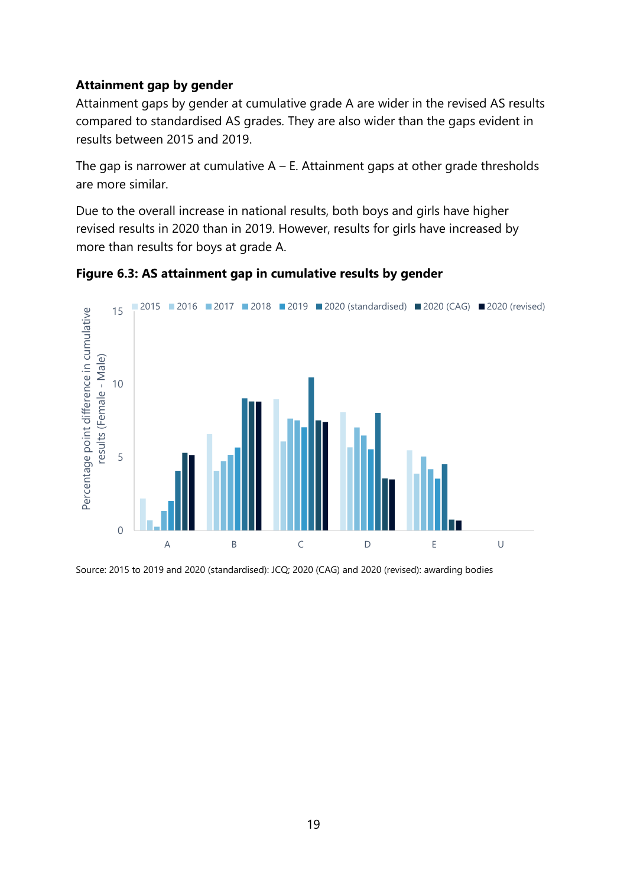### Attainment gap by gender

Attainment gaps by gender at cumulative grade A are wider in the revised AS results compared to standardised AS grades. They are also wider than the gaps evident in results between 2015 and 2019.

The gap is narrower at cumulative A – E. Attainment gaps at other grade thresholds are more similar.

Due to the overall increase in national results, both boys and girls have higher revised results in 2020 than in 2019. However, results for girls have increased by more than results for boys at grade A.

**Figure 6.3: AS attainment gap in cumulative results by gender**

2015
2016
2017
2018
2019
2020 (standardised)
2020 (CAG)
2020 (revised)

Percentage point difference in cumulative results (Female - Male)

15
10
5
0

A
B
C
D
E
U

Source: 2015 to 2019 and 2020 (standardised): JCQ; 2020 (CAG) and 2020 (revised): awarding bodies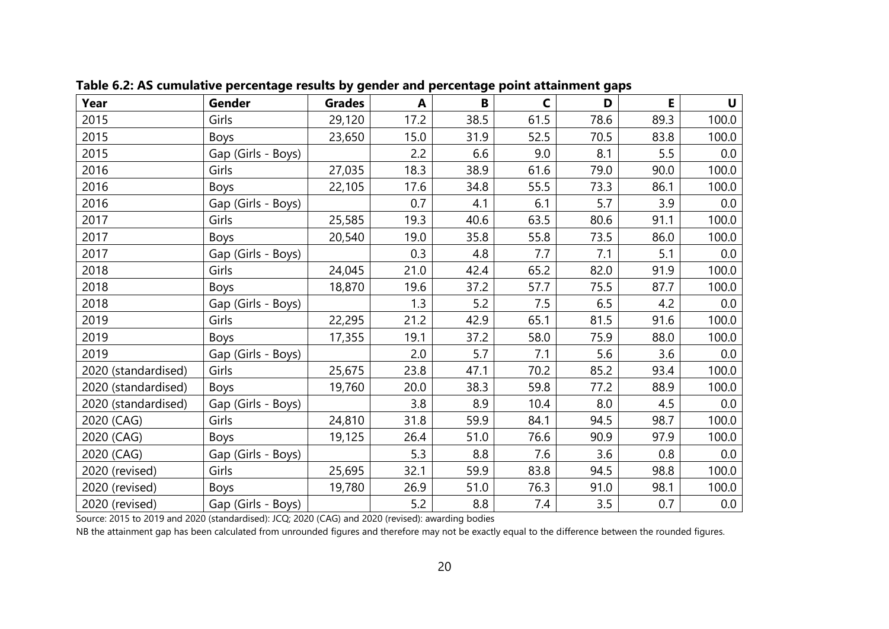**Table 6.2: AS cumulative percentage results by gender and percentage point attainment gaps**

| Year | Gender | Grades | A | B | C | D | E | U |
|---|---|---|---|---|---|---|---|---|
| 2015 | Girls | 29,120 | 17.2 | 38.5 | 61.5 | 78.6 | 89.3 | 100.0 |
| 2015 | Boys | 23,650 | 15.0 | 31.9 | 52.5 | 70.5 | 83.8 | 100.0 |
| 2015 | Gap (Girls - Boys) | | 2.2 | 6.6 | 9.0 | 8.1 | 5.5 | 0.0 |
| 2016 | Girls | 27,035 | 18.3 | 38.9 | 61.6 | 79.0 | 90.0 | 100.0 |
| 2016 | Boys | 22,105 | 17.6 | 34.8 | 55.5 | 73.3 | 86.1 | 100.0 |
| 2016 | Gap (Girls - Boys) | | 0.7 | 4.1 | 6.1 | 5.7 | 3.9 | 0.0 |
| 2017 | Girls | 25,585 | 19.3 | 40.6 | 63.5 | 80.6 | 91.1 | 100.0 |
| 2017 | Boys | 20,540 | 19.0 | 35.8 | 55.8 | 73.5 | 86.0 | 100.0 |
| 2017 | Gap (Girls - Boys) | | 0.3 | 4.8 | 7.7 | 7.1 | 5.1 | 0.0 |
| 2018 | Girls | 24,045 | 21.0 | 42.4 | 65.2 | 82.0 | 91.9 | 100.0 |
| 2018 | Boys | 18,870 | 19.6 | 37.2 | 57.7 | 75.5 | 87.7 | 100.0 |
| 2018 | Gap (Girls - Boys) | | 1.3 | 5.2 | 7.5 | 6.5 | 4.2 | 0.0 |
| 2019 | Girls | 22,295 | 21.2 | 42.9 | 65.1 | 81.5 | 91.6 | 100.0 |
| 2019 | Boys | 17,355 | 19.1 | 37.2 | 58.0 | 75.9 | 88.0 | 100.0 |
| 2019 | Gap (Girls - Boys) | | 2.0 | 5.7 | 7.1 | 5.6 | 3.6 | 0.0 |
| 2020 (standardised) | Girls | 25,675 | 23.8 | 47.1 | 70.2 | 85.2 | 93.4 | 100.0 |
| 2020 (standardised) | Boys | 19,760 | 20.0 | 38.3 | 59.8 | 77.2 | 88.9 | 100.0 |
| 2020 (standardised) | Gap (Girls - Boys) | | 3.8 | 8.9 | 10.4 | 8.0 | 4.5 | 0.0 |
| 2020 (CAG) | Girls | 24,810 | 31.8 | 59.9 | 84.1 | 94.5 | 98.7 | 100.0 |
| 2020 (CAG) | Boys | 19,125 | 26.4 | 51.0 | 76.6 | 90.9 | 97.9 | 100.0 |
| 2020 (CAG) | Gap (Girls - Boys) | | 5.3 | 8.8 | 7.6 | 3.6 | 0.8 | 0.0 |
| 2020 (revised) | Girls | 25,695 | 32.1 | 59.9 | 83.8 | 94.5 | 98.8 | 100.0 |
| 2020 (revised) | Boys | 19,780 | 26.9 | 51.0 | 76.3 | 91.0 | 98.1 | 100.0 |
| 2020 (revised) | Gap (Girls - Boys) | | 5.2 | 8.8 | 7.4 | 3.5 | 0.7 | 0.0 |

Source: 2015 to 2019 and 2020 (standardised): JCQ; 2020 (CAG) and 2020 (revised): awarding bodies

NB the attainment gap has been calculated from unrounded figures and therefore may not be exactly equal to the difference between the rounded figures.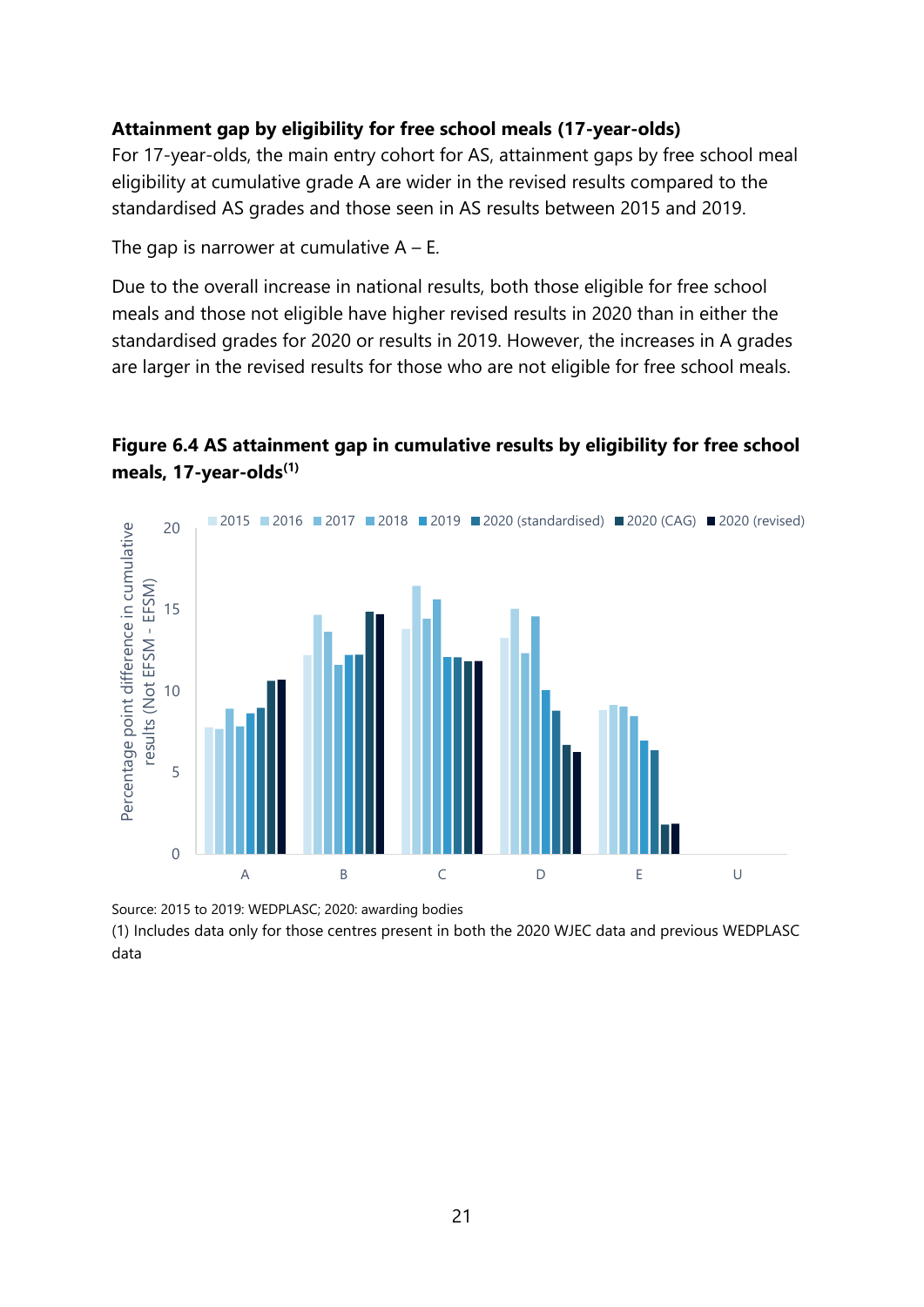**Attainment gap by eligibility for free school meals (17-year-olds)**

For 17-year-olds, the main entry cohort for AS, attainment gaps by free school meal eligibility at cumulative grade A are wider in the revised results compared to the standardised AS grades and those seen in AS results between 2015 and 2019.

The gap is narrower at cumulative A – E.

Due to the overall increase in national results, both those eligible for free school meals and those not eligible have higher revised results in 2020 than in either the standardised grades for 2020 or results in 2019. However, the increases in A grades are larger in the revised results for those who are not eligible for free school meals.

**Figure 6.4 AS attainment gap in cumulative results by eligibility for free school meals, 17-year-olds[1]**

2015 | 2016 | 2017 | 2018 | 2019 | 2020 (standardised) | 2020 (CAG) | 2020 (revised)

Percentage point difference in cumulative results (Not EFSM - EFSM)

0
5
10
15
20

A
B
C
D
E
U

Source: 2015 to 2019: WEDPLASC; 2020: awarding bodies

(1) Includes data only for those centres present in both the 2020 WJEC data and previous WEDPLASC data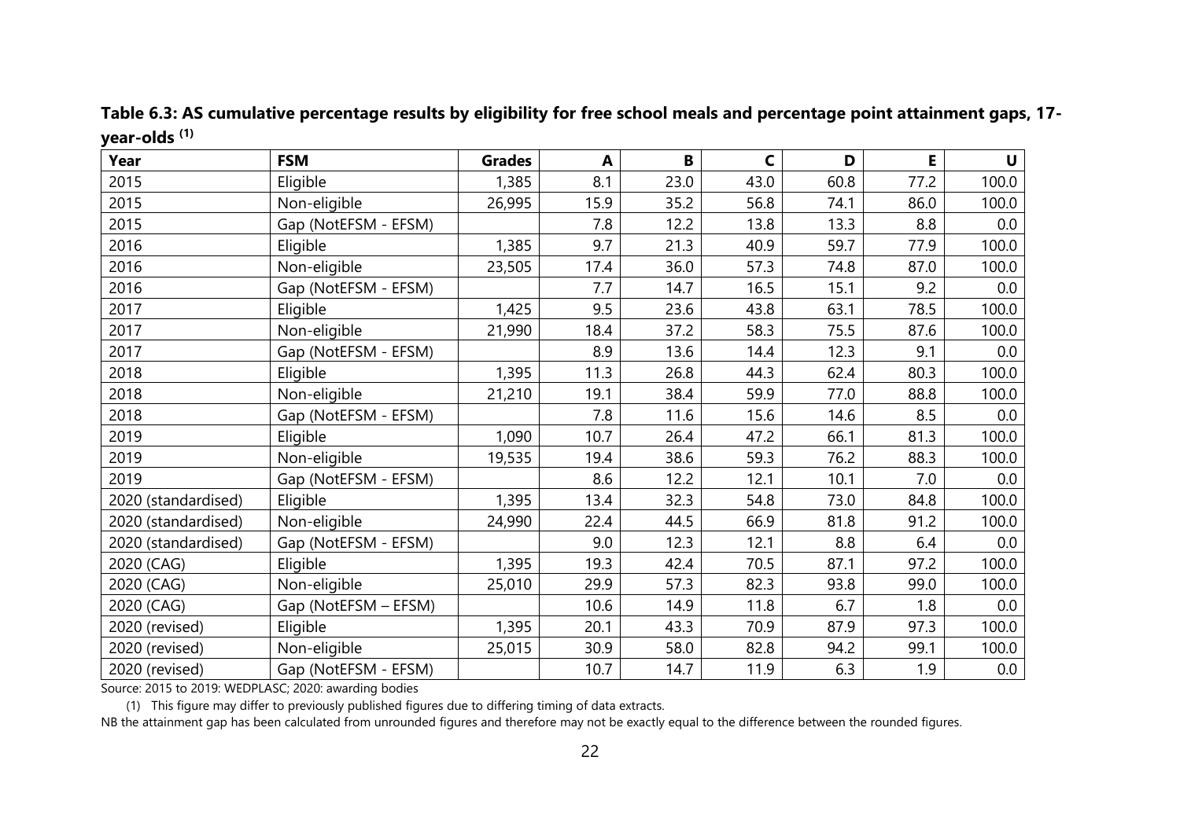**Table 6.3: AS cumulative percentage results by eligibility for free school meals and percentage point attainment gaps, 17-year-olds [(1)]**

| Year | FSM | Grades | A | B | C | D | E | U |
|---|---|---|---|---|---|---|---|---|
| 2015 | Eligible | 1,385 | 8.1 | 23.0 | 43.0 | 60.8 | 77.2 | 100.0 |
| 2015 | Non-eligible | 26,995 | 15.9 | 35.2 | 56.8 | 74.1 | 86.0 | 100.0 |
| 2015 | Gap (NotEFSM - EFSM) | | 7.8 | 12.2 | 13.8 | 13.3 | 8.8 | 0.0 |
| 2016 | Eligible | 1,385 | 9.7 | 21.3 | 40.9 | 59.7 | 77.9 | 100.0 |
| 2016 | Non-eligible | 23,505 | 17.4 | 36.0 | 57.3 | 74.8 | 87.0 | 100.0 |
| 2016 | Gap (NotEFSM - EFSM) | | 7.7 | 14.7 | 16.5 | 15.1 | 9.2 | 0.0 |
| 2017 | Eligible | 1,425 | 9.5 | 23.6 | 43.8 | 63.1 | 78.5 | 100.0 |
| 2017 | Non-eligible | 21,990 | 18.4 | 37.2 | 58.3 | 75.5 | 87.6 | 100.0 |
| 2017 | Gap (NotEFSM - EFSM) | | 8.9 | 13.6 | 14.4 | 12.3 | 9.1 | 0.0 |
| 2018 | Eligible | 1,395 | 11.3 | 26.8 | 44.3 | 62.4 | 80.3 | 100.0 |
| 2018 | Non-eligible | 21,210 | 19.1 | 38.4 | 59.9 | 77.0 | 88.8 | 100.0 |
| 2018 | Gap (NotEFSM - EFSM) | | 7.8 | 11.6 | 15.6 | 14.6 | 8.5 | 0.0 |
| 2019 | Eligible | 1,090 | 10.7 | 26.4 | 47.2 | 66.1 | 81.3 | 100.0 |
| 2019 | Non-eligible | 19,535 | 19.4 | 38.6 | 59.3 | 76.2 | 88.3 | 100.0 |
| 2019 | Gap (NotEFSM - EFSM) | | 8.6 | 12.2 | 12.1 | 10.1 | 7.0 | 0.0 |
| 2020 (standardised) | Eligible | 1,395 | 13.4 | 32.3 | 54.8 | 73.0 | 84.8 | 100.0 |
| 2020 (standardised) | Non-eligible | 24,990 | 22.4 | 44.5 | 66.9 | 81.8 | 91.2 | 100.0 |
| 2020 (standardised) | Gap (NotEFSM - EFSM) | | 9.0 | 12.3 | 12.1 | 8.8 | 6.4 | 0.0 |
| 2020 (CAG) | Eligible | 1,395 | 19.3 | 42.4 | 70.5 | 87.1 | 97.2 | 100.0 |
| 2020 (CAG) | Non-eligible | 25,010 | 29.9 | 57.3 | 82.3 | 93.8 | 99.0 | 100.0 |
| 2020 (CAG) | Gap (NotEFSM – EFSM) | | 10.6 | 14.9 | 11.8 | 6.7 | 1.8 | 0.0 |
| 2020 (revised) | Eligible | 1,395 | 20.1 | 43.3 | 70.9 | 87.9 | 97.3 | 100.0 |
| 2020 (revised) | Non-eligible | 25,015 | 30.9 | 58.0 | 82.8 | 94.2 | 99.1 | 100.0 |
| 2020 (revised) | Gap (NotEFSM - EFSM) | | 10.7 | 14.7 | 11.9 | 6.3 | 1.9 | 0.0 |

Source: 2015 to 2019: WEDPLASC; 2020: awarding bodies

(1) This figure may differ to previously published figures due to differing timing of data extracts.

NB the attainment gap has been calculated from unrounded figures and therefore may not be exactly equal to the difference between the rounded figures.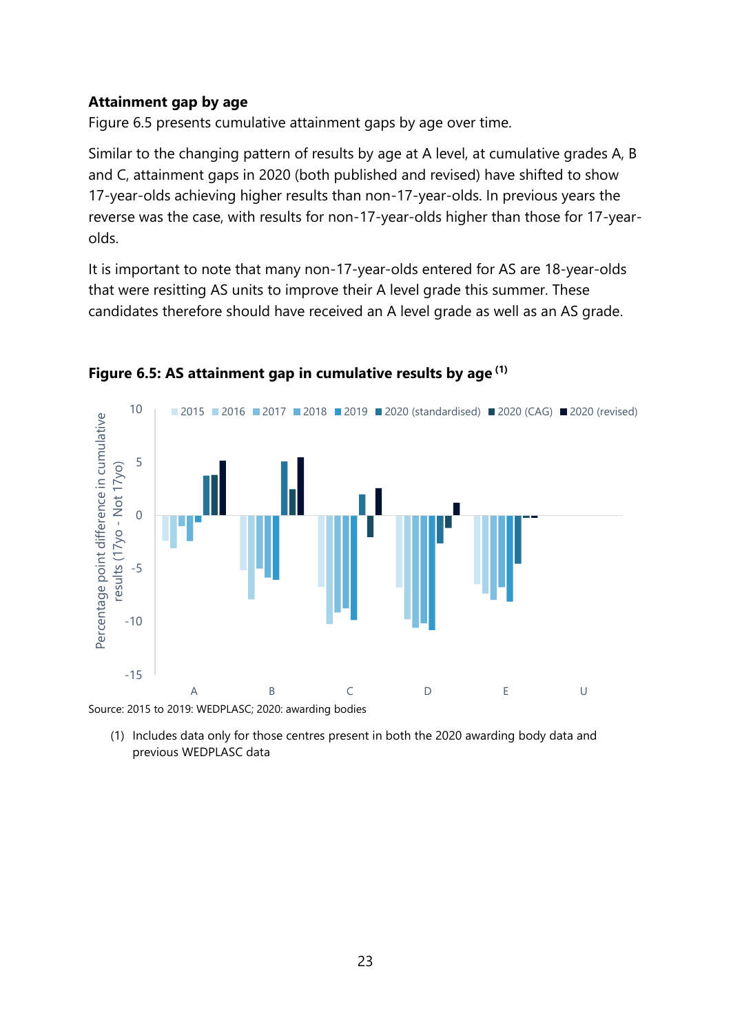**Attainment gap by age**

Figure 6.5 presents cumulative attainment gaps by age over time.

Similar to the changing pattern of results by age at A level, at cumulative grades A, B and C, attainment gaps in 2020 (both published and revised) have shifted to show 17-year-olds achieving higher results than non-17-year-olds. In previous years the reverse was the case, with results for non-17-year-olds higher than those for 17-year-olds.

It is important to note that many non-17-year-olds entered for AS are 18-year-olds that were resitting AS units to improve their A level grade this summer. These candidates therefore should have received an A level grade as well as an AS grade.

**Figure 6.5: AS attainment gap in cumulative results by age [1]**

2015
2016
2017
2018
2019
2020 (standardised)
2020 (CAG)
2020 (revised)

Percentage point difference in cumulative results (17yo - Not 17yo)

10
5
0
-5
-10
-15

A
B
C
D
E
U

Source: 2015 to 2019: WEDPLASC; 2020: awarding bodies

(1) Includes data only for those centres present in both the 2020 awarding body data and previous WEDPLASC data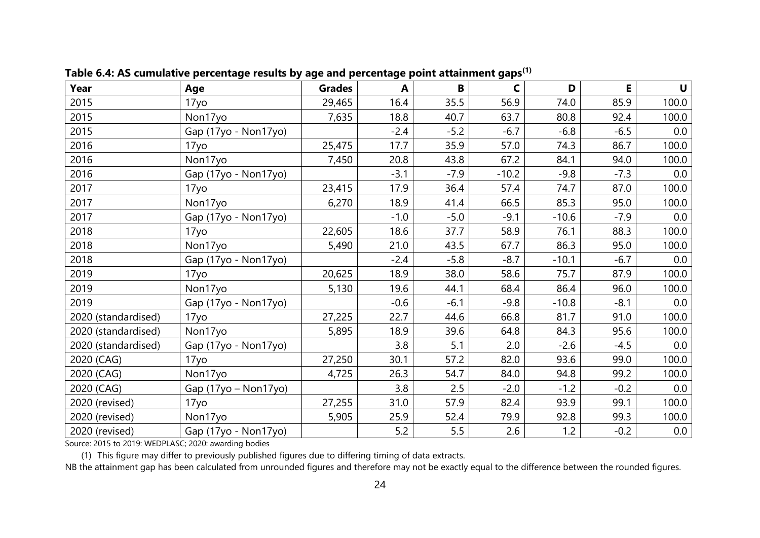**Table 6.4: AS cumulative percentage results by age and percentage point attainment gaps[1]**

| Year | Age | Grades | A | B | C | D | E | U |
|---|---|---|---|---|---|---|---|---|
| 2015 | 17yo | 29,465 | 16.4 | 35.5 | 56.9 | 74.0 | 85.9 | 100.0 |
| 2015 | Non17yo | 7,635 | 18.8 | 40.7 | 63.7 | 80.8 | 92.4 | 100.0 |
| 2015 | Gap (17yo - Non17yo) | | -2.4 | -5.2 | -6.7 | -6.8 | -6.5 | 0.0 |
| 2016 | 17yo | 25,475 | 17.7 | 35.9 | 57.0 | 74.3 | 86.7 | 100.0 |
| 2016 | Non17yo | 7,450 | 20.8 | 43.8 | 67.2 | 84.1 | 94.0 | 100.0 |
| 2016 | Gap (17yo - Non17yo) | | -3.1 | -7.9 | -10.2 | -9.8 | -7.3 | 0.0 |
| 2017 | 17yo | 23,415 | 17.9 | 36.4 | 57.4 | 74.7 | 87.0 | 100.0 |
| 2017 | Non17yo | 6,270 | 18.9 | 41.4 | 66.5 | 85.3 | 95.0 | 100.0 |
| 2017 | Gap (17yo - Non17yo) | | -1.0 | -5.0 | -9.1 | -10.6 | -7.9 | 0.0 |
| 2018 | 17yo | 22,605 | 18.6 | 37.7 | 58.9 | 76.1 | 88.3 | 100.0 |
| 2018 | Non17yo | 5,490 | 21.0 | 43.5 | 67.7 | 86.3 | 95.0 | 100.0 |
| 2018 | Gap (17yo - Non17yo) | | -2.4 | -5.8 | -8.7 | -10.1 | -6.7 | 0.0 |
| 2019 | 17yo | 20,625 | 18.9 | 38.0 | 58.6 | 75.7 | 87.9 | 100.0 |
| 2019 | Non17yo | 5,130 | 19.6 | 44.1 | 68.4 | 86.4 | 96.0 | 100.0 |
| 2019 | Gap (17yo - Non17yo) | | -0.6 | -6.1 | -9.8 | -10.8 | -8.1 | 0.0 |
| 2020 (standardised) | 17yo | 27,225 | 22.7 | 44.6 | 66.8 | 81.7 | 91.0 | 100.0 |
| 2020 (standardised) | Non17yo | 5,895 | 18.9 | 39.6 | 64.8 | 84.3 | 95.6 | 100.0 |
| 2020 (standardised) | Gap (17yo - Non17yo) | | 3.8 | 5.1 | 2.0 | -2.6 | -4.5 | 0.0 |
| 2020 (CAG) | 17yo | 27,250 | 30.1 | 57.2 | 82.0 | 93.6 | 99.0 | 100.0 |
| 2020 (CAG) | Non17yo | 4,725 | 26.3 | 54.7 | 84.0 | 94.8 | 99.2 | 100.0 |
| 2020 (CAG) | Gap (17yo – Non17yo) | | 3.8 | 2.5 | -2.0 | -1.2 | -0.2 | 0.0 |
| 2020 (revised) | 17yo | 27,255 | 31.0 | 57.9 | 82.4 | 93.9 | 99.1 | 100.0 |
| 2020 (revised) | Non17yo | 5,905 | 25.9 | 52.4 | 79.9 | 92.8 | 99.3 | 100.0 |
| 2020 (revised) | Gap (17yo - Non17yo) | | 5.2 | 5.5 | 2.6 | 1.2 | -0.2 | 0.0 |

Source: 2015 to 2019: WEDPLASC; 2020: awarding bodies

(1) This figure may differ to previously published figures due to differing timing of data extracts.

NB the attainment gap has been calculated from unrounded figures and therefore may not be exactly equal to the difference between the rounded figures.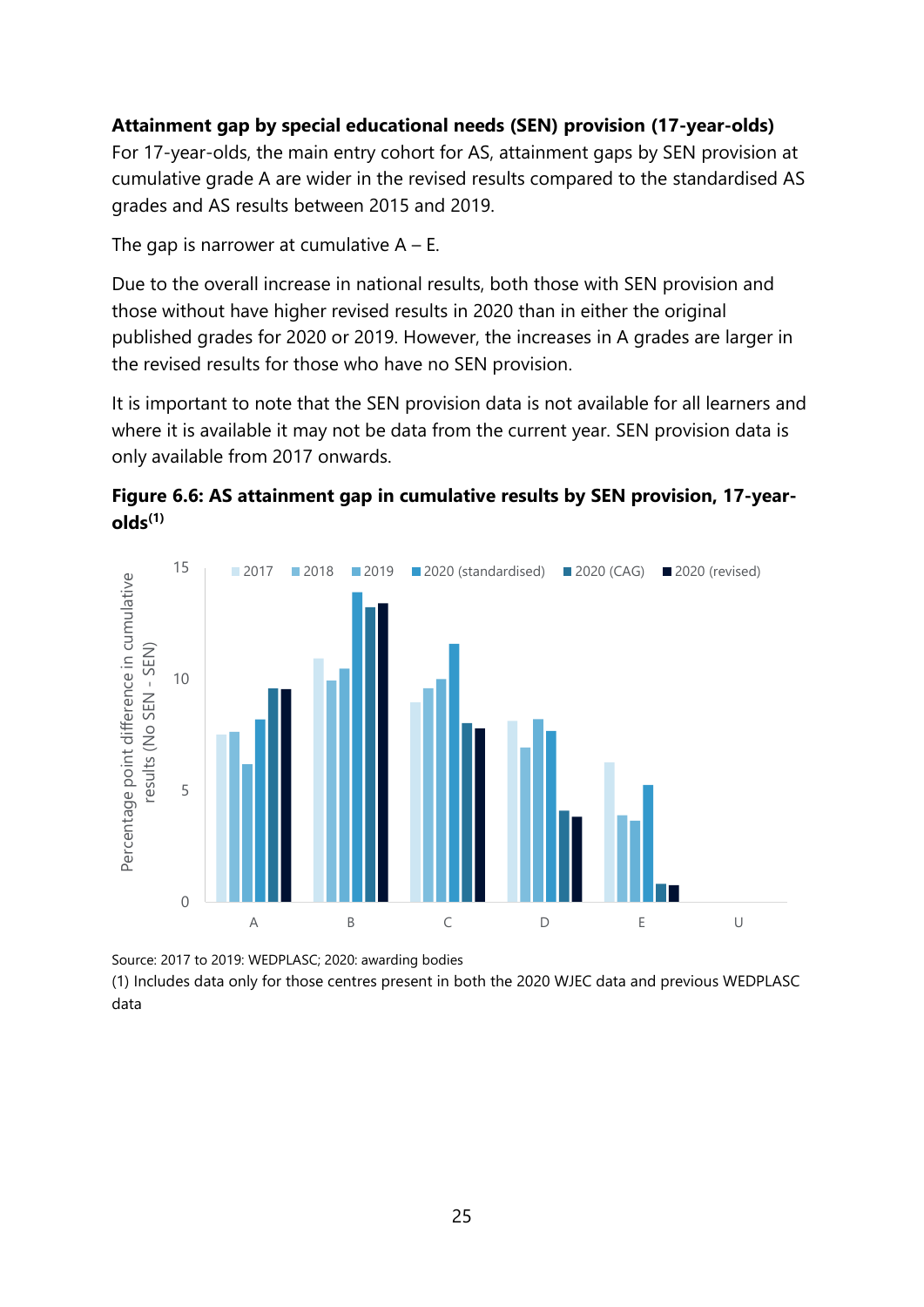**Attainment gap by special educational needs (SEN) provision (17-year-olds)**

For 17-year-olds, the main entry cohort for AS, attainment gaps by SEN provision at cumulative grade A are wider in the revised results compared to the standardised AS grades and AS results between 2015 and 2019.

The gap is narrower at cumulative A – E.

Due to the overall increase in national results, both those with SEN provision and those without have higher revised results in 2020 than in either the original published grades for 2020 or 2019. However, the increases in A grades are larger in the revised results for those who have no SEN provision.

It is important to note that the SEN provision data is not available for all learners and where it is available it may not be data from the current year. SEN provision data is only available from 2017 onwards.

**Figure 6.6: AS attainment gap in cumulative results by SEN provision, 17-year-olds[(1)]**

Percentage point difference in cumulative results (No SEN - SEN)

15
10
5
0

2017 | 2018 | 2019 | 2020 (standardised) | 2020 (CAG) | 2020 (revised)

A B C D E U

Source: 2017 to 2019: WEDPLASC; 2020: awarding bodies

(1) Includes data only for those centres present in both the 2020 WJEC data and previous WEDPLASC data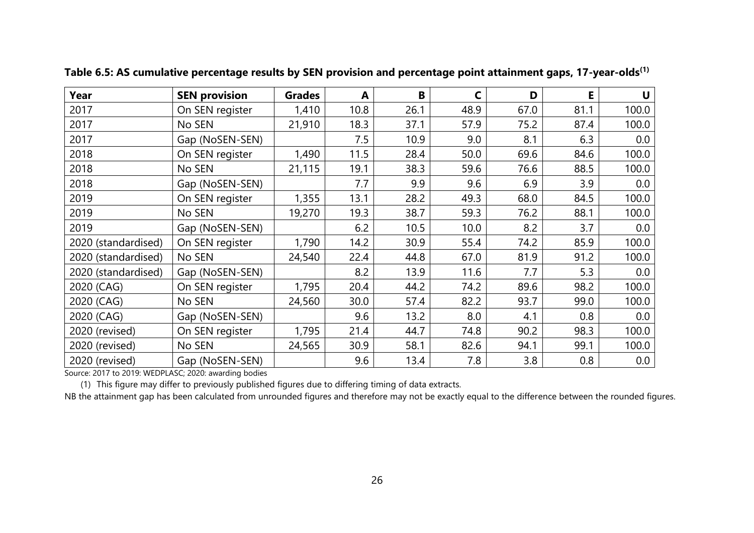**Table 6.5: AS cumulative percentage results by SEN provision and percentage point attainment gaps, 17-year-olds[(1)]**

| Year | SEN provision | Grades | A | B | C | D | E | U |
|---|---|---|---|---|---|---|---|---|
| 2017 | On SEN register | 1,410 | 10.8 | 26.1 | 48.9 | 67.0 | 81.1 | 100.0 |
| 2017 | No SEN | 21,910 | 18.3 | 37.1 | 57.9 | 75.2 | 87.4 | 100.0 |
| 2017 | Gap (NoSEN-SEN) | | 7.5 | 10.9 | 9.0 | 8.1 | 6.3 | 0.0 |
| 2018 | On SEN register | 1,490 | 11.5 | 28.4 | 50.0 | 69.6 | 84.6 | 100.0 |
| 2018 | No SEN | 21,115 | 19.1 | 38.3 | 59.6 | 76.6 | 88.5 | 100.0 |
| 2018 | Gap (NoSEN-SEN) | | 7.7 | 9.9 | 9.6 | 6.9 | 3.9 | 0.0 |
| 2019 | On SEN register | 1,355 | 13.1 | 28.2 | 49.3 | 68.0 | 84.5 | 100.0 |
| 2019 | No SEN | 19,270 | 19.3 | 38.7 | 59.3 | 76.2 | 88.1 | 100.0 |
| 2019 | Gap (NoSEN-SEN) | | 6.2 | 10.5 | 10.0 | 8.2 | 3.7 | 0.0 |
| 2020 (standardised) | On SEN register | 1,790 | 14.2 | 30.9 | 55.4 | 74.2 | 85.9 | 100.0 |
| 2020 (standardised) | No SEN | 24,540 | 22.4 | 44.8 | 67.0 | 81.9 | 91.2 | 100.0 |
| 2020 (standardised) | Gap (NoSEN-SEN) | | 8.2 | 13.9 | 11.6 | 7.7 | 5.3 | 0.0 |
| 2020 (CAG) | On SEN register | 1,795 | 20.4 | 44.2 | 74.2 | 89.6 | 98.2 | 100.0 |
| 2020 (CAG) | No SEN | 24,560 | 30.0 | 57.4 | 82.2 | 93.7 | 99.0 | 100.0 |
| 2020 (CAG) | Gap (NoSEN-SEN) | | 9.6 | 13.2 | 8.0 | 4.1 | 0.8 | 0.0 |
| 2020 (revised) | On SEN register | 1,795 | 21.4 | 44.7 | 74.8 | 90.2 | 98.3 | 100.0 |
| 2020 (revised) | No SEN | 24,565 | 30.9 | 58.1 | 82.6 | 94.1 | 99.1 | 100.0 |
| 2020 (revised) | Gap (NoSEN-SEN) | | 9.6 | 13.4 | 7.8 | 3.8 | 0.8 | 0.0 |

Source: 2017 to 2019: WEDPLASC; 2020: awarding bodies

(1) This figure may differ to previously published figures due to differing timing of data extracts.

NB the attainment gap has been calculated from unrounded figures and therefore may not be exactly equal to the difference between the rounded figures.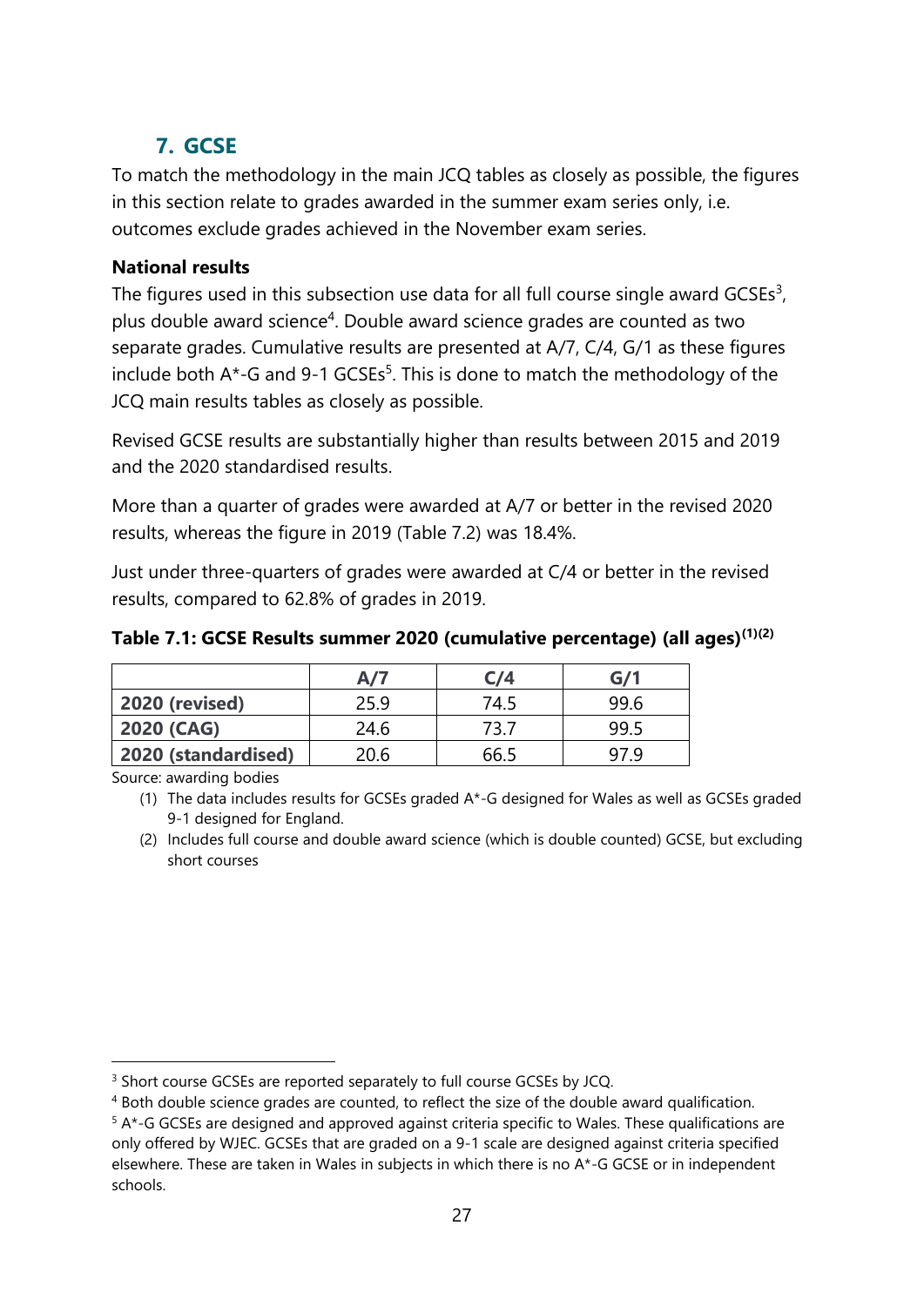## 7. GCSE

To match the methodology in the main JCQ tables as closely as possible, the figures in this section relate to grades awarded in the summer exam series only, i.e. outcomes exclude grades achieved in the November exam series.

**National results**

The figures used in this subsection use data for all full course single award GCSEs[3], plus double award science[4]. Double award science grades are counted as two separate grades. Cumulative results are presented at A/7, C/4, G/1 as these figures include both A*-G and 9-1 GCSEs[5]. This is done to match the methodology of the JCQ main results tables as closely as possible.

Revised GCSE results are substantially higher than results between 2015 and 2019 and the 2020 standardised results.

More than a quarter of grades were awarded at A/7 or better in the revised 2020 results, whereas the figure in 2019 (Table 7.2) was 18.4%.

Just under three-quarters of grades were awarded at C/4 or better in the revised results, compared to 62.8% of grades in 2019.

**Table 7.1: GCSE Results summer 2020 (cumulative percentage) (all ages)(1)(2)**

| | A/7 | C/4 | G/1 |
|---|---|---|---|
| **2020 (revised)** | 25.9 | 74.5 | 99.6 |
| **2020 (CAG)** | 24.6 | 73.7 | 99.5 |
| **2020 (standardised)** | 20.6 | 66.5 | 97.9 |

Source: awarding bodies

(1) The data includes results for GCSEs graded A*-G designed for Wales as well as GCSEs graded 9-1 designed for England.

(2) Includes full course and double award science (which is double counted) GCSE, but excluding short courses

[3] Short course GCSEs are reported separately to full course GCSEs by JCQ.

[4] Both double science grades are counted, to reflect the size of the double award qualification.

[5] A*-G GCSEs are designed and approved against criteria specific to Wales. These qualifications are only offered by WJEC. GCSEs that are graded on a 9-1 scale are designed against criteria specified elsewhere. These are taken in Wales in subjects in which there is no A*-G GCSE or in independent schools.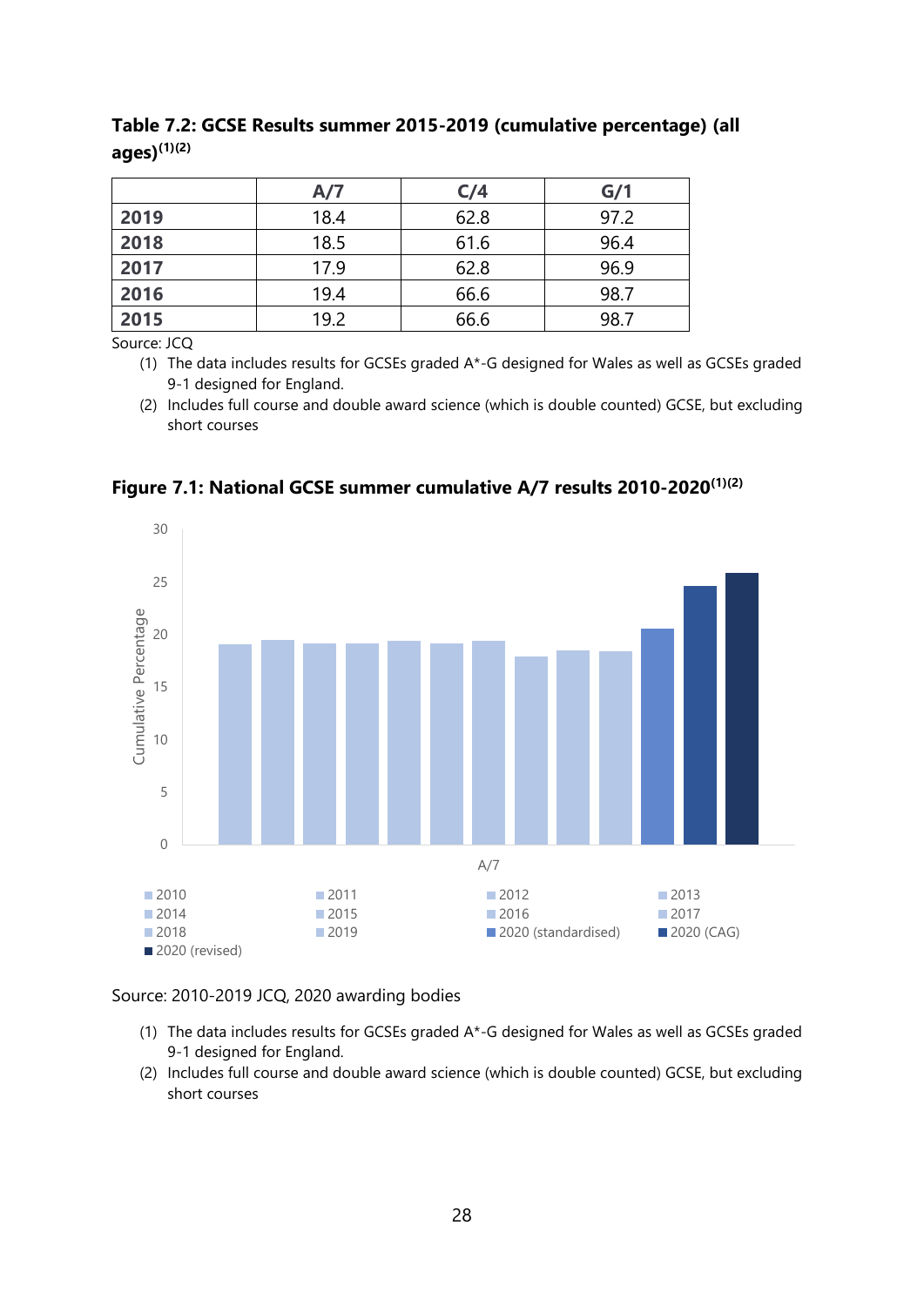### Table 7.2: GCSE Results summer 2015-2019 (cumulative percentage) (all ages)[1][2]

| | A/7 | C/4 | G/1 |
|---|---|---|---|
| **2019** | 18.4 | 62.8 | 97.2 |
| **2018** | 18.5 | 61.6 | 96.4 |
| **2017** | 17.9 | 62.8 | 96.9 |
| **2016** | 19.4 | 66.6 | 98.7 |
| **2015** | 19.2 | 66.6 | 98.7 |

Source: JCQ

(1) The data includes results for GCSEs graded A*-G designed for Wales as well as GCSEs graded 9-1 designed for England.

(2) Includes full course and double award science (which is double counted) GCSE, but excluding short courses

### Figure 7.1: National GCSE summer cumulative A/7 results 2010-2020[1][2]

Cumulative Percentage

30
25
20
15
10
5
0

A/7

2010
2011
2012
2013
2014
2015
2016
2017
2018
2019
2020 (standardised)
2020 (CAG)
2020 (revised)

Source: 2010-2019 JCQ, 2020 awarding bodies

(1) The data includes results for GCSEs graded A*-G designed for Wales as well as GCSEs graded 9-1 designed for England.

(2) Includes full course and double award science (which is double counted) GCSE, but excluding short courses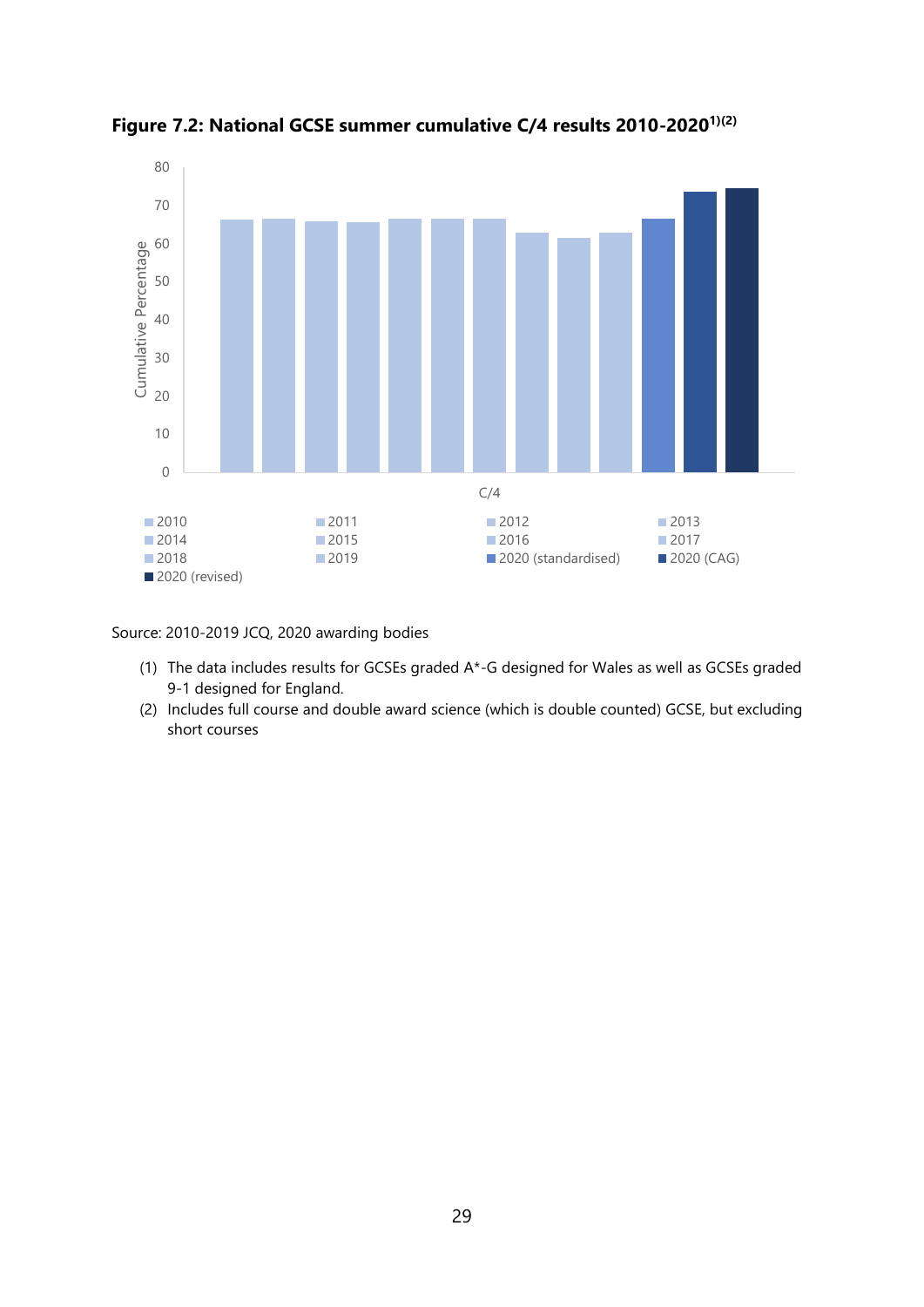**Figure 7.2: National GCSE summer cumulative C/4 results 2010-2020[1][2]**

80
70
60
50
40
30
20
10
0

Cumulative Percentage

C/4

2010
2011
2012
2013
2014
2015
2016
2017
2018
2019
2020 (standardised)
2020 (CAG)
2020 (revised)

Source: 2010-2019 JCQ, 2020 awarding bodies

(1) The data includes results for GCSEs graded A*-G designed for Wales as well as GCSEs graded 9-1 designed for England.

(2) Includes full course and double award science (which is double counted) GCSE, but excluding short courses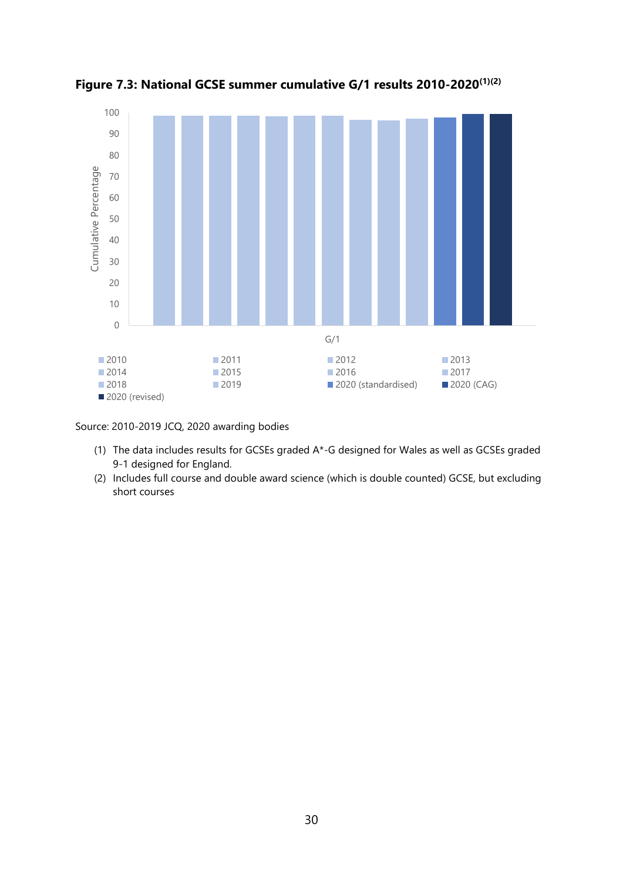**Figure 7.3: National GCSE summer cumulative G/1 results 2010-2020[(1)(2)]**

Cumulative Percentage

100
90
80
70
60
50
40
30
20
10
0

G/1

2010
2011
2012
2013
2014
2015
2016
2017
2018
2019
2020 (standardised)
2020 (CAG)
2020 (revised)

Source: 2010-2019 JCQ, 2020 awarding bodies

(1) The data includes results for GCSEs graded A*-G designed for Wales as well as GCSEs graded 9-1 designed for England.
(2) Includes full course and double award science (which is double counted) GCSE, but excluding short courses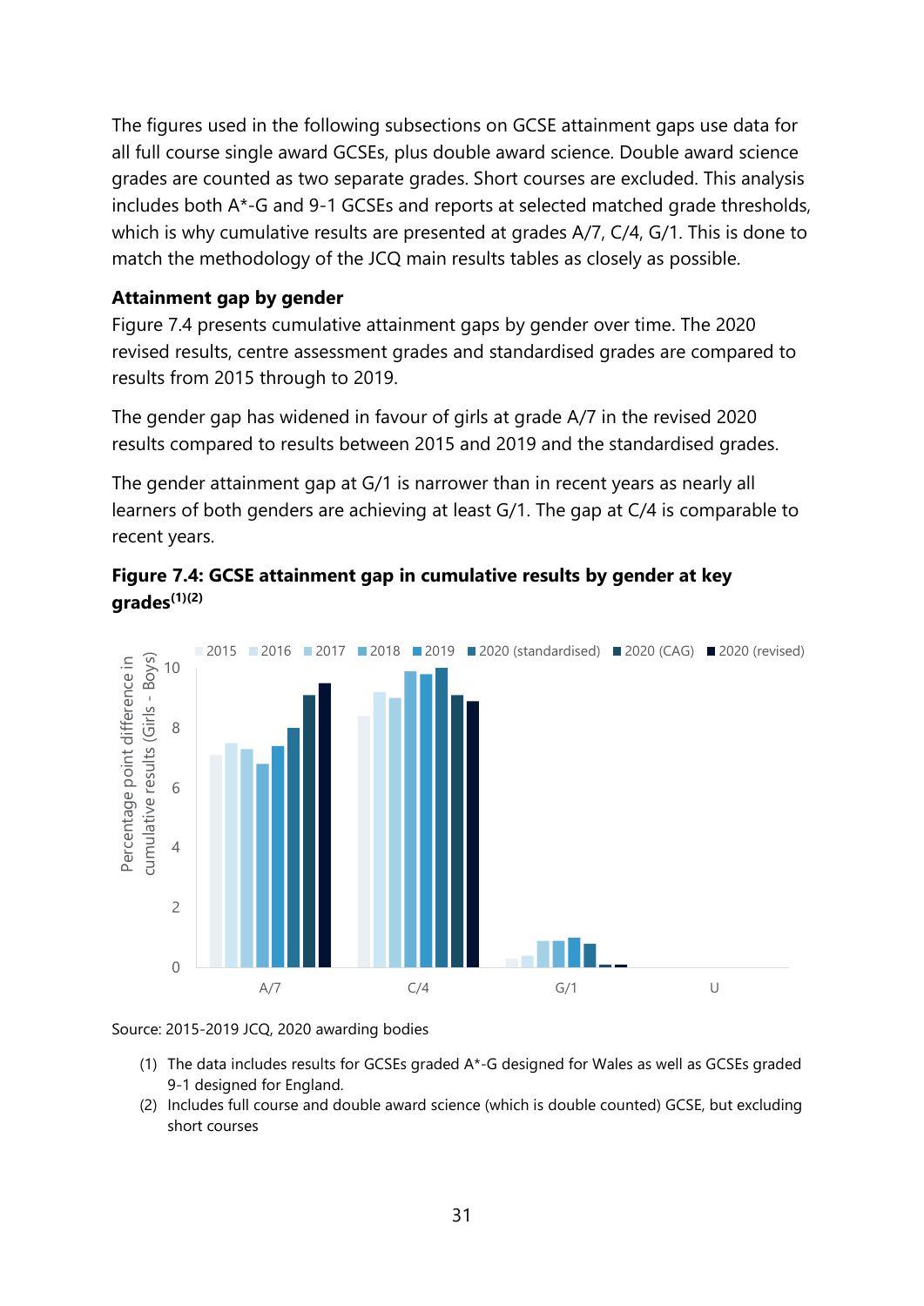The figures used in the following subsections on GCSE attainment gaps use data for all full course single award GCSEs, plus double award science. Double award science grades are counted as two separate grades. Short courses are excluded. This analysis includes both A*-G and 9-1 GCSEs and reports at selected matched grade thresholds, which is why cumulative results are presented at grades A/7, C/4, G/1. This is done to match the methodology of the JCQ main results tables as closely as possible.

**Attainment gap by gender**

Figure 7.4 presents cumulative attainment gaps by gender over time. The 2020 revised results, centre assessment grades and standardised grades are compared to results from 2015 through to 2019.

The gender gap has widened in favour of girls at grade A/7 in the revised 2020 results compared to results between 2015 and 2019 and the standardised grades.

The gender attainment gap at G/1 is narrower than in recent years as nearly all learners of both genders are achieving at least G/1. The gap at C/4 is comparable to recent years.

**Figure 7.4: GCSE attainment gap in cumulative results by gender at key grades[(1)(2)]**

2015 2016 2017 2018 2019 2020 (standardised) 2020 (CAG) 2020 (revised)

Percentage point difference in cumulative results (Girls - Boys)

10
8
6
4
2
0

A/7 C/4 G/1 U

Source: 2015-2019 JCQ, 2020 awarding bodies

(1) The data includes results for GCSEs graded A*-G designed for Wales as well as GCSEs graded 9-1 designed for England.
(2) Includes full course and double award science (which is double counted) GCSE, but excluding short courses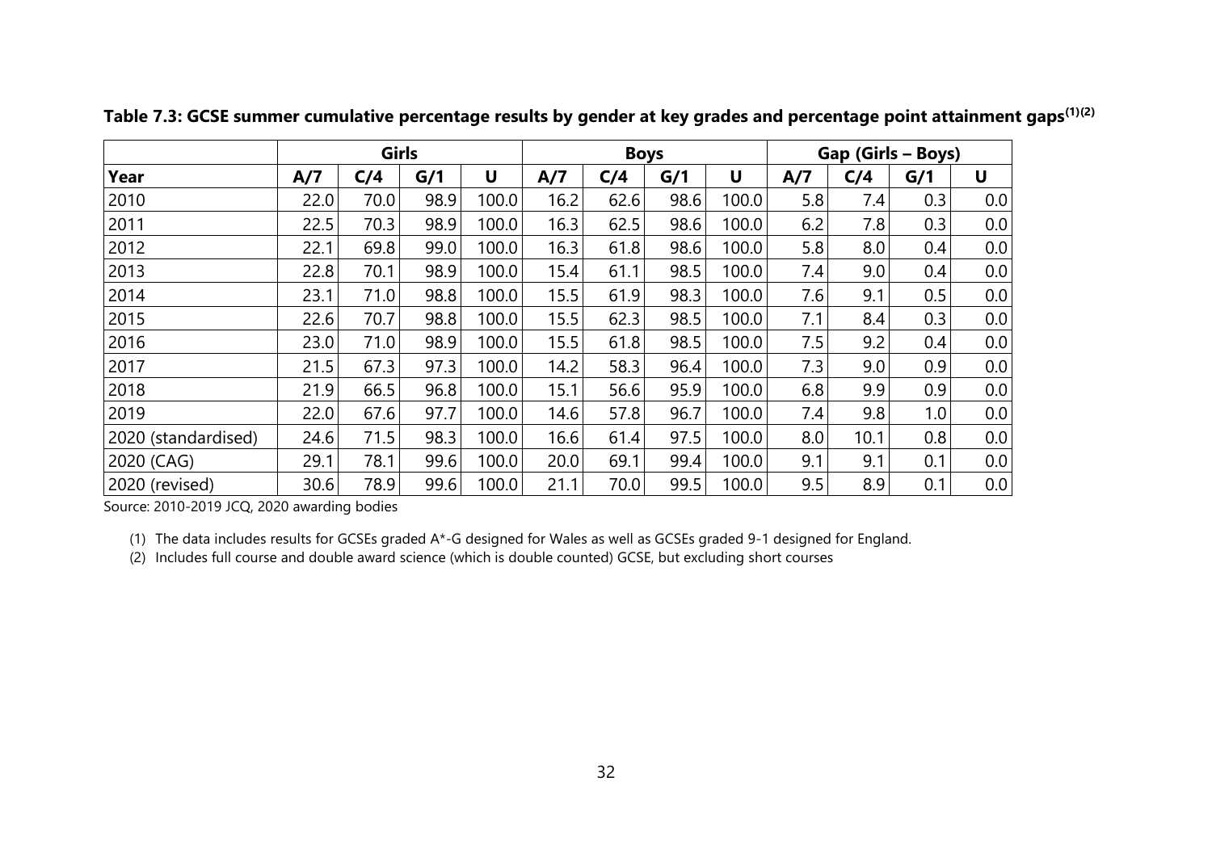**Table 7.3: GCSE summer cumulative percentage results by gender at key grades and percentage point attainment gaps[(1)(2)]**

| | Girls | | | | Boys | | | | Gap (Girls – Boys) | | | |
|---|---|---|---|---|---|---|---|---|---|---|---|---|
| **Year** | **A/7** | **C/4** | **G/1** | **U** | **A/7** | **C/4** | **G/1** | **U** | **A/7** | **C/4** | **G/1** | **U** |
| 2010 | 22.0 | 70.0 | 98.9 | 100.0 | 16.2 | 62.6 | 98.6 | 100.0 | 5.8 | 7.4 | 0.3 | 0.0 |
| 2011 | 22.5 | 70.3 | 98.9 | 100.0 | 16.3 | 62.5 | 98.6 | 100.0 | 6.2 | 7.8 | 0.3 | 0.0 |
| 2012 | 22.1 | 69.8 | 99.0 | 100.0 | 16.3 | 61.8 | 98.6 | 100.0 | 5.8 | 8.0 | 0.4 | 0.0 |
| 2013 | 22.8 | 70.1 | 98.9 | 100.0 | 15.4 | 61.1 | 98.5 | 100.0 | 7.4 | 9.0 | 0.4 | 0.0 |
| 2014 | 23.1 | 71.0 | 98.8 | 100.0 | 15.5 | 61.9 | 98.3 | 100.0 | 7.6 | 9.1 | 0.5 | 0.0 |
| 2015 | 22.6 | 70.7 | 98.8 | 100.0 | 15.5 | 62.3 | 98.5 | 100.0 | 7.1 | 8.4 | 0.3 | 0.0 |
| 2016 | 23.0 | 71.0 | 98.9 | 100.0 | 15.5 | 61.8 | 98.5 | 100.0 | 7.5 | 9.2 | 0.4 | 0.0 |
| 2017 | 21.5 | 67.3 | 97.3 | 100.0 | 14.2 | 58.3 | 96.4 | 100.0 | 7.3 | 9.0 | 0.9 | 0.0 |
| 2018 | 21.9 | 66.5 | 96.8 | 100.0 | 15.1 | 56.6 | 95.9 | 100.0 | 6.8 | 9.9 | 0.9 | 0.0 |
| 2019 | 22.0 | 67.6 | 97.7 | 100.0 | 14.6 | 57.8 | 96.7 | 100.0 | 7.4 | 9.8 | 1.0 | 0.0 |
| 2020 (standardised) | 24.6 | 71.5 | 98.3 | 100.0 | 16.6 | 61.4 | 97.5 | 100.0 | 8.0 | 10.1 | 0.8 | 0.0 |
| 2020 (CAG) | 29.1 | 78.1 | 99.6 | 100.0 | 20.0 | 69.1 | 99.4 | 100.0 | 9.1 | 9.1 | 0.1 | 0.0 |
| 2020 (revised) | 30.6 | 78.9 | 99.6 | 100.0 | 21.1 | 70.0 | 99.5 | 100.0 | 9.5 | 8.9 | 0.1 | 0.0 |

Source: 2010-2019 JCQ, 2020 awarding bodies

(1) The data includes results for GCSEs graded A*-G designed for Wales as well as GCSEs graded 9-1 designed for England.

(2) Includes full course and double award science (which is double counted) GCSE, but excluding short courses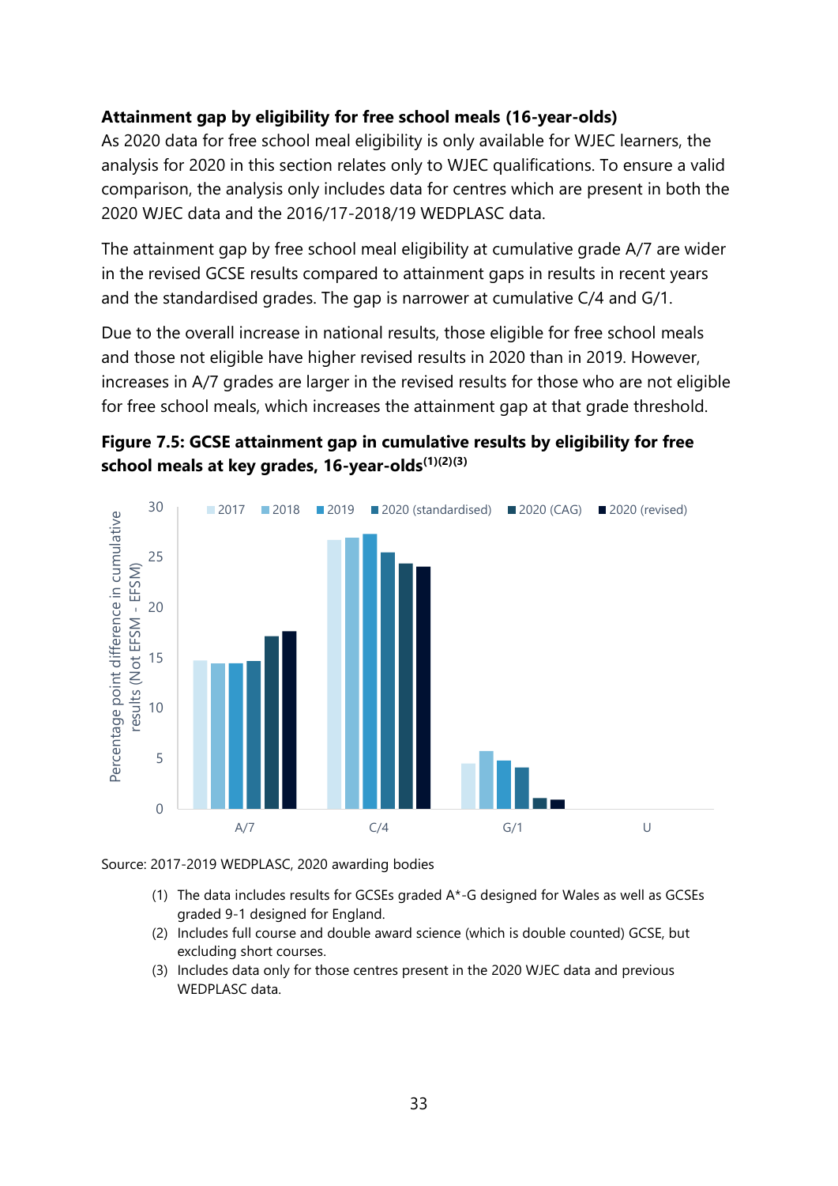**Attainment gap by eligibility for free school meals (16-year-olds)**

As 2020 data for free school meal eligibility is only available for WJEC learners, the analysis for 2020 in this section relates only to WJEC qualifications. To ensure a valid comparison, the analysis only includes data for centres which are present in both the 2020 WJEC data and the 2016/17-2018/19 WEDPLASC data.

The attainment gap by free school meal eligibility at cumulative grade A/7 are wider in the revised GCSE results compared to attainment gaps in results in recent years and the standardised grades. The gap is narrower at cumulative C/4 and G/1.

Due to the overall increase in national results, those eligible for free school meals and those not eligible have higher revised results in 2020 than in 2019. However, increases in A/7 grades are larger in the revised results for those who are not eligible for free school meals, which increases the attainment gap at that grade threshold.

**Figure 7.5: GCSE attainment gap in cumulative results by eligibility for free school meals at key grades, 16-year-olds(1)(2)(3)**

Percentage point difference in cumulative results (Not EFSM - EFSM)

0
5
10
15
20
25
30

2017
2018
2019
2020 (standardised)
2020 (CAG)
2020 (revised)

A/7
C/4
G/1
U

Source: 2017-2019 WEDPLASC, 2020 awarding bodies

(1) The data includes results for GCSEs graded A*-G designed for Wales as well as GCSEs graded 9-1 designed for England.
(2) Includes full course and double award science (which is double counted) GCSE, but excluding short courses.
(3) Includes data only for those centres present in the 2020 WJEC data and previous WEDPLASC data.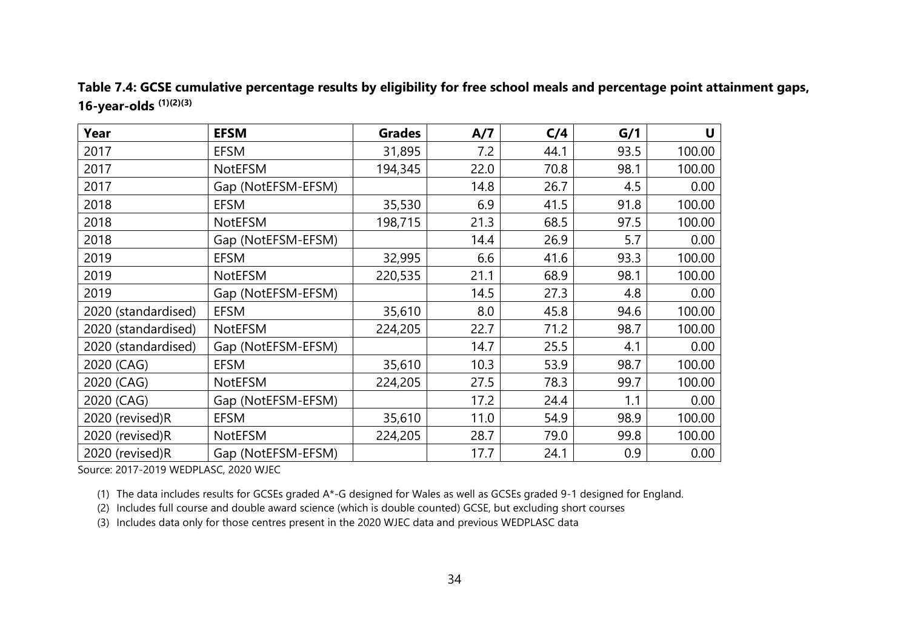**Table 7.4: GCSE cumulative percentage results by eligibility for free school meals and percentage point attainment gaps, 16-year-olds (1)(2)(3)**

| Year | EFSM | Grades | A/7 | C/4 | G/1 | U |
|---|---|---|---|---|---|---|
| 2017 | EFSM | 31,895 | 7.2 | 44.1 | 93.5 | 100.00 |
| 2017 | NotEFSM | 194,345 | 22.0 | 70.8 | 98.1 | 100.00 |
| 2017 | Gap (NotEFSM-EFSM) | | 14.8 | 26.7 | 4.5 | 0.00 |
| 2018 | EFSM | 35,530 | 6.9 | 41.5 | 91.8 | 100.00 |
| 2018 | NotEFSM | 198,715 | 21.3 | 68.5 | 97.5 | 100.00 |
| 2018 | Gap (NotEFSM-EFSM) | | 14.4 | 26.9 | 5.7 | 0.00 |
| 2019 | EFSM | 32,995 | 6.6 | 41.6 | 93.3 | 100.00 |
| 2019 | NotEFSM | 220,535 | 21.1 | 68.9 | 98.1 | 100.00 |
| 2019 | Gap (NotEFSM-EFSM) | | 14.5 | 27.3 | 4.8 | 0.00 |
| 2020 (standardised) | EFSM | 35,610 | 8.0 | 45.8 | 94.6 | 100.00 |
| 2020 (standardised) | NotEFSM | 224,205 | 22.7 | 71.2 | 98.7 | 100.00 |
| 2020 (standardised) | Gap (NotEFSM-EFSM) | | 14.7 | 25.5 | 4.1 | 0.00 |
| 2020 (CAG) | EFSM | 35,610 | 10.3 | 53.9 | 98.7 | 100.00 |
| 2020 (CAG) | NotEFSM | 224,205 | 27.5 | 78.3 | 99.7 | 100.00 |
| 2020 (CAG) | Gap (NotEFSM-EFSM) | | 17.2 | 24.4 | 1.1 | 0.00 |
| 2020 (revised)R | EFSM | 35,610 | 11.0 | 54.9 | 98.9 | 100.00 |
| 2020 (revised)R | NotEFSM | 224,205 | 28.7 | 79.0 | 99.8 | 100.00 |
| 2020 (revised)R | Gap (NotEFSM-EFSM) | | 17.7 | 24.1 | 0.9 | 0.00 |

Source: 2017-2019 WEDPLASC, 2020 WJEC

(1) The data includes results for GCSEs graded A*-G designed for Wales as well as GCSEs graded 9-1 designed for England.

(2) Includes full course and double award science (which is double counted) GCSE, but excluding short courses

(3) Includes data only for those centres present in the 2020 WJEC data and previous WEDPLASC data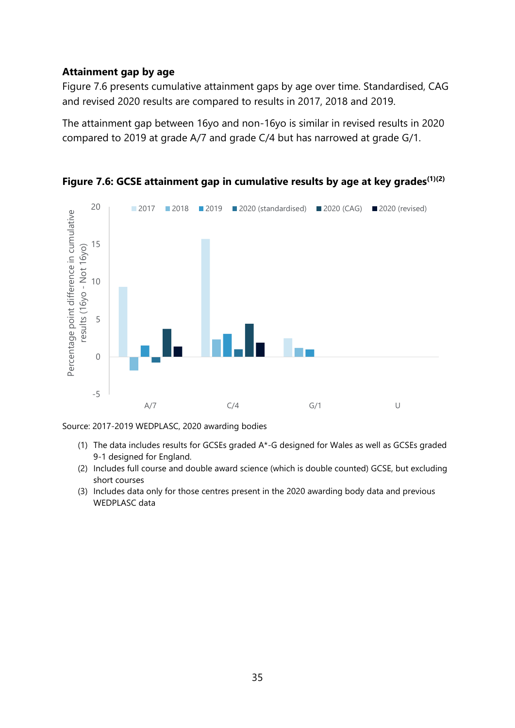### Attainment gap by age

Figure 7.6 presents cumulative attainment gaps by age over time. Standardised, CAG and revised 2020 results are compared to results in 2017, 2018 and 2019.

The attainment gap between 16yo and non-16yo is similar in revised results in 2020 compared to 2019 at grade A/7 and grade C/4 but has narrowed at grade G/1.

**Figure 7.6: GCSE attainment gap in cumulative results by age at key grades(1)(2)**

Percentage point difference in cumulative results (16yo - Not 16yo)

20
15
10
5
0
-5

2017 | 2018 | 2019 | 2020 (standardised) | 2020 (CAG) | 2020 (revised)

A/7
C/4
G/1
U

Source: 2017-2019 WEDPLASC, 2020 awarding bodies

(1) The data includes results for GCSEs graded A*-G designed for Wales as well as GCSEs graded 9-1 designed for England.
(2) Includes full course and double award science (which is double counted) GCSE, but excluding short courses
(3) Includes data only for those centres present in the 2020 awarding body data and previous WEDPLASC data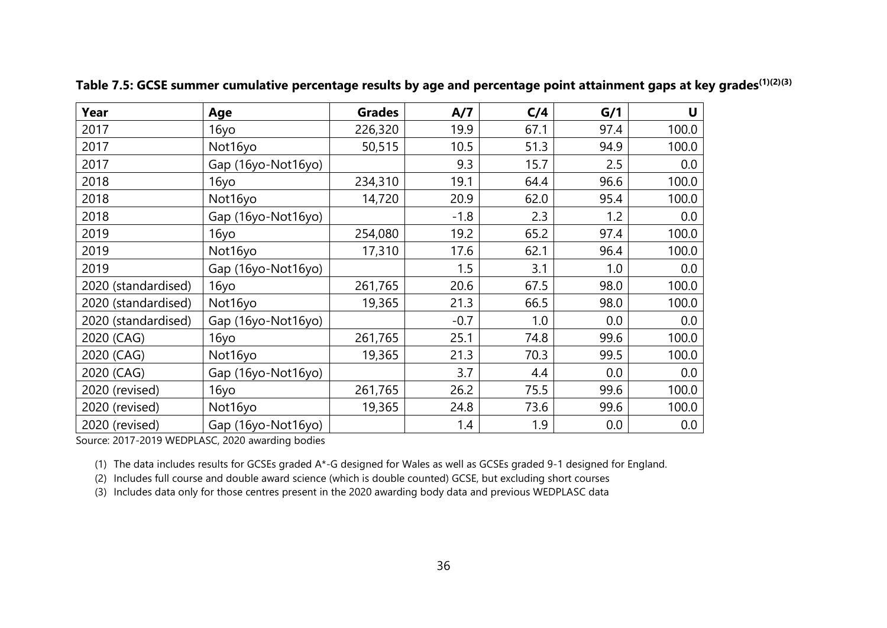**Table 7.5: GCSE summer cumulative percentage results by age and percentage point attainment gaps at key grades(1)(2)(3)**

| Year | Age | Grades | A/7 | C/4 | G/1 | U |
|---|---|---|---|---|---|---|
| 2017 | 16yo | 226,320 | 19.9 | 67.1 | 97.4 | 100.0 |
| 2017 | Not16yo | 50,515 | 10.5 | 51.3 | 94.9 | 100.0 |
| 2017 | Gap (16yo-Not16yo) | | 9.3 | 15.7 | 2.5 | 0.0 |
| 2018 | 16yo | 234,310 | 19.1 | 64.4 | 96.6 | 100.0 |
| 2018 | Not16yo | 14,720 | 20.9 | 62.0 | 95.4 | 100.0 |
| 2018 | Gap (16yo-Not16yo) | | -1.8 | 2.3 | 1.2 | 0.0 |
| 2019 | 16yo | 254,080 | 19.2 | 65.2 | 97.4 | 100.0 |
| 2019 | Not16yo | 17,310 | 17.6 | 62.1 | 96.4 | 100.0 |
| 2019 | Gap (16yo-Not16yo) | | 1.5 | 3.1 | 1.0 | 0.0 |
| 2020 (standardised) | 16yo | 261,765 | 20.6 | 67.5 | 98.0 | 100.0 |
| 2020 (standardised) | Not16yo | 19,365 | 21.3 | 66.5 | 98.0 | 100.0 |
| 2020 (standardised) | Gap (16yo-Not16yo) | | -0.7 | 1.0 | 0.0 | 0.0 |
| 2020 (CAG) | 16yo | 261,765 | 25.1 | 74.8 | 99.6 | 100.0 |
| 2020 (CAG) | Not16yo | 19,365 | 21.3 | 70.3 | 99.5 | 100.0 |
| 2020 (CAG) | Gap (16yo-Not16yo) | | 3.7 | 4.4 | 0.0 | 0.0 |
| 2020 (revised) | 16yo | 261,765 | 26.2 | 75.5 | 99.6 | 100.0 |
| 2020 (revised) | Not16yo | 19,365 | 24.8 | 73.6 | 99.6 | 100.0 |
| 2020 (revised) | Gap (16yo-Not16yo) | | 1.4 | 1.9 | 0.0 | 0.0 |

Source: 2017-2019 WEDPLASC, 2020 awarding bodies

(1) The data includes results for GCSEs graded A*-G designed for Wales as well as GCSEs graded 9-1 designed for England.

(2) Includes full course and double award science (which is double counted) GCSE, but excluding short courses

(3) Includes data only for those centres present in the 2020 awarding body data and previous WEDPLASC data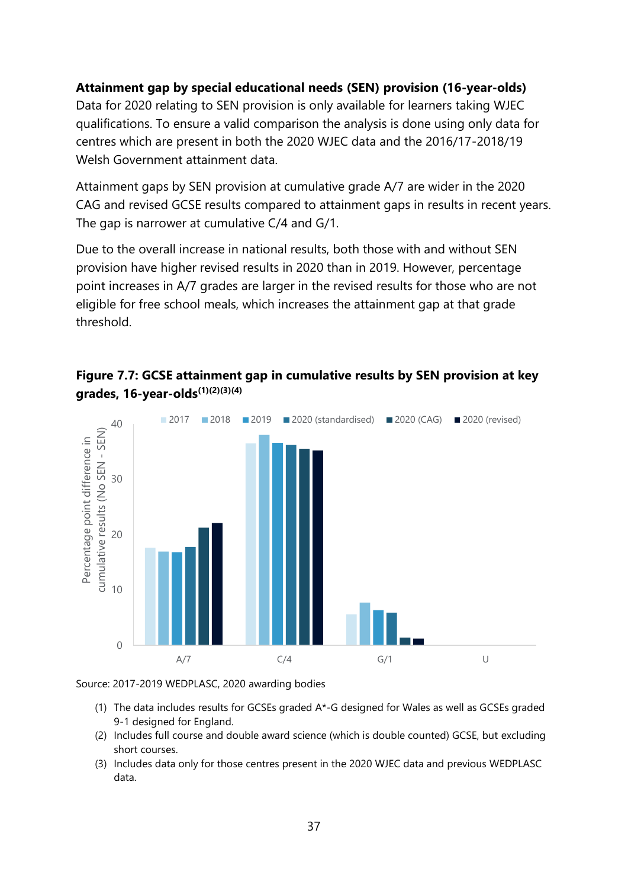**Attainment gap by special educational needs (SEN) provision (16-year-olds)**

Data for 2020 relating to SEN provision is only available for learners taking WJEC qualifications. To ensure a valid comparison the analysis is done using only data for centres which are present in both the 2020 WJEC data and the 2016/17-2018/19 Welsh Government attainment data.

Attainment gaps by SEN provision at cumulative grade A/7 are wider in the 2020 CAG and revised GCSE results compared to attainment gaps in results in recent years. The gap is narrower at cumulative C/4 and G/1.

Due to the overall increase in national results, both those with and without SEN provision have higher revised results in 2020 than in 2019. However, percentage point increases in A/7 grades are larger in the revised results for those who are not eligible for free school meals, which increases the attainment gap at that grade threshold.

**Figure 7.7: GCSE attainment gap in cumulative results by SEN provision at key grades, 16-year-olds[(1)(2)(3)(4)]**

Source: 2017-2019 WEDPLASC, 2020 awarding bodies

(1) The data includes results for GCSEs graded A*-G designed for Wales as well as GCSEs graded 9-1 designed for England.
(2) Includes full course and double award science (which is double counted) GCSE, but excluding short courses.
(3) Includes data only for those centres present in the 2020 WJEC data and previous WEDPLASC data.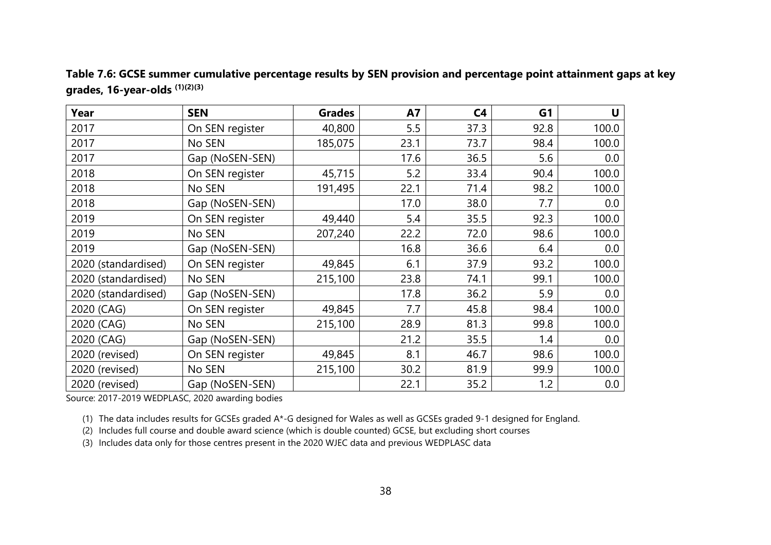**Table 7.6: GCSE summer cumulative percentage results by SEN provision and percentage point attainment gaps at key grades, 16-year-olds [(1)(2)(3)]**

| Year | SEN | Grades | A7 | C4 | G1 | U |
|---|---|---|---|---|---|---|
| 2017 | On SEN register | 40,800 | 5.5 | 37.3 | 92.8 | 100.0 |
| 2017 | No SEN | 185,075 | 23.1 | 73.7 | 98.4 | 100.0 |
| 2017 | Gap (NoSEN-SEN) | | 17.6 | 36.5 | 5.6 | 0.0 |
| 2018 | On SEN register | 45,715 | 5.2 | 33.4 | 90.4 | 100.0 |
| 2018 | No SEN | 191,495 | 22.1 | 71.4 | 98.2 | 100.0 |
| 2018 | Gap (NoSEN-SEN) | | 17.0 | 38.0 | 7.7 | 0.0 |
| 2019 | On SEN register | 49,440 | 5.4 | 35.5 | 92.3 | 100.0 |
| 2019 | No SEN | 207,240 | 22.2 | 72.0 | 98.6 | 100.0 |
| 2019 | Gap (NoSEN-SEN) | | 16.8 | 36.6 | 6.4 | 0.0 |
| 2020 (standardised) | On SEN register | 49,845 | 6.1 | 37.9 | 93.2 | 100.0 |
| 2020 (standardised) | No SEN | 215,100 | 23.8 | 74.1 | 99.1 | 100.0 |
| 2020 (standardised) | Gap (NoSEN-SEN) | | 17.8 | 36.2 | 5.9 | 0.0 |
| 2020 (CAG) | On SEN register | 49,845 | 7.7 | 45.8 | 98.4 | 100.0 |
| 2020 (CAG) | No SEN | 215,100 | 28.9 | 81.3 | 99.8 | 100.0 |
| 2020 (CAG) | Gap (NoSEN-SEN) | | 21.2 | 35.5 | 1.4 | 0.0 |
| 2020 (revised) | On SEN register | 49,845 | 8.1 | 46.7 | 98.6 | 100.0 |
| 2020 (revised) | No SEN | 215,100 | 30.2 | 81.9 | 99.9 | 100.0 |
| 2020 (revised) | Gap (NoSEN-SEN) | | 22.1 | 35.2 | 1.2 | 0.0 |

Source: 2017-2019 WEDPLASC, 2020 awarding bodies

(1) The data includes results for GCSEs graded A*-G designed for Wales as well as GCSEs graded 9-1 designed for England.

(2) Includes full course and double award science (which is double counted) GCSE, but excluding short courses

(3) Includes data only for those centres present in the 2020 WJEC data and previous WEDPLASC data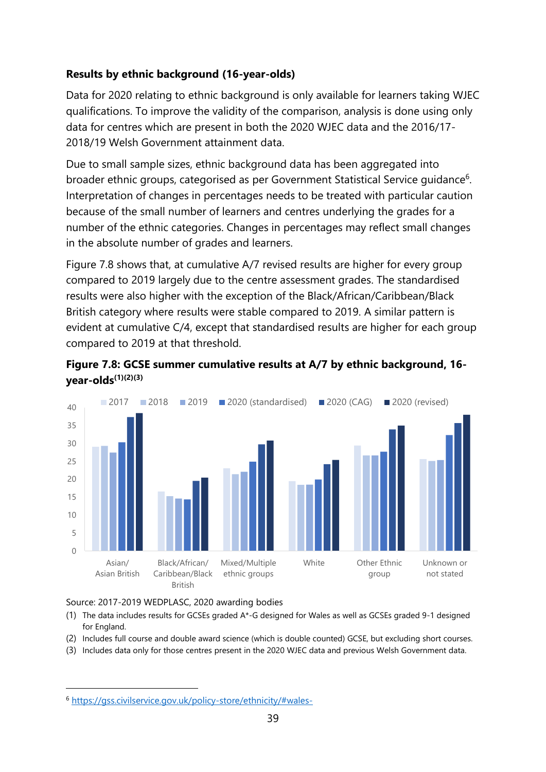### Results by ethnic background (16-year-olds)

Data for 2020 relating to ethnic background is only available for learners taking WJEC qualifications. To improve the validity of the comparison, analysis is done using only data for centres which are present in both the 2020 WJEC data and the 2016/17-2018/19 Welsh Government attainment data.

Due to small sample sizes, ethnic background data has been aggregated into broader ethnic groups, categorised as per Government Statistical Service guidance[6]. Interpretation of changes in percentages needs to be treated with particular caution because of the small number of learners and centres underlying the grades for a number of the ethnic categories. Changes in percentages may reflect small changes in the absolute number of grades and learners.

Figure 7.8 shows that, at cumulative A/7 revised results are higher for every group compared to 2019 largely due to the centre assessment grades. The standardised results were also higher with the exception of the Black/African/Caribbean/Black British category where results were stable compared to 2019. A similar pattern is evident at cumulative C/4, except that standardised results are higher for each group compared to 2019 at that threshold.

**Figure 7.8: GCSE summer cumulative results at A/7 by ethnic background, 16-year-olds(1)(2)(3)**

2017
2018
2019
2020 (standardised)
2020 (CAG)
2020 (revised)

40
35
30
25
20
15
10
5
0

Asian/ Asian British
Black/African/ Caribbean/Black British
Mixed/Multiple ethnic groups
White
Other Ethnic group
Unknown or not stated

Source: 2017-2019 WEDPLASC, 2020 awarding bodies

(1) The data includes results for GCSEs graded A*-G designed for Wales as well as GCSEs graded 9-1 designed for England.
(2) Includes full course and double award science (which is double counted) GCSE, but excluding short courses.
(3) Includes data only for those centres present in the 2020 WJEC data and previous Welsh Government data.

---

[6] https://gss.civilservice.gov.uk/policy-store/ethnicity/#wales-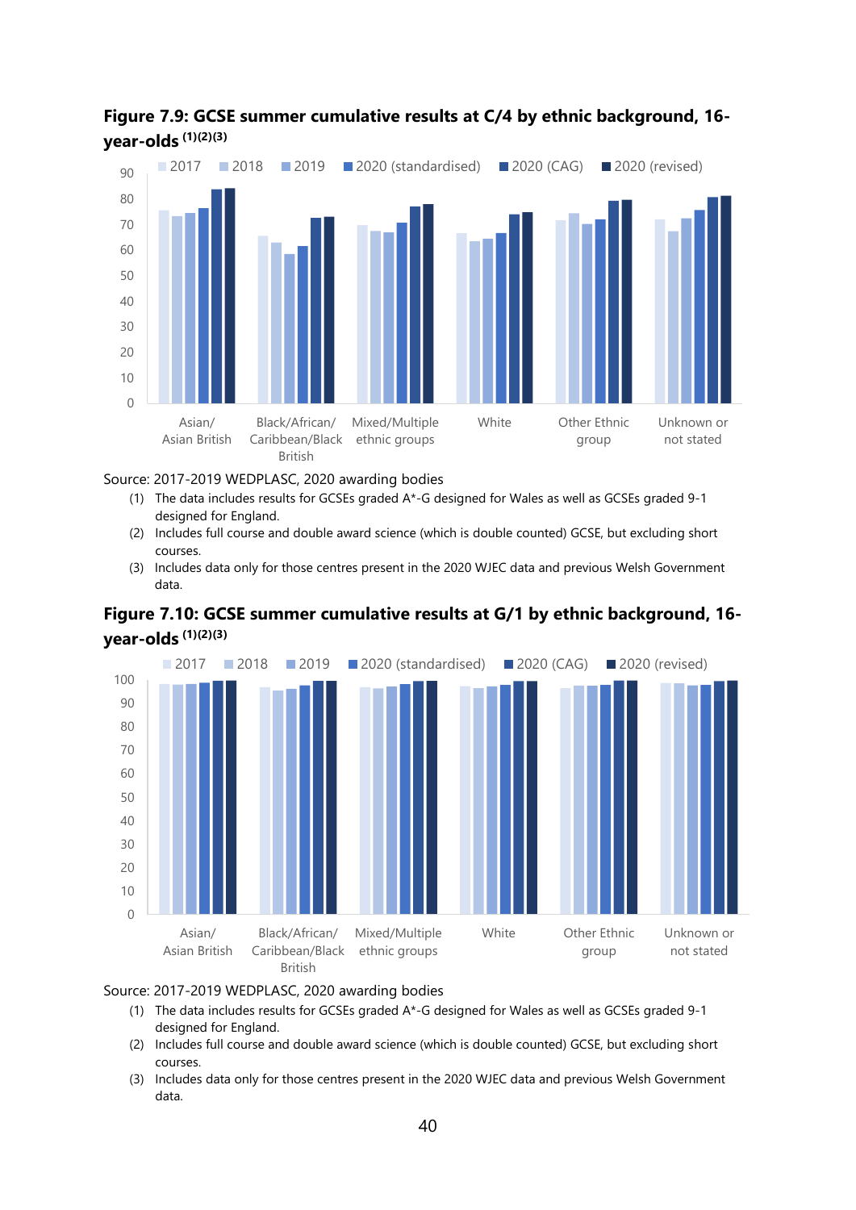**Figure 7.9: GCSE summer cumulative results at C/4 by ethnic background, 16-year-olds [(1)(2)(3)]**

2017
2018
2019
2020 (standardised)
2020 (CAG)
2020 (revised)

90
80
70
60
50
40
30
20
10
0

Asian/ Asian British
Black/African/ Caribbean/Black British
Mixed/Multiple ethnic groups
White
Other Ethnic group
Unknown or not stated

Source: 2017-2019 WEDPLASC, 2020 awarding bodies

1. The data includes results for GCSEs graded A*-G designed for Wales as well as GCSEs graded 9-1 designed for England.
2. Includes full course and double award science (which is double counted) GCSE, but excluding short courses.
3. Includes data only for those centres present in the 2020 WJEC data and previous Welsh Government data.

**Figure 7.10: GCSE summer cumulative results at G/1 by ethnic background, 16-year-olds [(1)(2)(3)]**

2017
2018
2019
2020 (standardised)
2020 (CAG)
2020 (revised)

100
90
80
70
60
50
40
30
20
10
0

Asian/ Asian British
Black/African/ Caribbean/Black British
Mixed/Multiple ethnic groups
White
Other Ethnic group
Unknown or not stated

Source: 2017-2019 WEDPLASC, 2020 awarding bodies

1. The data includes results for GCSEs graded A*-G designed for Wales as well as GCSEs graded 9-1 designed for England.
2. Includes full course and double award science (which is double counted) GCSE, but excluding short courses.
3. Includes data only for those centres present in the 2020 WJEC data and previous Welsh Government data.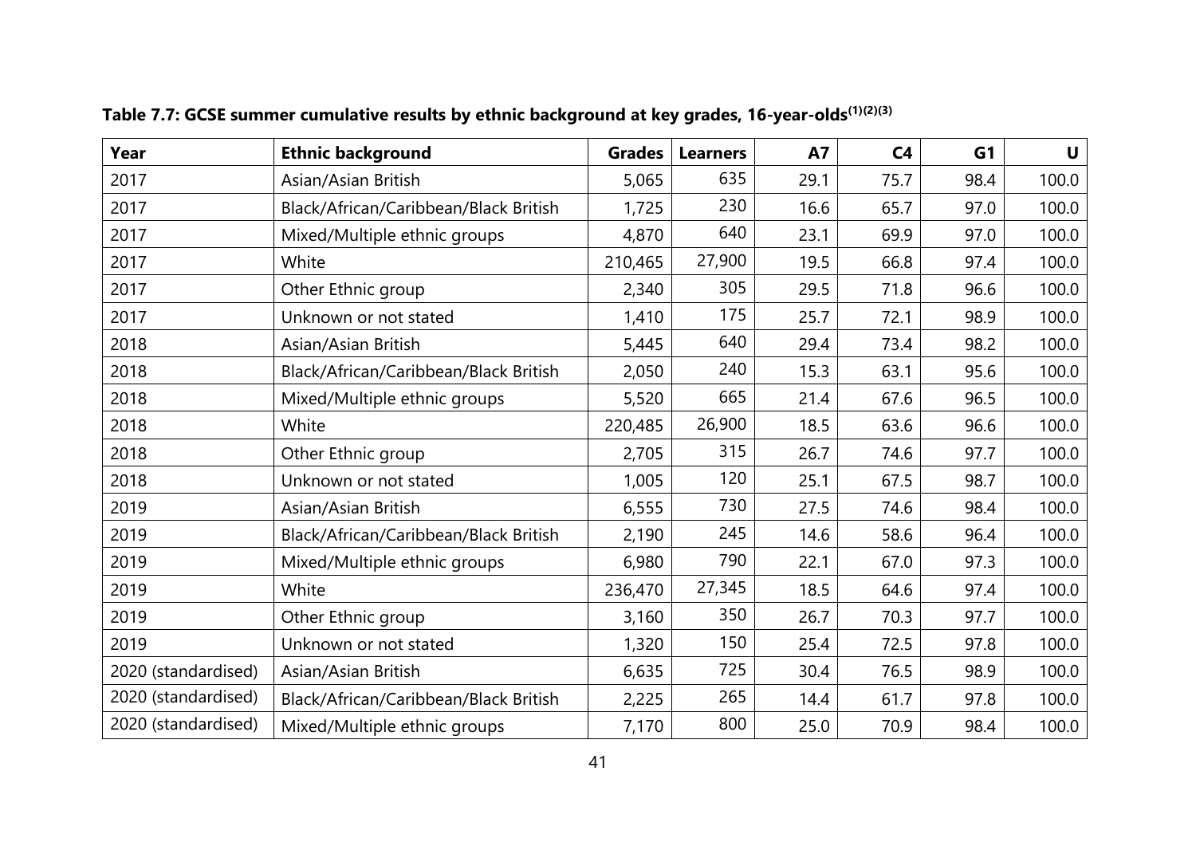**Table 7.7: GCSE summer cumulative results by ethnic background at key grades, 16-year-olds[(1)(2)(3)]**

| Year | Ethnic background | Grades | Learners | A7 | C4 | G1 | U |
|---|---|---|---|---|---|---|---|
| 2017 | Asian/Asian British | 5,065 | 635 | 29.1 | 75.7 | 98.4 | 100.0 |
| 2017 | Black/African/Caribbean/Black British | 1,725 | 230 | 16.6 | 65.7 | 97.0 | 100.0 |
| 2017 | Mixed/Multiple ethnic groups | 4,870 | 640 | 23.1 | 69.9 | 97.0 | 100.0 |
| 2017 | White | 210,465 | 27,900 | 19.5 | 66.8 | 97.4 | 100.0 |
| 2017 | Other Ethnic group | 2,340 | 305 | 29.5 | 71.8 | 96.6 | 100.0 |
| 2017 | Unknown or not stated | 1,410 | 175 | 25.7 | 72.1 | 98.9 | 100.0 |
| 2018 | Asian/Asian British | 5,445 | 640 | 29.4 | 73.4 | 98.2 | 100.0 |
| 2018 | Black/African/Caribbean/Black British | 2,050 | 240 | 15.3 | 63.1 | 95.6 | 100.0 |
| 2018 | Mixed/Multiple ethnic groups | 5,520 | 665 | 21.4 | 67.6 | 96.5 | 100.0 |
| 2018 | White | 220,485 | 26,900 | 18.5 | 63.6 | 96.6 | 100.0 |
| 2018 | Other Ethnic group | 2,705 | 315 | 26.7 | 74.6 | 97.7 | 100.0 |
| 2018 | Unknown or not stated | 1,005 | 120 | 25.1 | 67.5 | 98.7 | 100.0 |
| 2019 | Asian/Asian British | 6,555 | 730 | 27.5 | 74.6 | 98.4 | 100.0 |
| 2019 | Black/African/Caribbean/Black British | 2,190 | 245 | 14.6 | 58.6 | 96.4 | 100.0 |
| 2019 | Mixed/Multiple ethnic groups | 6,980 | 790 | 22.1 | 67.0 | 97.3 | 100.0 |
| 2019 | White | 236,470 | 27,345 | 18.5 | 64.6 | 97.4 | 100.0 |
| 2019 | Other Ethnic group | 3,160 | 350 | 26.7 | 70.3 | 97.7 | 100.0 |
| 2019 | Unknown or not stated | 1,320 | 150 | 25.4 | 72.5 | 97.8 | 100.0 |
| 2020 (standardised) | Asian/Asian British | 6,635 | 725 | 30.4 | 76.5 | 98.9 | 100.0 |
| 2020 (standardised) | Black/African/Caribbean/Black British | 2,225 | 265 | 14.4 | 61.7 | 97.8 | 100.0 |
| 2020 (standardised) | Mixed/Multiple ethnic groups | 7,170 | 800 | 25.0 | 70.9 | 98.4 | 100.0 |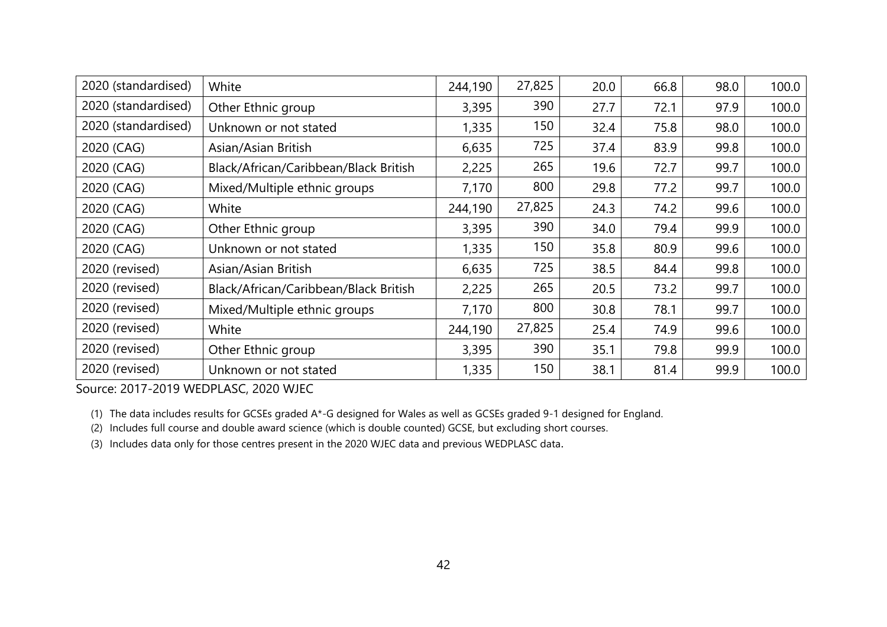| | | | | | | | |
|---|---|---|---|---|---|---|---|
| 2020 (standardised) | White | 244,190 | 27,825 | 20.0 | 66.8 | 98.0 | 100.0 |
| 2020 (standardised) | Other Ethnic group | 3,395 | 390 | 27.7 | 72.1 | 97.9 | 100.0 |
| 2020 (standardised) | Unknown or not stated | 1,335 | 150 | 32.4 | 75.8 | 98.0 | 100.0 |
| 2020 (CAG) | Asian/Asian British | 6,635 | 725 | 37.4 | 83.9 | 99.8 | 100.0 |
| 2020 (CAG) | Black/African/Caribbean/Black British | 2,225 | 265 | 19.6 | 72.7 | 99.7 | 100.0 |
| 2020 (CAG) | Mixed/Multiple ethnic groups | 7,170 | 800 | 29.8 | 77.2 | 99.7 | 100.0 |
| 2020 (CAG) | White | 244,190 | 27,825 | 24.3 | 74.2 | 99.6 | 100.0 |
| 2020 (CAG) | Other Ethnic group | 3,395 | 390 | 34.0 | 79.4 | 99.9 | 100.0 |
| 2020 (CAG) | Unknown or not stated | 1,335 | 150 | 35.8 | 80.9 | 99.6 | 100.0 |
| 2020 (revised) | Asian/Asian British | 6,635 | 725 | 38.5 | 84.4 | 99.8 | 100.0 |
| 2020 (revised) | Black/African/Caribbean/Black British | 2,225 | 265 | 20.5 | 73.2 | 99.7 | 100.0 |
| 2020 (revised) | Mixed/Multiple ethnic groups | 7,170 | 800 | 30.8 | 78.1 | 99.7 | 100.0 |
| 2020 (revised) | White | 244,190 | 27,825 | 25.4 | 74.9 | 99.6 | 100.0 |
| 2020 (revised) | Other Ethnic group | 3,395 | 390 | 35.1 | 79.8 | 99.9 | 100.0 |
| 2020 (revised) | Unknown or not stated | 1,335 | 150 | 38.1 | 81.4 | 99.9 | 100.0 |

Source: 2017-2019 WEDPLASC, 2020 WJEC

(1) The data includes results for GCSEs graded A*-G designed for Wales as well as GCSEs graded 9-1 designed for England.

(2) Includes full course and double award science (which is double counted) GCSE, but excluding short courses.

(3) Includes data only for those centres present in the 2020 WJEC data and previous WEDPLASC data.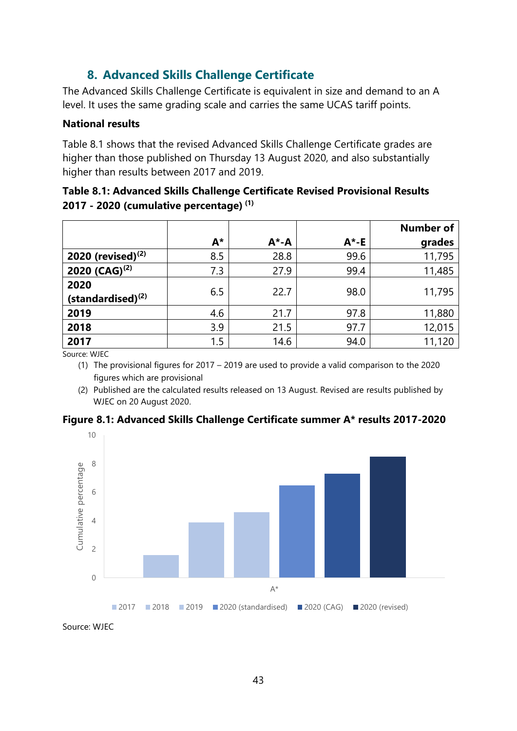## 8. Advanced Skills Challenge Certificate

The Advanced Skills Challenge Certificate is equivalent in size and demand to an A level. It uses the same grading scale and carries the same UCAS tariff points.

**National results**

Table 8.1 shows that the revised Advanced Skills Challenge Certificate grades are higher than those published on Thursday 13 August 2020, and also substantially higher than results between 2017 and 2019.

**Table 8.1: Advanced Skills Challenge Certificate Revised Provisional Results 2017 - 2020 (cumulative percentage) (1)**

| | A* | A*-A | A*-E | Number of grades |
|---|---|---|---|---|
| **2020 (revised)(2)** | 8.5 | 28.8 | 99.6 | 11,795 |
| **2020 (CAG)(2)** | 7.3 | 27.9 | 99.4 | 11,485 |
| **2020 (standardised)(2)** | 6.5 | 22.7 | 98.0 | 11,795 |
| **2019** | 4.6 | 21.7 | 97.8 | 11,880 |
| **2018** | 3.9 | 21.5 | 97.7 | 12,015 |
| **2017** | 1.5 | 14.6 | 94.0 | 11,120 |

Source: WJEC

(1) The provisional figures for 2017 – 2019 are used to provide a valid comparison to the 2020 figures which are provisional

(2) Published are the calculated results released on 13 August. Revised are results published by WJEC on 20 August 2020.

**Figure 8.1: Advanced Skills Challenge Certificate summer A* results 2017-2020**

Cumulative percentage

10
8
6
4
2
0

A*

2017 2018 2019 2020 (standardised) 2020 (CAG) 2020 (revised)

Source: WJEC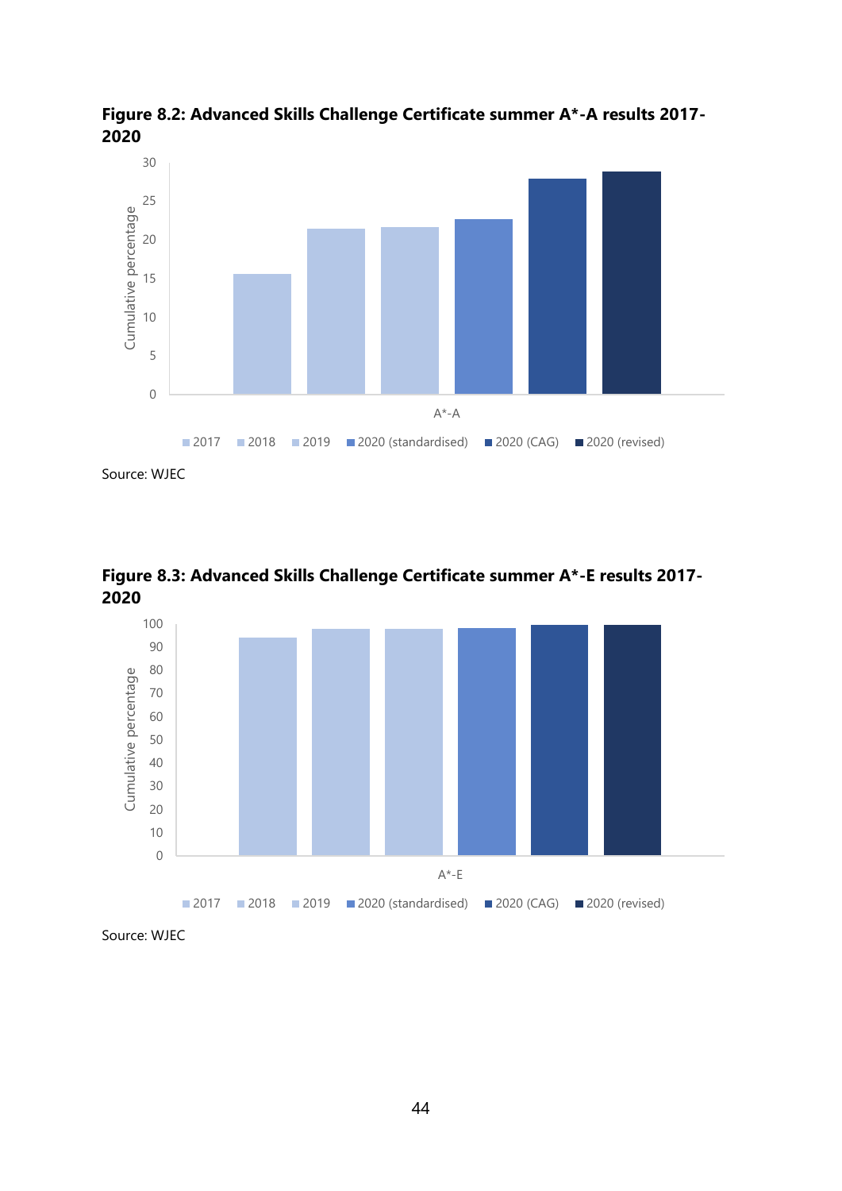**Figure 8.2: Advanced Skills Challenge Certificate summer A*-A results 2017-2020**

Cumulative percentage

30
25
20
15
10
5
0

A*-A

2017 2018 2019 2020 (standardised) 2020 (CAG) 2020 (revised)

Source: WJEC

**Figure 8.3: Advanced Skills Challenge Certificate summer A*-E results 2017-2020**

Cumulative percentage

100
90
80
70
60
50
40
30
20
10
0

A*-E

2017 2018 2019 2020 (standardised) 2020 (CAG) 2020 (revised)

Source: WJEC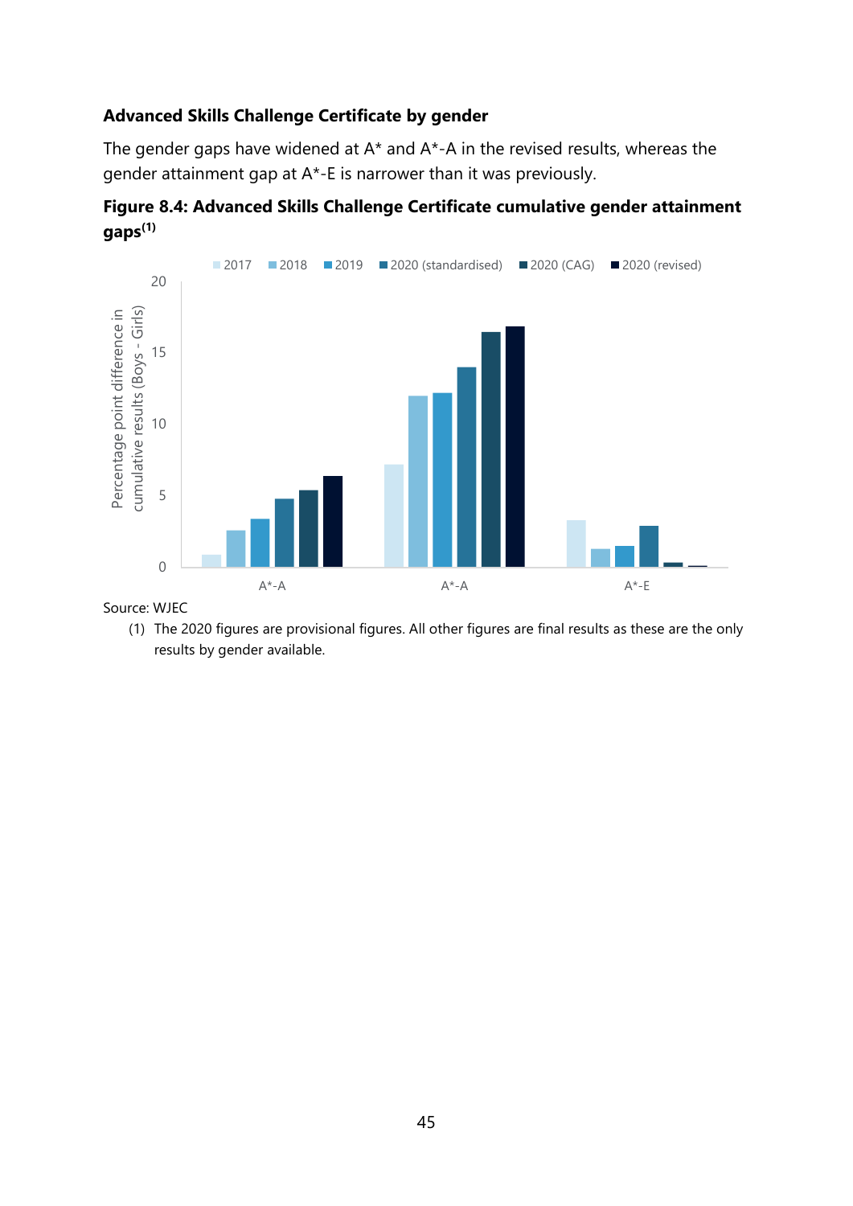### Advanced Skills Challenge Certificate by gender

The gender gaps have widened at A* and A*-A in the revised results, whereas the gender attainment gap at A*-E is narrower than it was previously.

**Figure 8.4: Advanced Skills Challenge Certificate cumulative gender attainment gaps[(1)]**

2017
2018
2019
2020 (standardised)
2020 (CAG)
2020 (revised)

Percentage point difference in cumulative results (Boys - Girls)

20
15
10
5
0

A*-A
A*-A
A*-E

Source: WJEC

(1) The 2020 figures are provisional figures. All other figures are final results as these are the only results by gender available.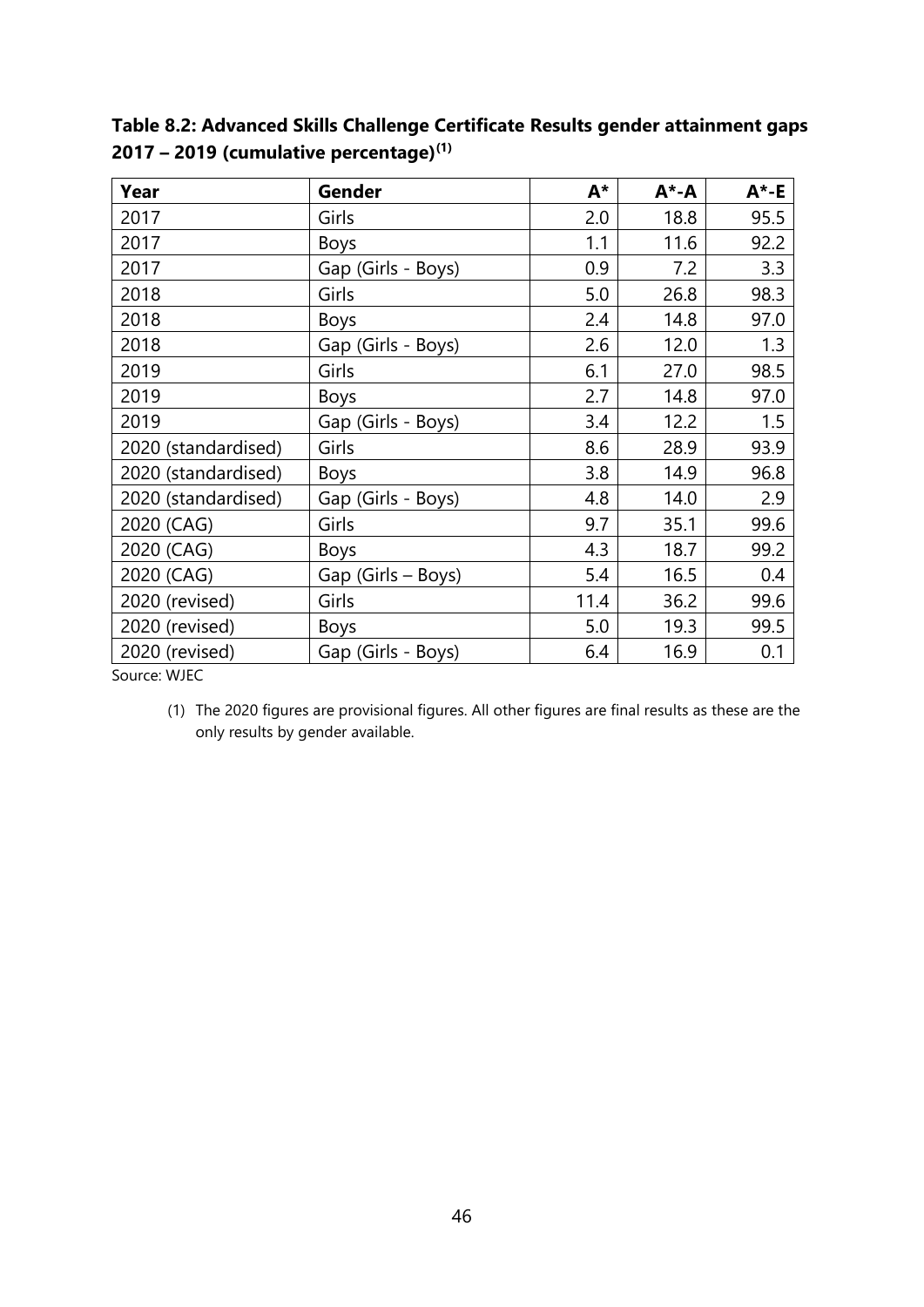**Table 8.2: Advanced Skills Challenge Certificate Results gender attainment gaps 2017 – 2019 (cumulative percentage)(1)**

| Year | Gender | A* | A*-A | A*-E |
|---|---|---|---|---|
| 2017 | Girls | 2.0 | 18.8 | 95.5 |
| 2017 | Boys | 1.1 | 11.6 | 92.2 |
| 2017 | Gap (Girls - Boys) | 0.9 | 7.2 | 3.3 |
| 2018 | Girls | 5.0 | 26.8 | 98.3 |
| 2018 | Boys | 2.4 | 14.8 | 97.0 |
| 2018 | Gap (Girls - Boys) | 2.6 | 12.0 | 1.3 |
| 2019 | Girls | 6.1 | 27.0 | 98.5 |
| 2019 | Boys | 2.7 | 14.8 | 97.0 |
| 2019 | Gap (Girls - Boys) | 3.4 | 12.2 | 1.5 |
| 2020 (standardised) | Girls | 8.6 | 28.9 | 93.9 |
| 2020 (standardised) | Boys | 3.8 | 14.9 | 96.8 |
| 2020 (standardised) | Gap (Girls - Boys) | 4.8 | 14.0 | 2.9 |
| 2020 (CAG) | Girls | 9.7 | 35.1 | 99.6 |
| 2020 (CAG) | Boys | 4.3 | 18.7 | 99.2 |
| 2020 (CAG) | Gap (Girls – Boys) | 5.4 | 16.5 | 0.4 |
| 2020 (revised) | Girls | 11.4 | 36.2 | 99.6 |
| 2020 (revised) | Boys | 5.0 | 19.3 | 99.5 |
| 2020 (revised) | Gap (Girls - Boys) | 6.4 | 16.9 | 0.1 |

Source: WJEC

(1) The 2020 figures are provisional figures. All other figures are final results as these are the only results by gender available.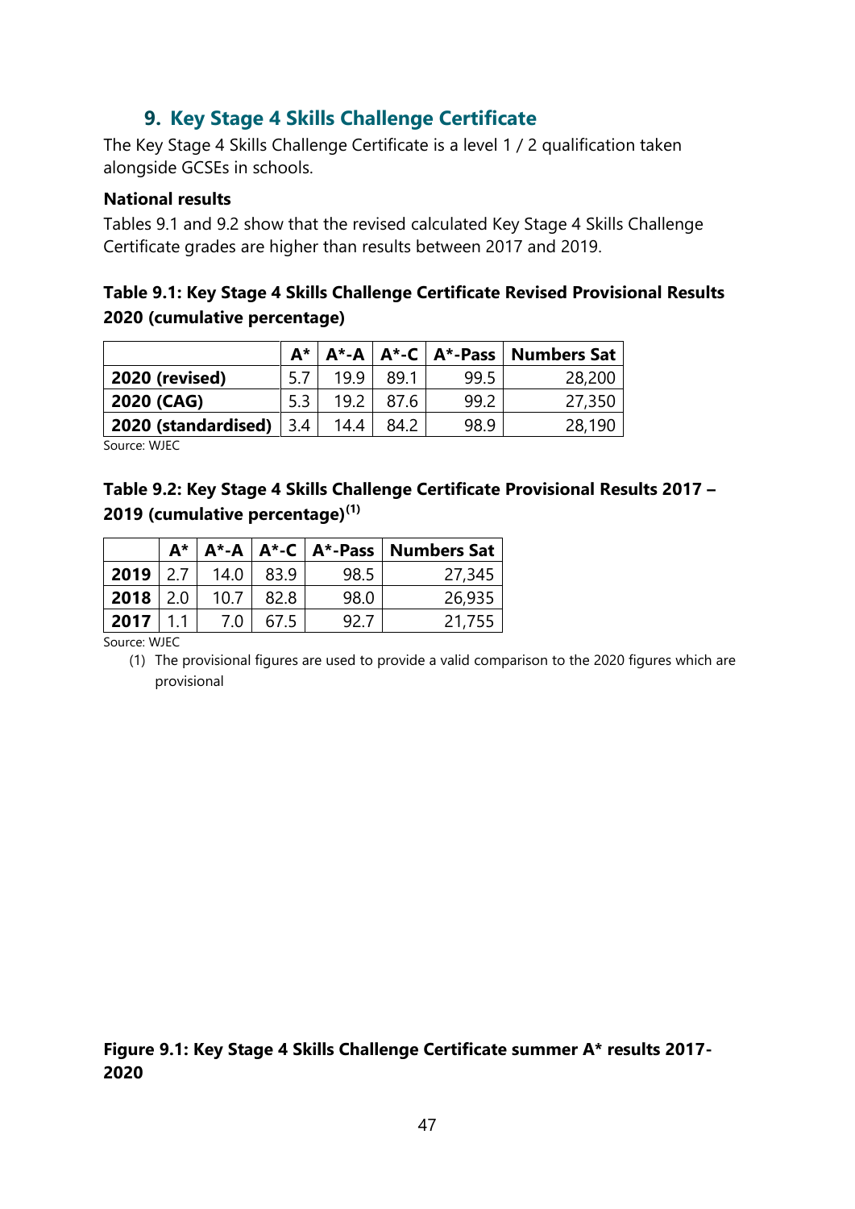## 9. Key Stage 4 Skills Challenge Certificate

The Key Stage 4 Skills Challenge Certificate is a level 1 / 2 qualification taken alongside GCSEs in schools.

### National results

Tables 9.1 and 9.2 show that the revised calculated Key Stage 4 Skills Challenge Certificate grades are higher than results between 2017 and 2019.

**Table 9.1: Key Stage 4 Skills Challenge Certificate Revised Provisional Results 2020 (cumulative percentage)**

| | A* | A*-A | A*-C | A*-Pass | Numbers Sat |
|---|---|---|---|---|---|
| **2020 (revised)** | 5.7 | 19.9 | 89.1 | 99.5 | 28,200 |
| **2020 (CAG)** | 5.3 | 19.2 | 87.6 | 99.2 | 27,350 |
| **2020 (standardised)** | 3.4 | 14.4 | 84.2 | 98.9 | 28,190 |

Source: WJEC

**Table 9.2: Key Stage 4 Skills Challenge Certificate Provisional Results 2017 – 2019 (cumulative percentage)[(1)]**

| | A* | A*-A | A*-C | A*-Pass | Numbers Sat |
|---|---|---|---|---|---|
| **2019** | 2.7 | 14.0 | 83.9 | 98.5 | 27,345 |
| **2018** | 2.0 | 10.7 | 82.8 | 98.0 | 26,935 |
| **2017** | 1.1 | 7.0 | 67.5 | 92.7 | 21,755 |

Source: WJEC

(1) The provisional figures are used to provide a valid comparison to the 2020 figures which are provisional

**Figure 9.1: Key Stage 4 Skills Challenge Certificate summer A* results 2017-2020**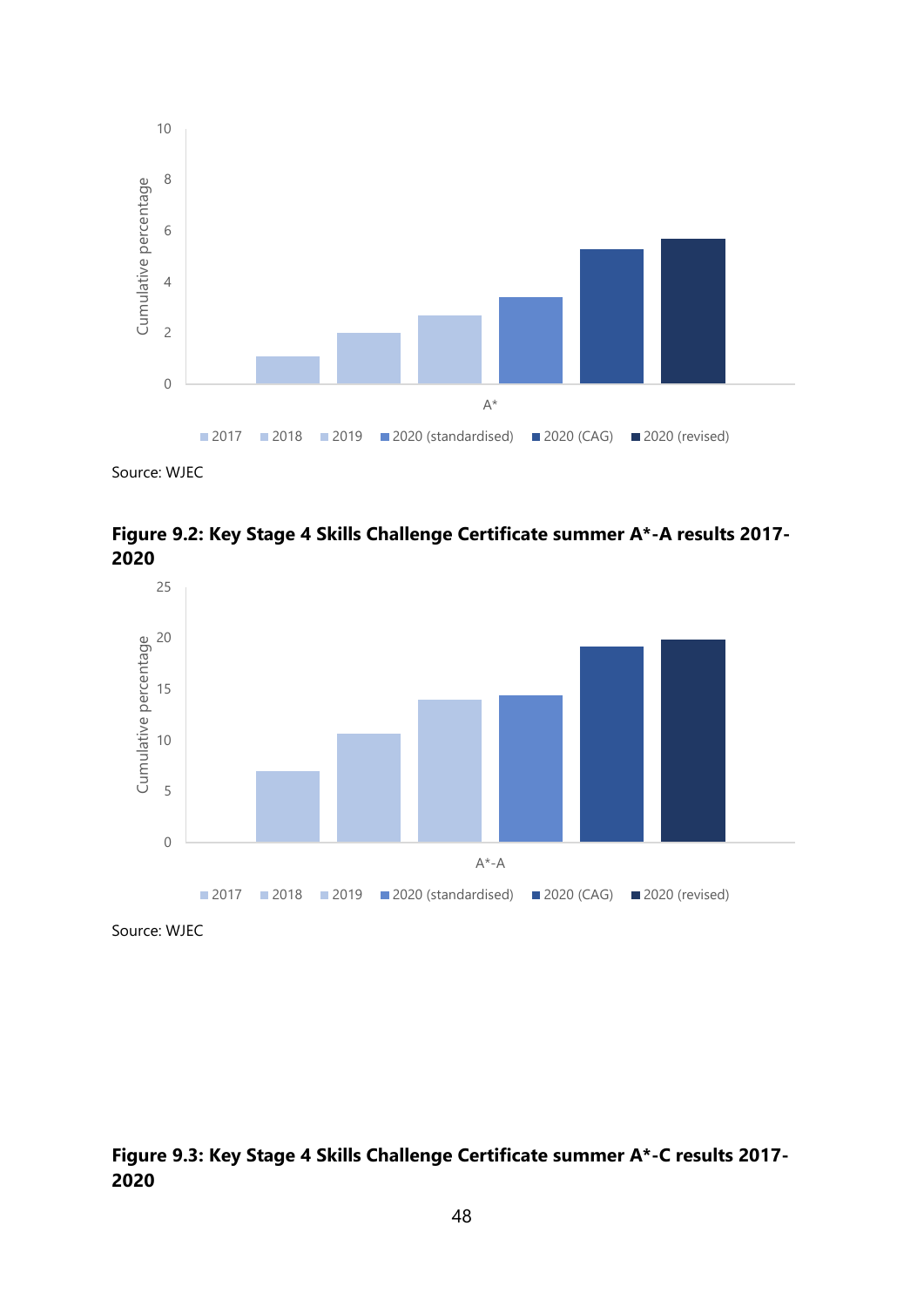Source: WJEC

**Figure 9.2: Key Stage 4 Skills Challenge Certificate summer A*-A results 2017-2020**

Source: WJEC

**Figure 9.3: Key Stage 4 Skills Challenge Certificate summer A*-C results 2017-2020**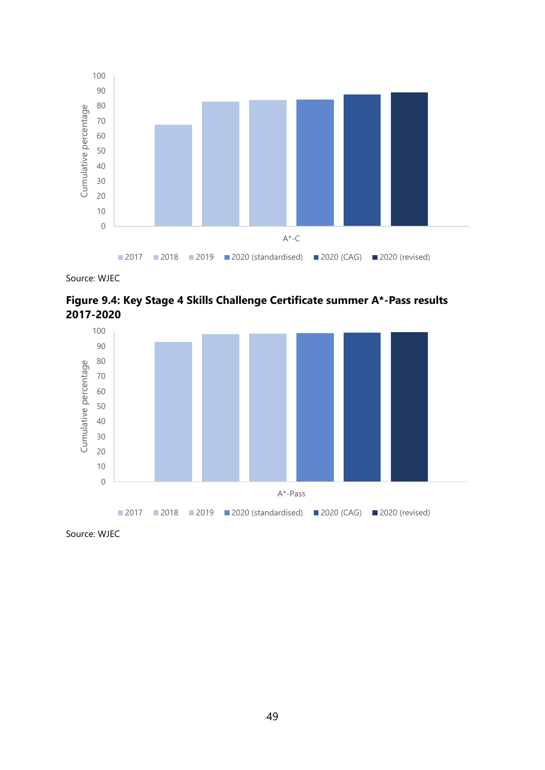Source: WJEC

**Figure 9.4: Key Stage 4 Skills Challenge Certificate summer A*-Pass results 2017-2020**

Source: WJEC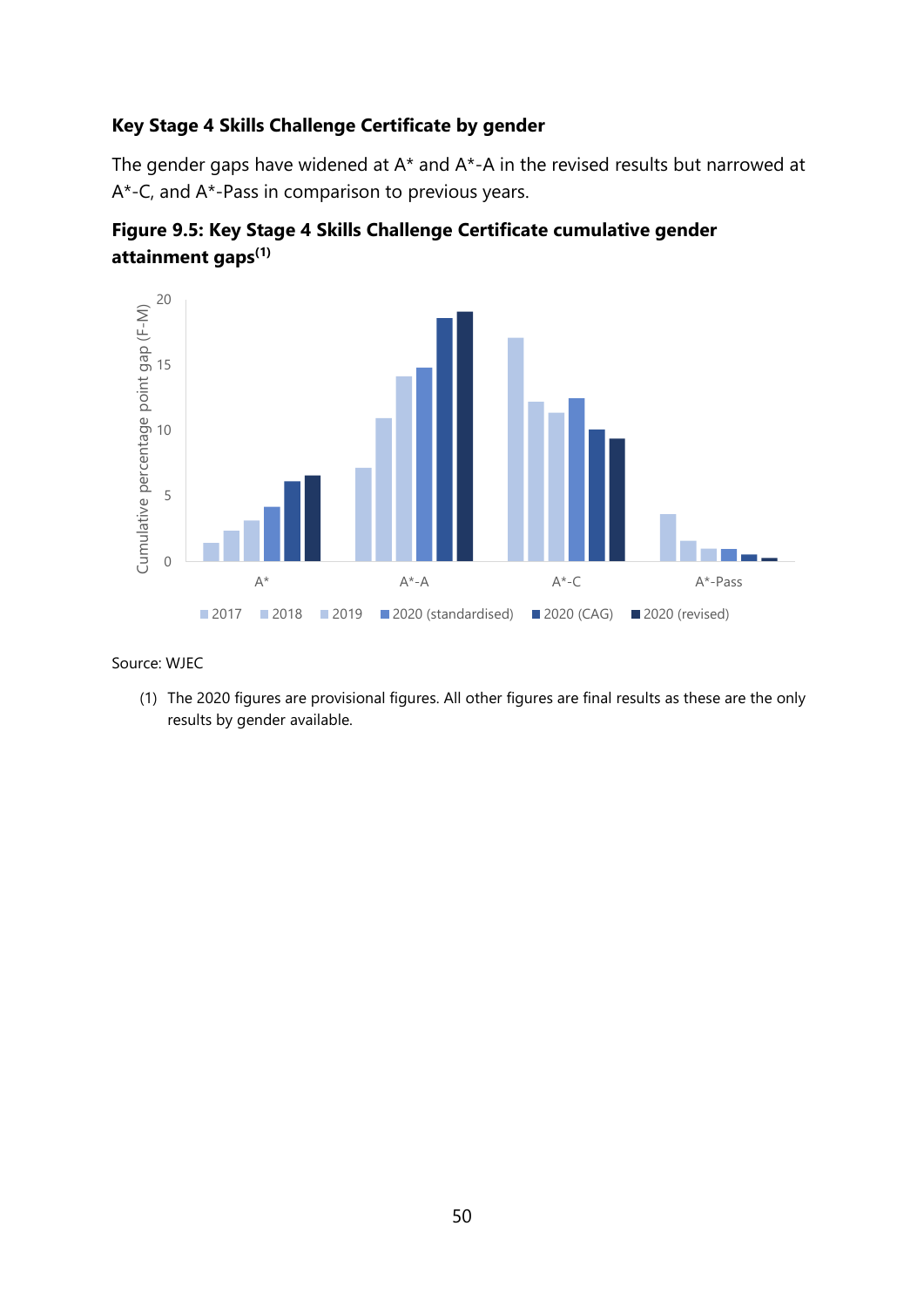**Key Stage 4 Skills Challenge Certificate by gender**

The gender gaps have widened at A* and A*-A in the revised results but narrowed at A*-C, and A*-Pass in comparison to previous years.

**Figure 9.5: Key Stage 4 Skills Challenge Certificate cumulative gender attainment gaps[(1)]**

Cumulative percentage point gap (F-M)

20
15
10
5
0

A*
A*-A
A*-C
A*-Pass

2017
2018
2019
2020 (standardised)
2020 (CAG)
2020 (revised)

Source: WJEC

(1) The 2020 figures are provisional figures. All other figures are final results as these are the only results by gender available.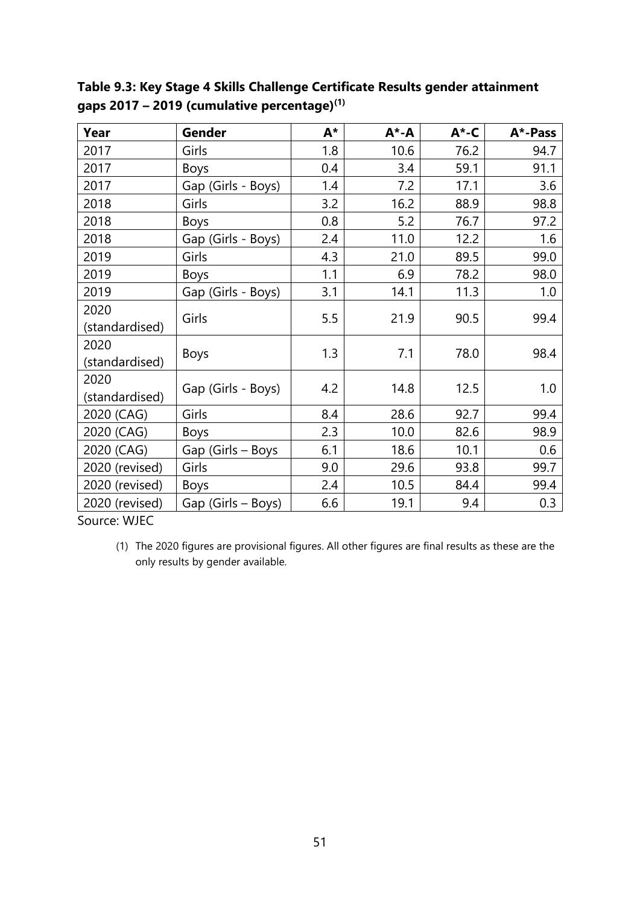**Table 9.3: Key Stage 4 Skills Challenge Certificate Results gender attainment gaps 2017 – 2019 (cumulative percentage)[1]**

| Year | Gender | A* | A*-A | A*-C | A*-Pass |
|---|---|---|---|---|---|
| 2017 | Girls | 1.8 | 10.6 | 76.2 | 94.7 |
| 2017 | Boys | 0.4 | 3.4 | 59.1 | 91.1 |
| 2017 | Gap (Girls - Boys) | 1.4 | 7.2 | 17.1 | 3.6 |
| 2018 | Girls | 3.2 | 16.2 | 88.9 | 98.8 |
| 2018 | Boys | 0.8 | 5.2 | 76.7 | 97.2 |
| 2018 | Gap (Girls - Boys) | 2.4 | 11.0 | 12.2 | 1.6 |
| 2019 | Girls | 4.3 | 21.0 | 89.5 | 99.0 |
| 2019 | Boys | 1.1 | 6.9 | 78.2 | 98.0 |
| 2019 | Gap (Girls - Boys) | 3.1 | 14.1 | 11.3 | 1.0 |
| 2020 (standardised) | Girls | 5.5 | 21.9 | 90.5 | 99.4 |
| 2020 (standardised) | Boys | 1.3 | 7.1 | 78.0 | 98.4 |
| 2020 (standardised) | Gap (Girls - Boys) | 4.2 | 14.8 | 12.5 | 1.0 |
| 2020 (CAG) | Girls | 8.4 | 28.6 | 92.7 | 99.4 |
| 2020 (CAG) | Boys | 2.3 | 10.0 | 82.6 | 98.9 |
| 2020 (CAG) | Gap (Girls – Boys | 6.1 | 18.6 | 10.1 | 0.6 |
| 2020 (revised) | Girls | 9.0 | 29.6 | 93.8 | 99.7 |
| 2020 (revised) | Boys | 2.4 | 10.5 | 84.4 | 99.4 |
| 2020 (revised) | Gap (Girls – Boys) | 6.6 | 19.1 | 9.4 | 0.3 |

Source: WJEC

(1) The 2020 figures are provisional figures. All other figures are final results as these are the only results by gender available.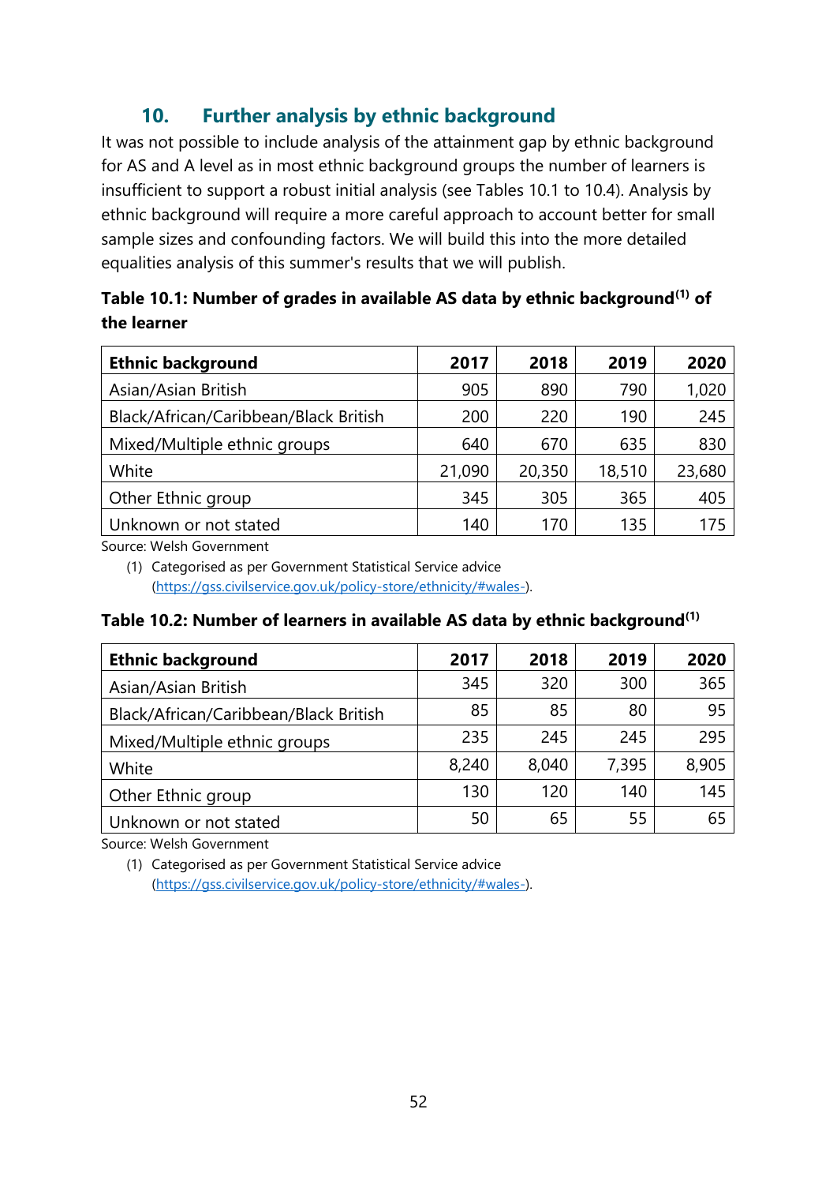## 10. Further analysis by ethnic background

It was not possible to include analysis of the attainment gap by ethnic background for AS and A level as in most ethnic background groups the number of learners is insufficient to support a robust initial analysis (see Tables 10.1 to 10.4). Analysis by ethnic background will require a more careful approach to account better for small sample sizes and confounding factors. We will build this into the more detailed equalities analysis of this summer's results that we will publish.

**Table 10.1: Number of grades in available AS data by ethnic background[(1)] of the learner**

| Ethnic background | 2017 | 2018 | 2019 | 2020 |
|---|---|---|---|---|
| Asian/Asian British | 905 | 890 | 790 | 1,020 |
| Black/African/Caribbean/Black British | 200 | 220 | 190 | 245 |
| Mixed/Multiple ethnic groups | 640 | 670 | 635 | 830 |
| White | 21,090 | 20,350 | 18,510 | 23,680 |
| Other Ethnic group | 345 | 305 | 365 | 405 |
| Unknown or not stated | 140 | 170 | 135 | 175 |

Source: Welsh Government

(1) Categorised as per Government Statistical Service advice (https://gss.civilservice.gov.uk/policy-store/ethnicity/#wales-).

**Table 10.2: Number of learners in available AS data by ethnic background[(1)]**

| Ethnic background | 2017 | 2018 | 2019 | 2020 |
|---|---|---|---|---|
| Asian/Asian British | 345 | 320 | 300 | 365 |
| Black/African/Caribbean/Black British | 85 | 85 | 80 | 95 |
| Mixed/Multiple ethnic groups | 235 | 245 | 245 | 295 |
| White | 8,240 | 8,040 | 7,395 | 8,905 |
| Other Ethnic group | 130 | 120 | 140 | 145 |
| Unknown or not stated | 50 | 65 | 55 | 65 |

Source: Welsh Government

(1) Categorised as per Government Statistical Service advice (https://gss.civilservice.gov.uk/policy-store/ethnicity/#wales-).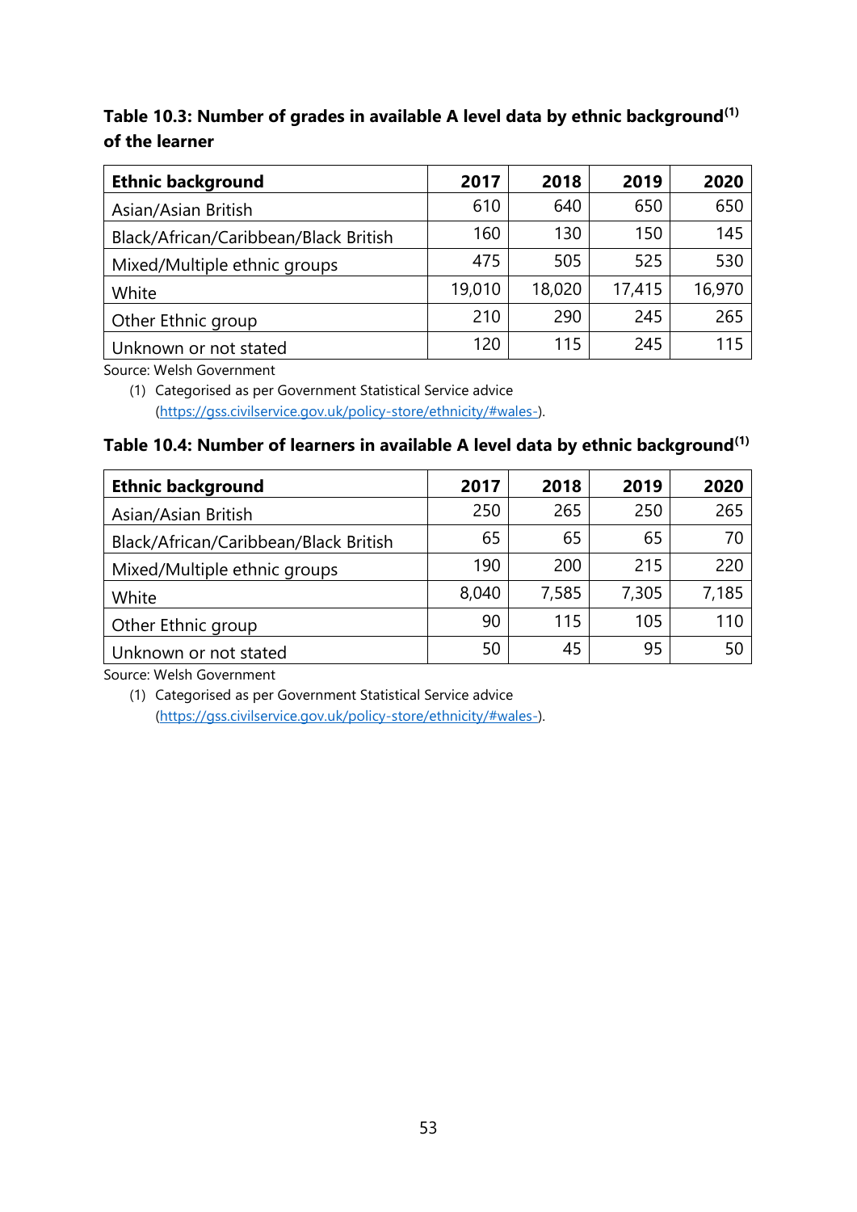**Table 10.3: Number of grades in available A level data by ethnic background[1] of the learner**

| Ethnic background | 2017 | 2018 | 2019 | 2020 |
|---|---|---|---|---|
| Asian/Asian British | 610 | 640 | 650 | 650 |
| Black/African/Caribbean/Black British | 160 | 130 | 150 | 145 |
| Mixed/Multiple ethnic groups | 475 | 505 | 525 | 530 |
| White | 19,010 | 18,020 | 17,415 | 16,970 |
| Other Ethnic group | 210 | 290 | 245 | 265 |
| Unknown or not stated | 120 | 115 | 245 | 115 |

Source: Welsh Government

(1) Categorised as per Government Statistical Service advice (https://gss.civilservice.gov.uk/policy-store/ethnicity/#wales-).

**Table 10.4: Number of learners in available A level data by ethnic background[1]**

| Ethnic background | 2017 | 2018 | 2019 | 2020 |
|---|---|---|---|---|
| Asian/Asian British | 250 | 265 | 250 | 265 |
| Black/African/Caribbean/Black British | 65 | 65 | 65 | 70 |
| Mixed/Multiple ethnic groups | 190 | 200 | 215 | 220 |
| White | 8,040 | 7,585 | 7,305 | 7,185 |
| Other Ethnic group | 90 | 115 | 105 | 110 |
| Unknown or not stated | 50 | 45 | 95 | 50 |

Source: Welsh Government

(1) Categorised as per Government Statistical Service advice (https://gss.civilservice.gov.uk/policy-store/ethnicity/#wales-).